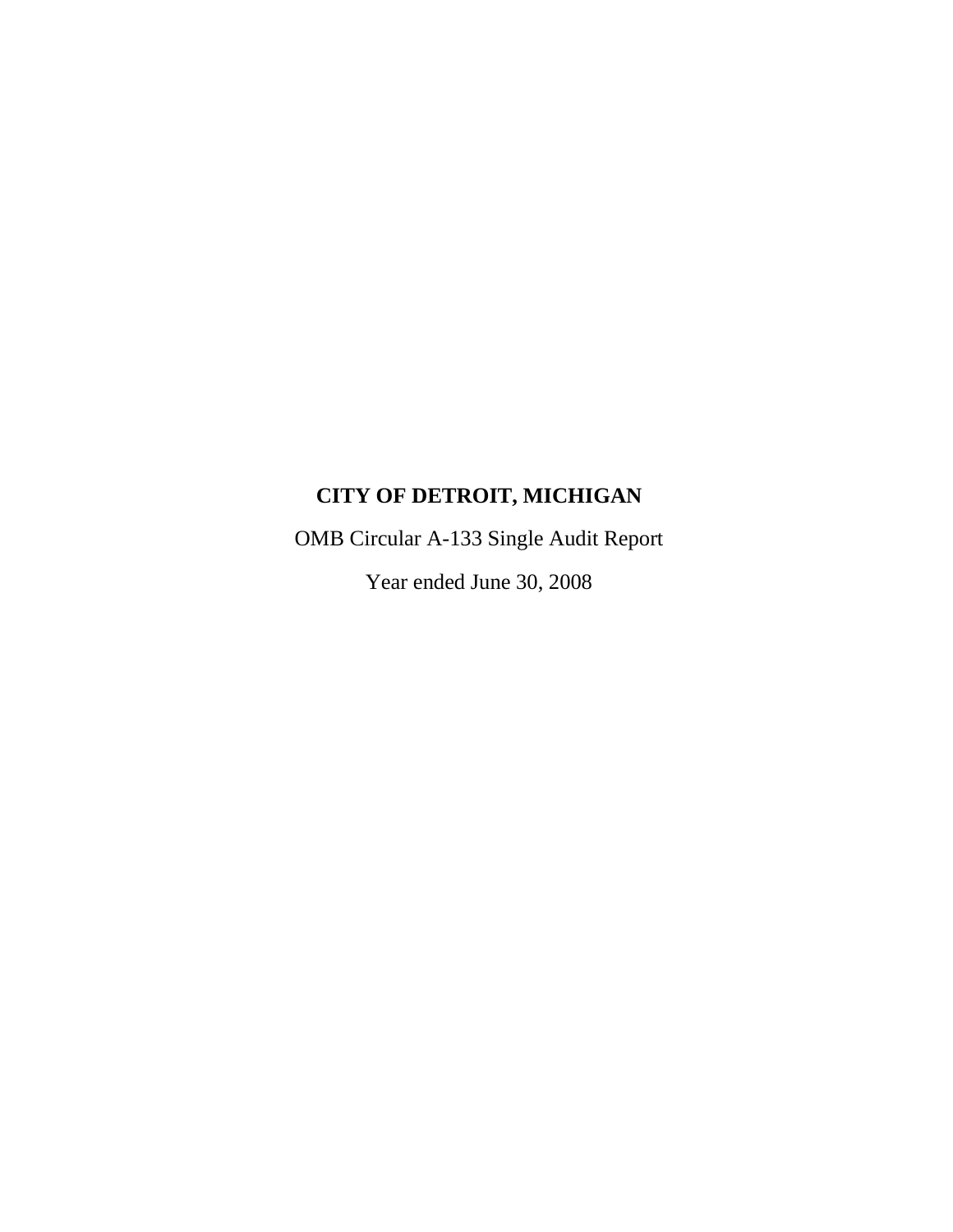# CITY OF DETROIT, MICHIGAN

OMB Circular A-133 Single Audit Report

Year ended June 30, 2008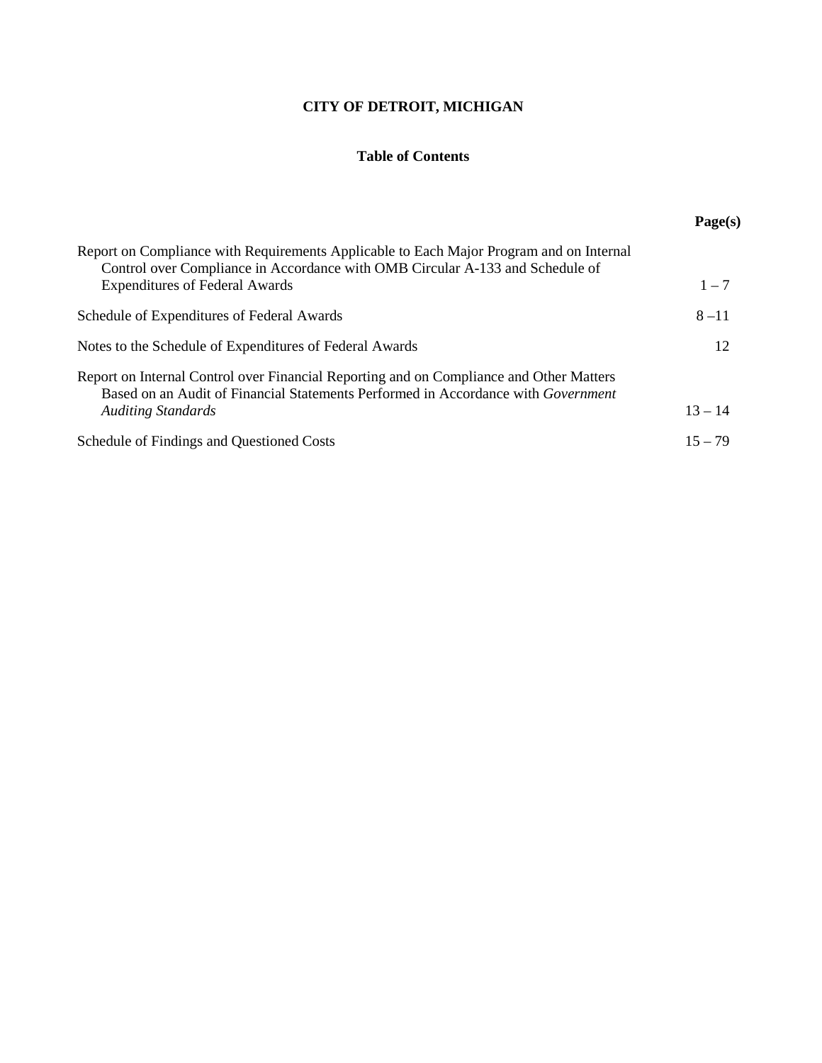# CITY OF DETROIT, MICHIGAN

## Table of Contents

| | Page(s) |
|---|---|
| Report on Compliance with Requirements Applicable to Each Major Program and on Internal Control over Compliance in Accordance with OMB Circular A-133 and Schedule of Expenditures of Federal Awards | 1 – 7 |
| Schedule of Expenditures of Federal Awards | 8 –11 |
| Notes to the Schedule of Expenditures of Federal Awards | 12 |
| Report on Internal Control over Financial Reporting and on Compliance and Other Matters Based on an Audit of Financial Statements Performed in Accordance with *Government Auditing Standards* | 13 – 14 |
| Schedule of Findings and Questioned Costs | 15 – 79 |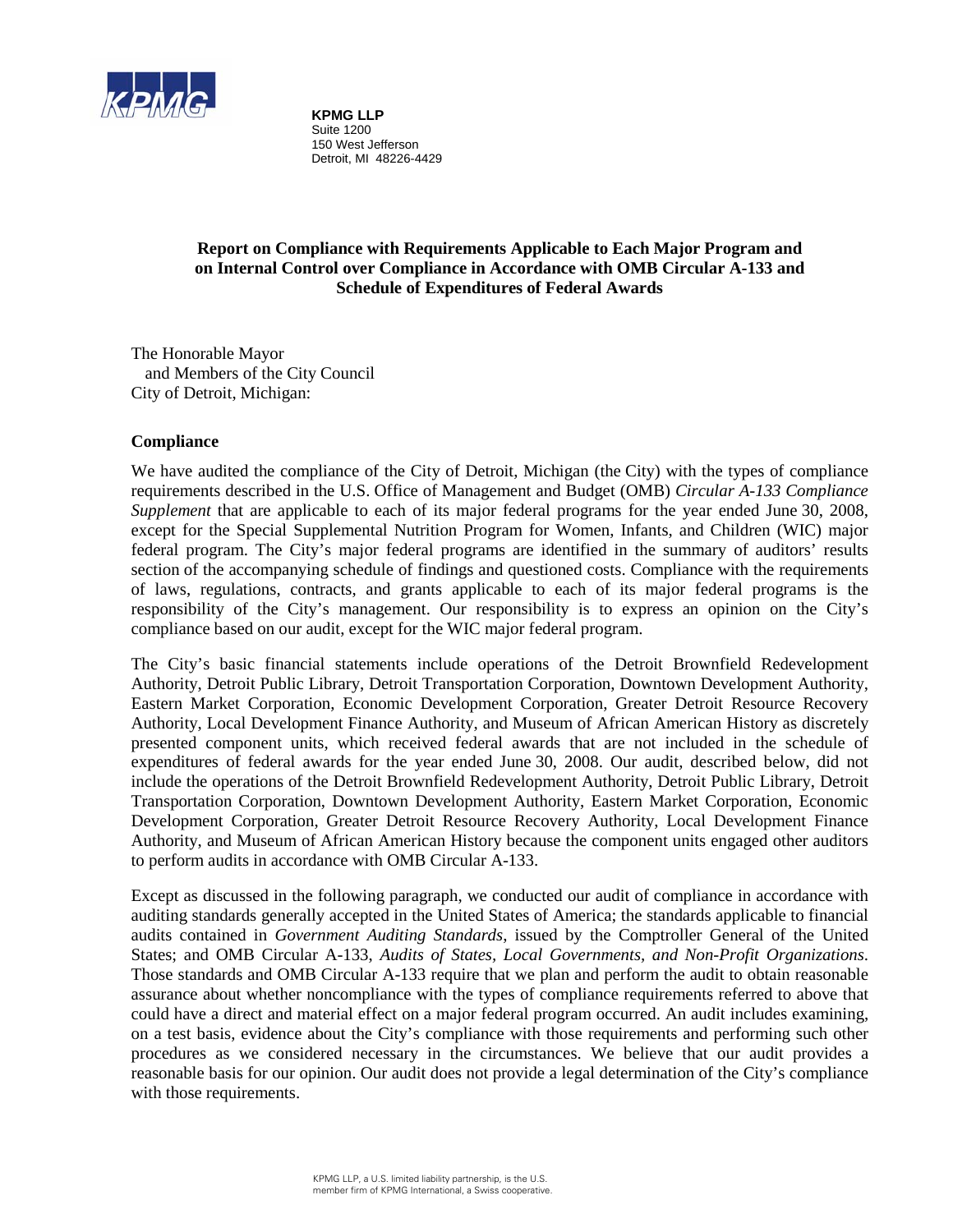**KPMG LLP**
Suite 1200
150 West Jefferson
Detroit, MI 48226-4429

## Report on Compliance with Requirements Applicable to Each Major Program and on Internal Control over Compliance in Accordance with OMB Circular A-133 and Schedule of Expenditures of Federal Awards

The Honorable Mayor
and Members of the City Council
City of Detroit, Michigan:

### Compliance

We have audited the compliance of the City of Detroit, Michigan (the City) with the types of compliance requirements described in the U.S. Office of Management and Budget (OMB) *Circular A-133 Compliance Supplement* that are applicable to each of its major federal programs for the year ended June 30, 2008, except for the Special Supplemental Nutrition Program for Women, Infants, and Children (WIC) major federal program. The City's major federal programs are identified in the summary of auditors' results section of the accompanying schedule of findings and questioned costs. Compliance with the requirements of laws, regulations, contracts, and grants applicable to each of its major federal programs is the responsibility of the City's management. Our responsibility is to express an opinion on the City's compliance based on our audit, except for the WIC major federal program.

The City's basic financial statements include operations of the Detroit Brownfield Redevelopment Authority, Detroit Public Library, Detroit Transportation Corporation, Downtown Development Authority, Eastern Market Corporation, Economic Development Corporation, Greater Detroit Resource Recovery Authority, Local Development Finance Authority, and Museum of African American History as discretely presented component units, which received federal awards that are not included in the schedule of expenditures of federal awards for the year ended June 30, 2008. Our audit, described below, did not include the operations of the Detroit Brownfield Redevelopment Authority, Detroit Public Library, Detroit Transportation Corporation, Downtown Development Authority, Eastern Market Corporation, Economic Development Corporation, Greater Detroit Resource Recovery Authority, Local Development Finance Authority, and Museum of African American History because the component units engaged other auditors to perform audits in accordance with OMB Circular A-133.

Except as discussed in the following paragraph, we conducted our audit of compliance in accordance with auditing standards generally accepted in the United States of America; the standards applicable to financial audits contained in *Government Auditing Standards*, issued by the Comptroller General of the United States; and OMB Circular A-133, *Audits of States, Local Governments, and Non-Profit Organizations*. Those standards and OMB Circular A-133 require that we plan and perform the audit to obtain reasonable assurance about whether noncompliance with the types of compliance requirements referred to above that could have a direct and material effect on a major federal program occurred. An audit includes examining, on a test basis, evidence about the City's compliance with those requirements and performing such other procedures as we considered necessary in the circumstances. We believe that our audit provides a reasonable basis for our opinion. Our audit does not provide a legal determination of the City's compliance with those requirements.

KPMG LLP, a U.S. limited liability partnership, is the U.S. member firm of KPMG International, a Swiss cooperative.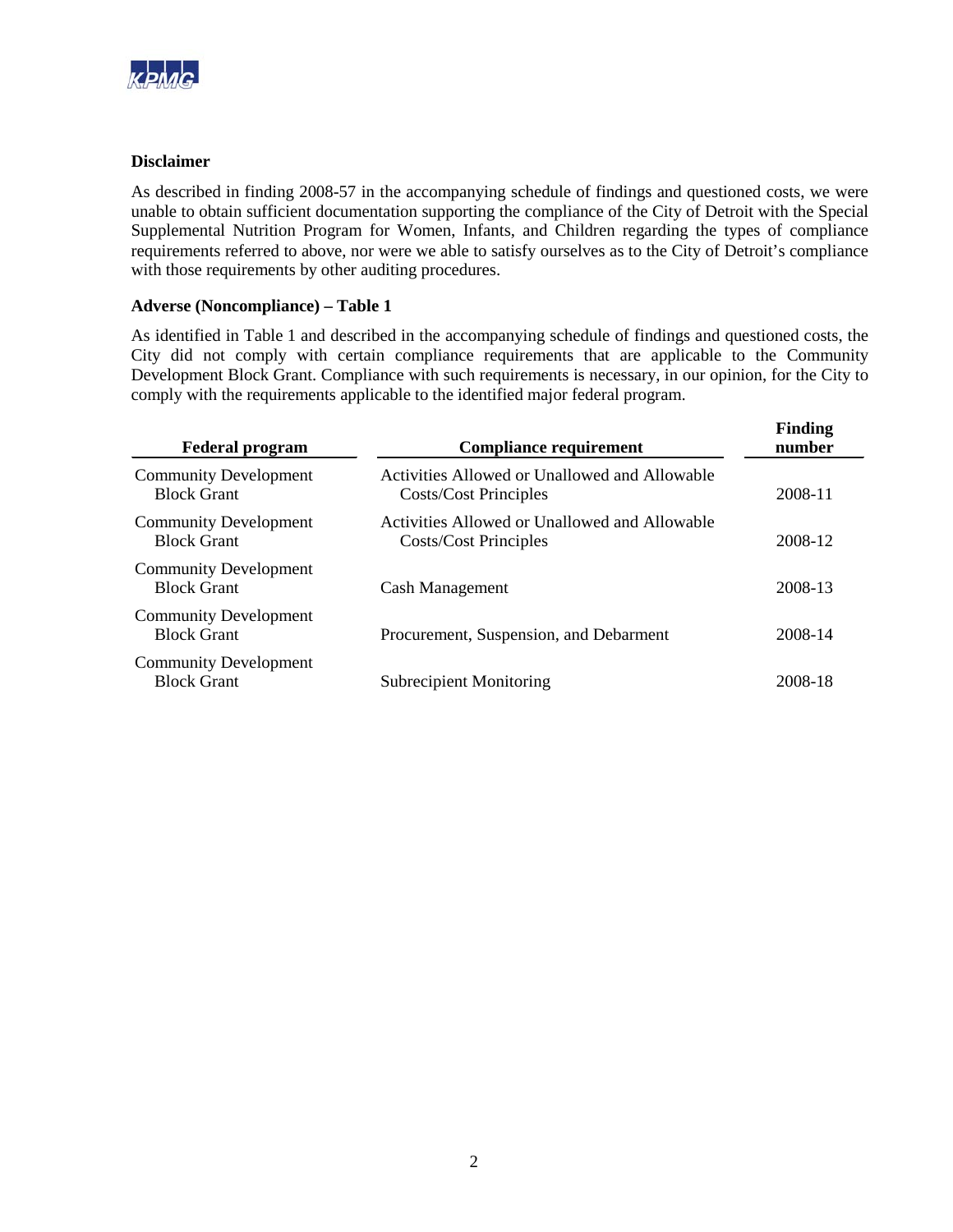**Disclaimer**

As described in finding 2008-57 in the accompanying schedule of findings and questioned costs, we were unable to obtain sufficient documentation supporting the compliance of the City of Detroit with the Special Supplemental Nutrition Program for Women, Infants, and Children regarding the types of compliance requirements referred to above, nor were we able to satisfy ourselves as to the City of Detroit's compliance with those requirements by other auditing procedures.

**Adverse (Noncompliance) – Table 1**

As identified in Table 1 and described in the accompanying schedule of findings and questioned costs, the City did not comply with certain compliance requirements that are applicable to the Community Development Block Grant. Compliance with such requirements is necessary, in our opinion, for the City to comply with the requirements applicable to the identified major federal program.

| Federal program | Compliance requirement | Finding number |
|---|---|---|
| Community Development Block Grant | Activities Allowed or Unallowed and Allowable Costs/Cost Principles | 2008-11 |
| Community Development Block Grant | Activities Allowed or Unallowed and Allowable Costs/Cost Principles | 2008-12 |
| Community Development Block Grant | Cash Management | 2008-13 |
| Community Development Block Grant | Procurement, Suspension, and Debarment | 2008-14 |
| Community Development Block Grant | Subrecipient Monitoring | 2008-18 |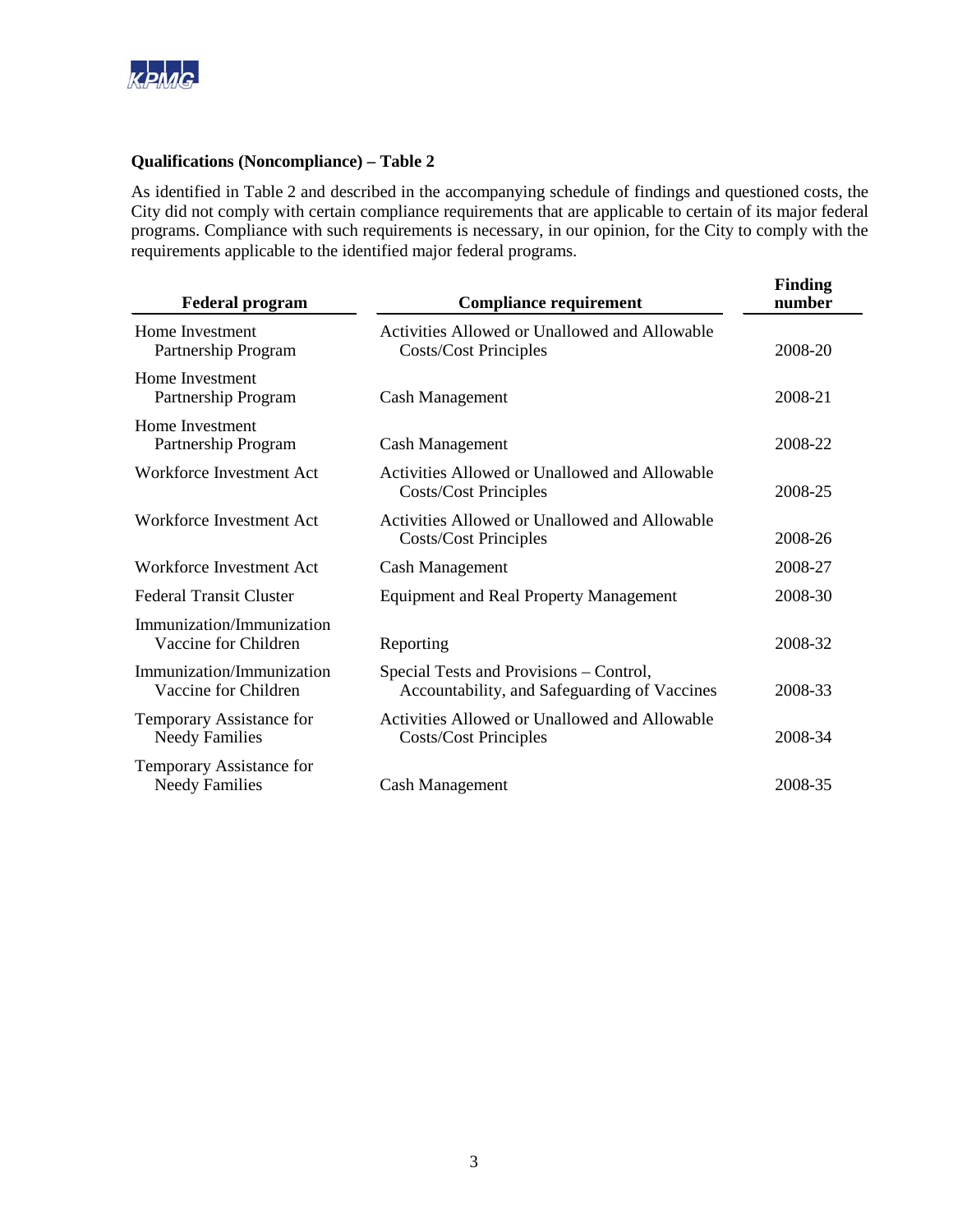**Qualifications (Noncompliance) – Table 2**

As identified in Table 2 and described in the accompanying schedule of findings and questioned costs, the City did not comply with certain compliance requirements that are applicable to certain of its major federal programs. Compliance with such requirements is necessary, in our opinion, for the City to comply with the requirements applicable to the identified major federal programs.

| Federal program | Compliance requirement | Finding number |
|---|---|---|
| Home Investment Partnership Program | Activities Allowed or Unallowed and Allowable Costs/Cost Principles | 2008-20 |
| Home Investment Partnership Program | Cash Management | 2008-21 |
| Home Investment Partnership Program | Cash Management | 2008-22 |
| Workforce Investment Act | Activities Allowed or Unallowed and Allowable Costs/Cost Principles | 2008-25 |
| Workforce Investment Act | Activities Allowed or Unallowed and Allowable Costs/Cost Principles | 2008-26 |
| Workforce Investment Act | Cash Management | 2008-27 |
| Federal Transit Cluster | Equipment and Real Property Management | 2008-30 |
| Immunization/Immunization Vaccine for Children | Reporting | 2008-32 |
| Immunization/Immunization Vaccine for Children | Special Tests and Provisions – Control, Accountability, and Safeguarding of Vaccines | 2008-33 |
| Temporary Assistance for Needy Families | Activities Allowed or Unallowed and Allowable Costs/Cost Principles | 2008-34 |
| Temporary Assistance for Needy Families | Cash Management | 2008-35 |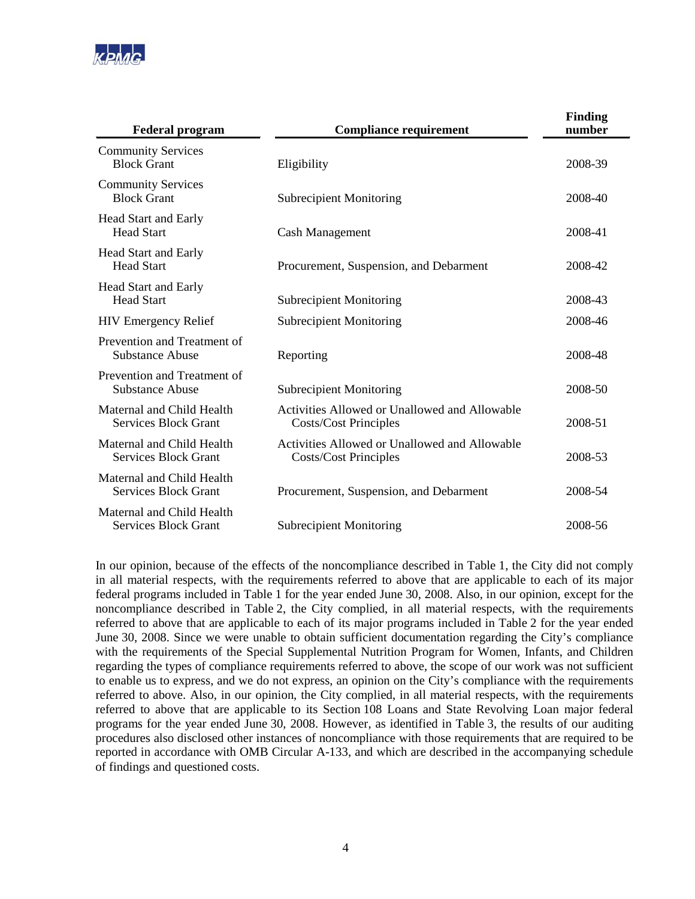| Federal program | Compliance requirement | Finding number |
|---|---|---|
| Community Services Block Grant | Eligibility | 2008-39 |
| Community Services Block Grant | Subrecipient Monitoring | 2008-40 |
| Head Start and Early Head Start | Cash Management | 2008-41 |
| Head Start and Early Head Start | Procurement, Suspension, and Debarment | 2008-42 |
| Head Start and Early Head Start | Subrecipient Monitoring | 2008-43 |
| HIV Emergency Relief | Subrecipient Monitoring | 2008-46 |
| Prevention and Treatment of Substance Abuse | Reporting | 2008-48 |
| Prevention and Treatment of Substance Abuse | Subrecipient Monitoring | 2008-50 |
| Maternal and Child Health Services Block Grant | Activities Allowed or Unallowed and Allowable Costs/Cost Principles | 2008-51 |
| Maternal and Child Health Services Block Grant | Activities Allowed or Unallowed and Allowable Costs/Cost Principles | 2008-53 |
| Maternal and Child Health Services Block Grant | Procurement, Suspension, and Debarment | 2008-54 |
| Maternal and Child Health Services Block Grant | Subrecipient Monitoring | 2008-56 |

In our opinion, because of the effects of the noncompliance described in Table 1, the City did not comply in all material respects, with the requirements referred to above that are applicable to each of its major federal programs included in Table 1 for the year ended June 30, 2008. Also, in our opinion, except for the noncompliance described in Table 2, the City complied, in all material respects, with the requirements referred to above that are applicable to each of its major programs included in Table 2 for the year ended June 30, 2008. Since we were unable to obtain sufficient documentation regarding the City's compliance with the requirements of the Special Supplemental Nutrition Program for Women, Infants, and Children regarding the types of compliance requirements referred to above, the scope of our work was not sufficient to enable us to express, and we do not express, an opinion on the City's compliance with the requirements referred to above. Also, in our opinion, the City complied, in all material respects, with the requirements referred to above that are applicable to its Section 108 Loans and State Revolving Loan major federal programs for the year ended June 30, 2008. However, as identified in Table 3, the results of our auditing procedures also disclosed other instances of noncompliance with those requirements that are required to be reported in accordance with OMB Circular A-133, and which are described in the accompanying schedule of findings and questioned costs.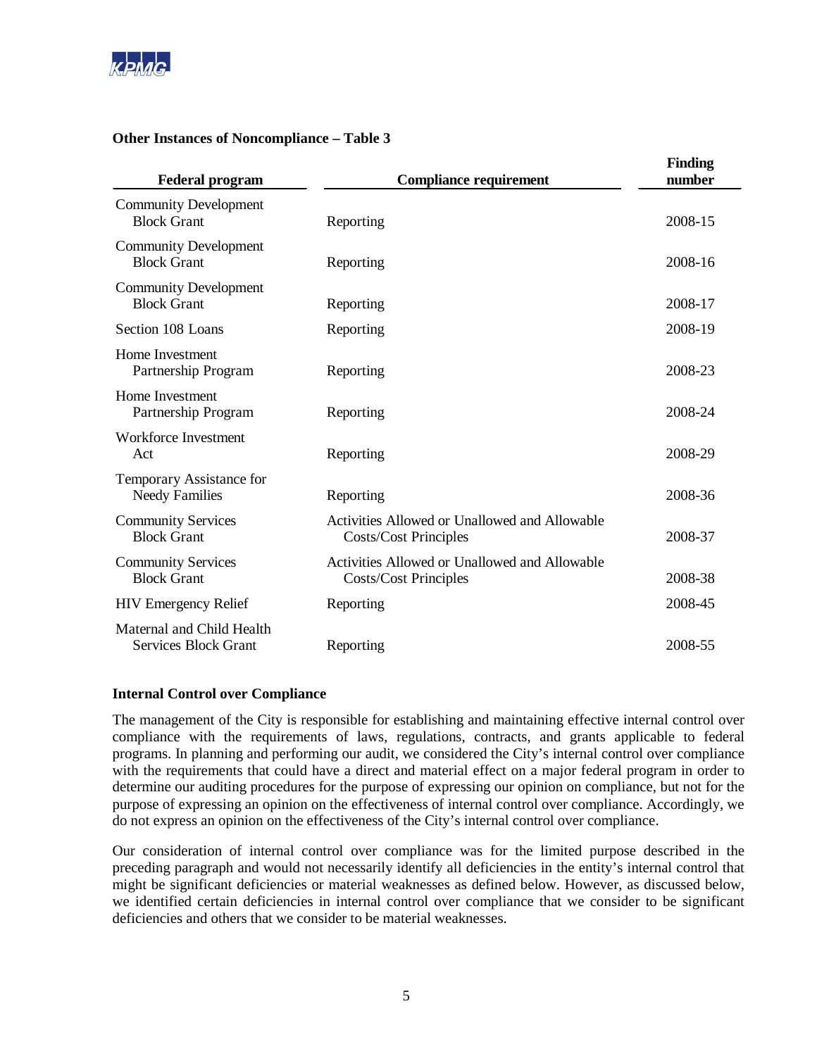**Other Instances of Noncompliance – Table 3**

| Federal program | Compliance requirement | Finding number |
|---|---|---|
| Community Development Block Grant | Reporting | 2008-15 |
| Community Development Block Grant | Reporting | 2008-16 |
| Community Development Block Grant | Reporting | 2008-17 |
| Section 108 Loans | Reporting | 2008-19 |
| Home Investment Partnership Program | Reporting | 2008-23 |
| Home Investment Partnership Program | Reporting | 2008-24 |
| Workforce Investment Act | Reporting | 2008-29 |
| Temporary Assistance for Needy Families | Reporting | 2008-36 |
| Community Services Block Grant | Activities Allowed or Unallowed and Allowable Costs/Cost Principles | 2008-37 |
| Community Services Block Grant | Activities Allowed or Unallowed and Allowable Costs/Cost Principles | 2008-38 |
| HIV Emergency Relief | Reporting | 2008-45 |
| Maternal and Child Health Services Block Grant | Reporting | 2008-55 |

**Internal Control over Compliance**

The management of the City is responsible for establishing and maintaining effective internal control over compliance with the requirements of laws, regulations, contracts, and grants applicable to federal programs. In planning and performing our audit, we considered the City's internal control over compliance with the requirements that could have a direct and material effect on a major federal program in order to determine our auditing procedures for the purpose of expressing our opinion on compliance, but not for the purpose of expressing an opinion on the effectiveness of internal control over compliance. Accordingly, we do not express an opinion on the effectiveness of the City's internal control over compliance.

Our consideration of internal control over compliance was for the limited purpose described in the preceding paragraph and would not necessarily identify all deficiencies in the entity's internal control that might be significant deficiencies or material weaknesses as defined below. However, as discussed below, we identified certain deficiencies in internal control over compliance that we consider to be significant deficiencies and others that we consider to be material weaknesses.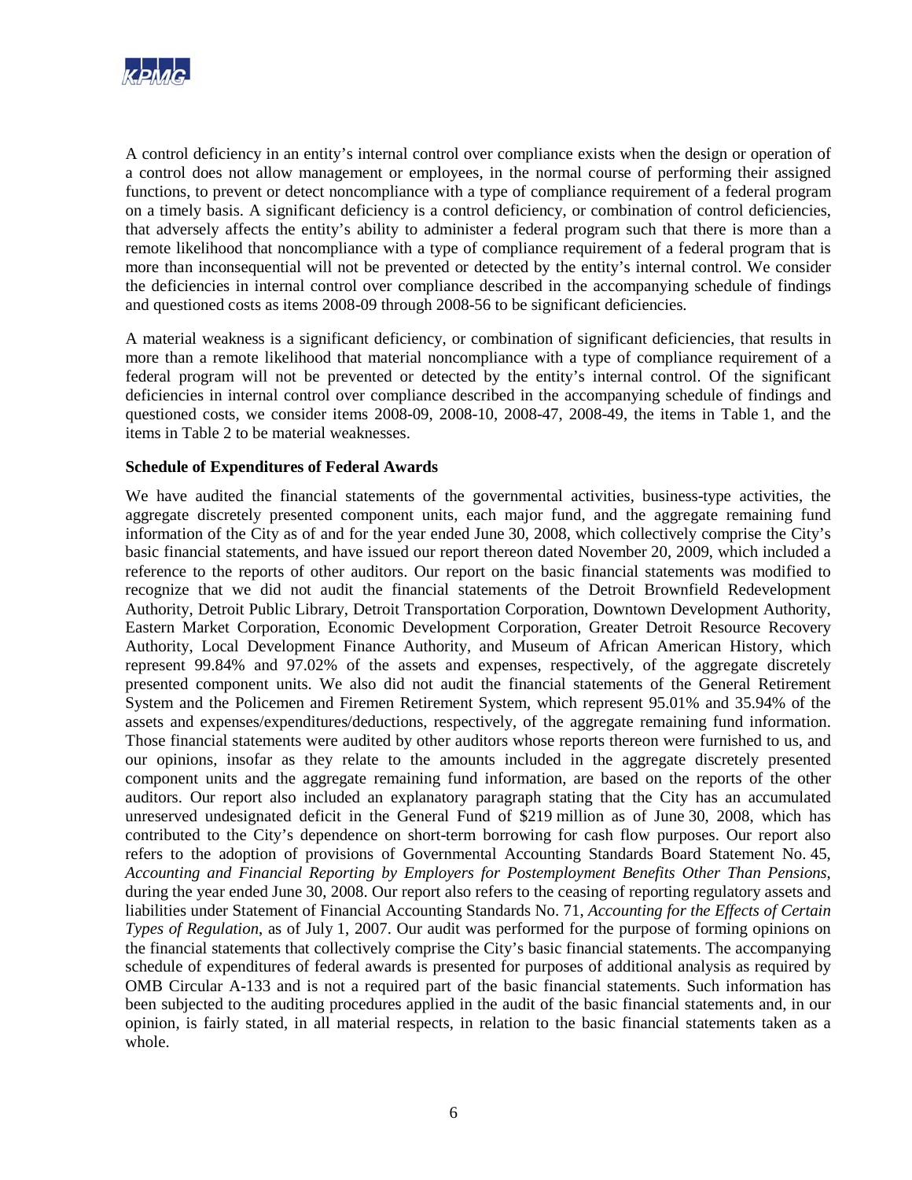A control deficiency in an entity's internal control over compliance exists when the design or operation of a control does not allow management or employees, in the normal course of performing their assigned functions, to prevent or detect noncompliance with a type of compliance requirement of a federal program on a timely basis. A significant deficiency is a control deficiency, or combination of control deficiencies, that adversely affects the entity's ability to administer a federal program such that there is more than a remote likelihood that noncompliance with a type of compliance requirement of a federal program that is more than inconsequential will not be prevented or detected by the entity's internal control. We consider the deficiencies in internal control over compliance described in the accompanying schedule of findings and questioned costs as items 2008-09 through 2008-56 to be significant deficiencies.

A material weakness is a significant deficiency, or combination of significant deficiencies, that results in more than a remote likelihood that material noncompliance with a type of compliance requirement of a federal program will not be prevented or detected by the entity's internal control. Of the significant deficiencies in internal control over compliance described in the accompanying schedule of findings and questioned costs, we consider items 2008-09, 2008-10, 2008-47, 2008-49, the items in Table 1, and the items in Table 2 to be material weaknesses.

**Schedule of Expenditures of Federal Awards**

We have audited the financial statements of the governmental activities, business-type activities, the aggregate discretely presented component units, each major fund, and the aggregate remaining fund information of the City as of and for the year ended June 30, 2008, which collectively comprise the City's basic financial statements, and have issued our report thereon dated November 20, 2009, which included a reference to the reports of other auditors. Our report on the basic financial statements was modified to recognize that we did not audit the financial statements of the Detroit Brownfield Redevelopment Authority, Detroit Public Library, Detroit Transportation Corporation, Downtown Development Authority, Eastern Market Corporation, Economic Development Corporation, Greater Detroit Resource Recovery Authority, Local Development Finance Authority, and Museum of African American History, which represent 99.84% and 97.02% of the assets and expenses, respectively, of the aggregate discretely presented component units. We also did not audit the financial statements of the General Retirement System and the Policemen and Firemen Retirement System, which represent 95.01% and 35.94% of the assets and expenses/expenditures/deductions, respectively, of the aggregate remaining fund information. Those financial statements were audited by other auditors whose reports thereon were furnished to us, and our opinions, insofar as they relate to the amounts included in the aggregate discretely presented component units and the aggregate remaining fund information, are based on the reports of the other auditors. Our report also included an explanatory paragraph stating that the City has an accumulated unreserved undesignated deficit in the General Fund of $219 million as of June 30, 2008, which has contributed to the City's dependence on short-term borrowing for cash flow purposes. Our report also refers to the adoption of provisions of Governmental Accounting Standards Board Statement No. 45, *Accounting and Financial Reporting by Employers for Postemployment Benefits Other Than Pensions*, during the year ended June 30, 2008. Our report also refers to the ceasing of reporting regulatory assets and liabilities under Statement of Financial Accounting Standards No. 71, *Accounting for the Effects of Certain Types of Regulation*, as of July 1, 2007. Our audit was performed for the purpose of forming opinions on the financial statements that collectively comprise the City's basic financial statements. The accompanying schedule of expenditures of federal awards is presented for purposes of additional analysis as required by OMB Circular A-133 and is not a required part of the basic financial statements. Such information has been subjected to the auditing procedures applied in the audit of the basic financial statements and, in our opinion, is fairly stated, in all material respects, in relation to the basic financial statements taken as a whole.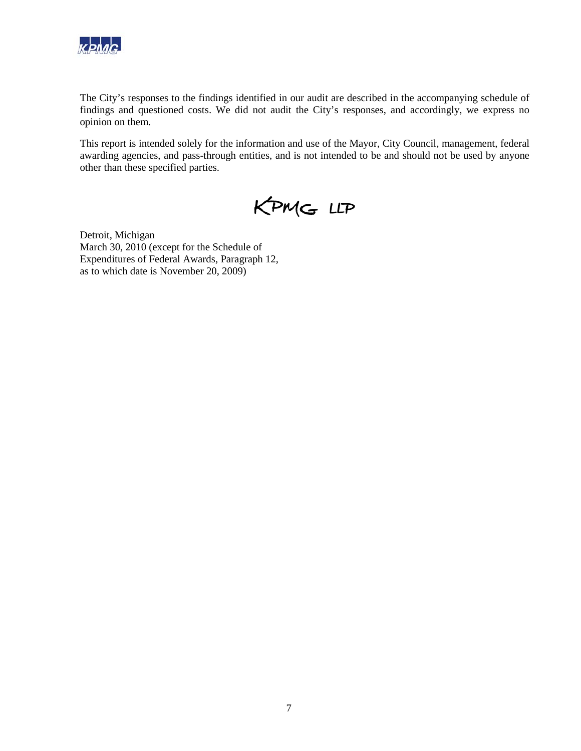The City's responses to the findings identified in our audit are described in the accompanying schedule of findings and questioned costs. We did not audit the City's responses, and accordingly, we express no opinion on them.

This report is intended solely for the information and use of the Mayor, City Council, management, federal awarding agencies, and pass-through entities, and is not intended to be and should not be used by anyone other than these specified parties.

KPMG LLP

Detroit, Michigan
March 30, 2010 (except for the Schedule of
Expenditures of Federal Awards, Paragraph 12,
as to which date is November 20, 2009)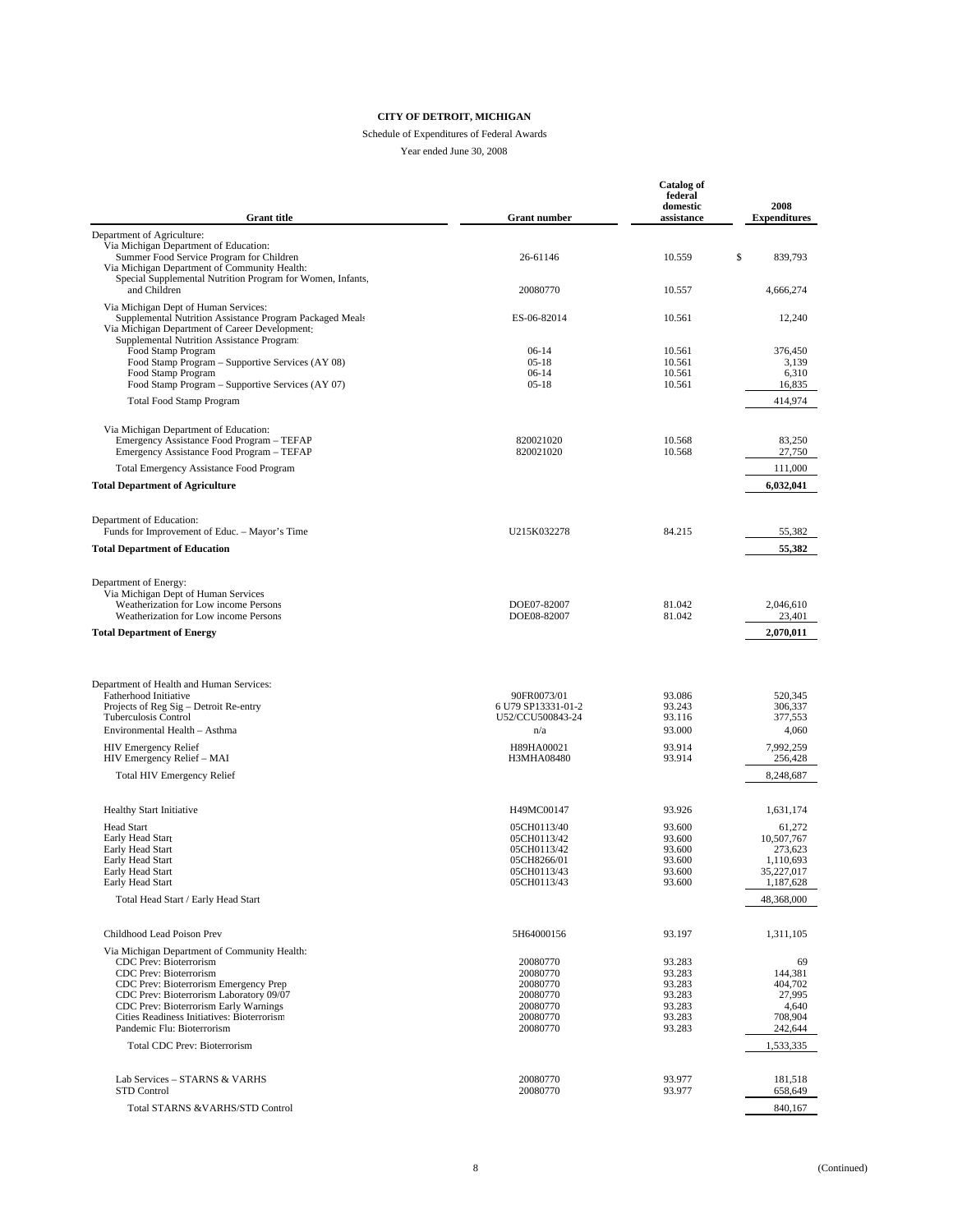**CITY OF DETROIT, MICHIGAN**

Schedule of Expenditures of Federal Awards

Year ended June 30, 2008

| Grant title | Grant number | Catalog of federal domestic assistance | 2008 Expenditures |
|---|---|---|---|
| Department of Agriculture: | | | |
| Via Michigan Department of Education: | | | |
| Summer Food Service Program for Children | 26-61146 | 10.559 | $ 839,793 |
| Via Michigan Department of Community Health: | | | |
| Special Supplemental Nutrition Program for Women, Infants, and Children | 20080770 | 10.557 | 4,666,274 |
| Via Michigan Dept of Human Services: | | | |
| Supplemental Nutrition Assistance Program Packaged Meals | ES-06-82014 | 10.561 | 12,240 |
| Via Michigan Department of Career Development: | | | |
| Supplemental Nutrition Assistance Program: | | | |
| Food Stamp Program | 06-14 | 10.561 | 376,450 |
| Food Stamp Program – Supportive Services (AY 08) | 05-18 | 10.561 | 3,139 |
| Food Stamp Program | 06-14 | 10.561 | 6,310 |
| Food Stamp Program – Supportive Services (AY 07) | 05-18 | 10.561 | 16,835 |
| Total Food Stamp Program | | | 414,974 |
| Via Michigan Department of Education: | | | |
| Emergency Assistance Food Program – TEFAP | 820021020 | 10.568 | 83,250 |
| Emergency Assistance Food Program – TEFAP | 820021020 | 10.568 | 27,750 |
| Total Emergency Assistance Food Program | | | 111,000 |
| **Total Department of Agriculture** | | | **6,032,041** |
| Department of Education: | | | |
| Funds for Improvement of Educ. – Mayor's Time | U215K032278 | 84.215 | 55,382 |
| **Total Department of Education** | | | **55,382** |
| Department of Energy: | | | |
| Via Michigan Dept of Human Services | | | |
| Weatherization for Low income Persons | DOE07-82007 | 81.042 | 2,046,610 |
| Weatherization for Low income Persons | DOE08-82007 | 81.042 | 23,401 |
| **Total Department of Energy** | | | **2,070,011** |
| Department of Health and Human Services: | | | |
| Fatherhood Initiative | 90FR0073/01 | 93.086 | 520,345 |
| Projects of Reg Sig – Detroit Re-entry | 6 U79 SP13331-01-2 | 93.243 | 306,337 |
| Tuberculosis Control | U52/CCU500843-24 | 93.116 | 377,553 |
| Environmental Health – Asthma | n/a | 93.000 | 4,060 |
| HIV Emergency Relief | H89HA00021 | 93.914 | 7,992,259 |
| HIV Emergency Relief – MAI | H3MHA08480 | 93.914 | 256,428 |
| Total HIV Emergency Relief | | | 8,248,687 |
| Healthy Start Initiative | H49MC00147 | 93.926 | 1,631,174 |
| Head Start | 05CH0113/40 | 93.600 | 61,272 |
| Early Head Start | 05CH0113/42 | 93.600 | 10,507,767 |
| Early Head Start | 05CH0113/42 | 93.600 | 273,623 |
| Early Head Start | 05CH8266/01 | 93.600 | 1,110,693 |
| Early Head Start | 05CH0113/43 | 93.600 | 35,227,017 |
| Early Head Start | 05CH0113/43 | 93.600 | 1,187,628 |
| Total Head Start / Early Head Start | | | 48,368,000 |
| Childhood Lead Poison Prev | 5H64000156 | 93.197 | 1,311,105 |
| Via Michigan Department of Community Health: | | | |
| CDC Prev: Bioterrorism | 20080770 | 93.283 | 69 |
| CDC Prev: Bioterrorism | 20080770 | 93.283 | 144,381 |
| CDC Prev: Bioterrorism Emergency Prep | 20080770 | 93.283 | 404,702 |
| CDC Prev: Bioterrorism Laboratory 09/07 | 20080770 | 93.283 | 27,995 |
| CDC Prev: Bioterrorism Early Warnings | 20080770 | 93.283 | 4,640 |
| Cities Readiness Initiatives: Bioterrorism | 20080770 | 93.283 | 708,904 |
| Pandemic Flu: Bioterrorism | 20080770 | 93.283 | 242,644 |
| Total CDC Prev: Bioterrorism | | | 1,533,335 |
| Lab Services – STARNS & VARHS | 20080770 | 93.977 | 181,518 |
| STD Control | 20080770 | 93.977 | 658,649 |
| Total STARNS &VARHS/STD Control | | | 840,167 |

(Continued)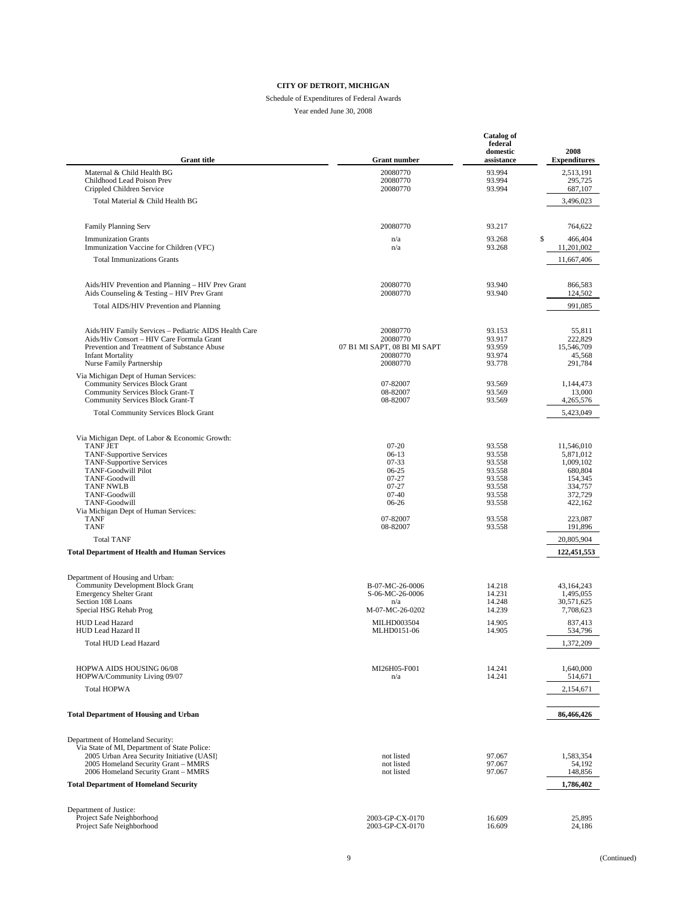**CITY OF DETROIT, MICHIGAN**

Schedule of Expenditures of Federal Awards

Year ended June 30, 2008

| Grant title | Grant number | Catalog of federal domestic assistance | 2008 Expenditures |
|---|---|---|---|
| Maternal & Child Health BG | 20080770 | 93.994 | 2,513,191 |
| Childhood Lead Poison Prev | 20080770 | 93.994 | 295,725 |
| Crippled Children Service | 20080770 | 93.994 | 687,107 |
| Total Material & Child Health BG | | | 3,496,023 |
| Family Planning Serv | 20080770 | 93.217 | 764,622 |
| Immunization Grants | n/a | 93.268 | $ 466,404 |
| Immunization Vaccine for Children (VFC) | n/a | 93.268 | 11,201,002 |
| Total Immunizations Grants | | | 11,667,406 |
| Aids/HIV Prevention and Planning – HIV Prev Grant | 20080770 | 93.940 | 866,583 |
| Aids Counseling & Testing – HIV Prev Grant | 20080770 | 93.940 | 124,502 |
| Total AIDS/HIV Prevention and Planning | | | 991,085 |
| Aids/HIV Family Services – Pediatric AIDS Health Care | 20080770 | 93.153 | 55,811 |
| Aids/Hiv Consort – HIV Care Formula Grant | 20080770 | 93.917 | 222,829 |
| Prevention and Treatment of Substance Abuse | 07 B1 MI SAPT, 08 BI MI SAPT | 93.959 | 15,546,709 |
| Infant Mortality | 20080770 | 93.974 | 45,568 |
| Nurse Family Partnership | 20080770 | 93.778 | 291,784 |
| Via Michigan Dept of Human Services: | | | |
| Community Services Block Grant | 07-82007 | 93.569 | 1,144,473 |
| Community Services Block Grant-T | 08-82007 | 93.569 | 13,000 |
| Community Services Block Grant-T | 08-82007 | 93.569 | 4,265,576 |
| Total Community Services Block Grant | | | 5,423,049 |
| Via Michigan Dept. of Labor & Economic Growth: | | | |
| TANF JET | 07-20 | 93.558 | 11,546,010 |
| TANF-Supportive Services | 06-13 | 93.558 | 5,871,012 |
| TANF-Supportive Services | 07-33 | 93.558 | 1,009,102 |
| TANF-Goodwill Pilot | 06-25 | 93.558 | 680,804 |
| TANF-Goodwill | 07-27 | 93.558 | 154,345 |
| TANF NWLB | 07-27 | 93.558 | 334,757 |
| TANF-Goodwill | 07-40 | 93.558 | 372,729 |
| TANF-Goodwill | 06-26 | 93.558 | 422,162 |
| Via Michigan Dept of Human Services: | | | |
| TANF | 07-82007 | 93.558 | 223,087 |
| TANF | 08-82007 | 93.558 | 191,896 |
| Total TANF | | | 20,805,904 |
| **Total Department of Health and Human Services** | | | **122,451,553** |
| Department of Housing and Urban: | | | |
| Community Development Block Grant | B-07-MC-26-0006 | 14.218 | 43,164,243 |
| Emergency Shelter Grant | S-06-MC-26-0006 | 14.231 | 1,495,055 |
| Section 108 Loans | n/a | 14.248 | 30,571,625 |
| Special HSG Rehab Prog | M-07-MC-26-0202 | 14.239 | 7,708,623 |
| HUD Lead Hazard | MILHD003504 | 14.905 | 837,413 |
| HUD Lead Hazard II | MLHD0151-06 | 14.905 | 534,796 |
| Total HUD Lead Hazard | | | 1,372,209 |
| HOPWA AIDS HOUSING 06/08 | MI26H05-F001 | 14.241 | 1,640,000 |
| HOPWA/Community Living 09/07 | n/a | 14.241 | 514,671 |
| Total HOPWA | | | 2,154,671 |
| **Total Department of Housing and Urban** | | | **86,466,426** |
| Department of Homeland Security: | | | |
| Via State of MI, Department of State Police: | | | |
| 2005 Urban Area Security Initiative (UASI) | not listed | 97.067 | 1,583,354 |
| 2005 Homeland Security Grant – MMRS | not listed | 97.067 | 54,192 |
| 2006 Homeland Security Grant – MMRS | not listed | 97.067 | 148,856 |
| **Total Department of Homeland Security** | | | **1,786,402** |
| Department of Justice: | | | |
| Project Safe Neighborhood | 2003-GP-CX-0170 | 16.609 | 25,895 |
| Project Safe Neighborhood | 2003-GP-CX-0170 | 16.609 | 24,186 |

(Continued)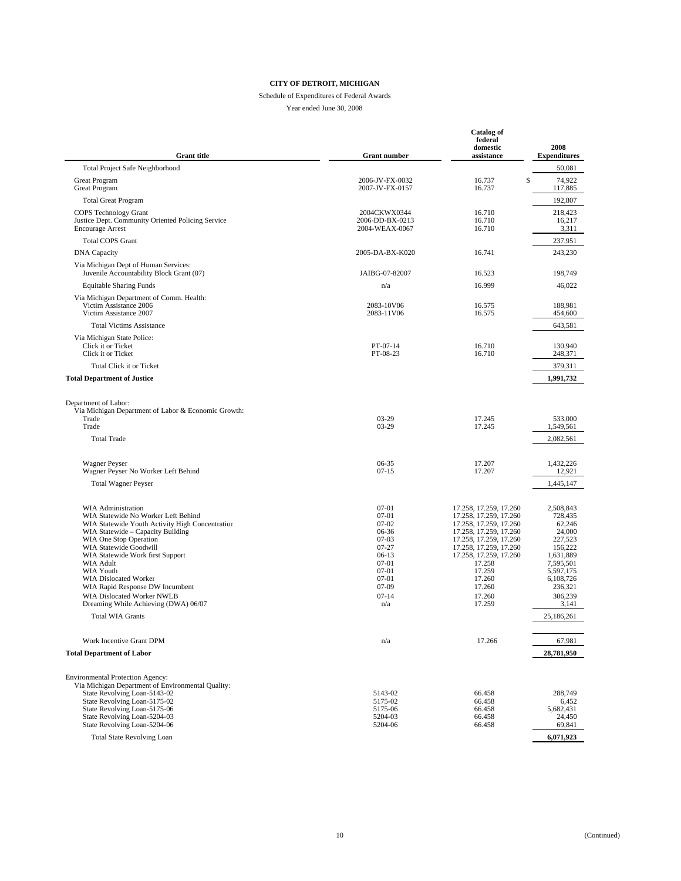**CITY OF DETROIT, MICHIGAN**

Schedule of Expenditures of Federal Awards

Year ended June 30, 2008

| Grant title | Grant number | Catalog of federal domestic assistance | 2008 Expenditures |
|---|---|---|---|
| Total Project Safe Neighborhood | | | 50,081 |
| Great Program | 2006-JV-FX-0032 | 16.737 | $ 74,922 |
| Great Program | 2007-JV-FX-0157 | 16.737 | 117,885 |
| Total Great Program | | | 192,807 |
| COPS Technology Grant | 2004CKWX0344 | 16.710 | 218,423 |
| Justice Dept. Community Oriented Policing Service | 2006-DD-BX-0213 | 16.710 | 16,217 |
| Encourage Arrest | 2004-WEAX-0067 | 16.710 | 3,311 |
| Total COPS Grant | | | 237,951 |
| DNA Capacity | 2005-DA-BX-K020 | 16.741 | 243,230 |
| Via Michigan Dept of Human Services: | | | |
| Juvenile Accountability Block Grant (07) | JAIBG-07-82007 | 16.523 | 198,749 |
| Equitable Sharing Funds | n/a | 16.999 | 46,022 |
| Via Michigan Department of Comm. Health: | | | |
| Victim Assistance 2006 | 2083-10V06 | 16.575 | 188,981 |
| Victim Assistance 2007 | 2083-11V06 | 16.575 | 454,600 |
| Total Victims Assistance | | | 643,581 |
| Via Michigan State Police: | | | |
| Click it or Ticket | PT-07-14 | 16.710 | 130,940 |
| Click it or Ticket | PT-08-23 | 16.710 | 248,371 |
| Total Click it or Ticket | | | 379,311 |
| **Total Department of Justice** | | | **1,991,732** |
| Department of Labor: | | | |
| Via Michigan Department of Labor & Economic Growth: | | | |
| Trade | 03-29 | 17.245 | 533,000 |
| Trade | 03-29 | 17.245 | 1,549,561 |
| Total Trade | | | 2,082,561 |
| Wagner Peyser | 06-35 | 17.207 | 1,432,226 |
| Wagner Peyser No Worker Left Behind | 07-15 | 17.207 | 12,921 |
| Total Wagner Peyser | | | 1,445,147 |
| WIA Administration | 07-01 | 17.258, 17.259, 17.260 | 2,508,843 |
| WIA Statewide No Worker Left Behind | 07-01 | 17.258, 17.259, 17.260 | 728,435 |
| WIA Statewide Youth Activity High Concentration | 07-02 | 17.258, 17.259, 17.260 | 62,246 |
| WIA Statewide – Capacity Building | 06-36 | 17.258, 17.259, 17.260 | 24,000 |
| WIA One Stop Operation | 07-03 | 17.258, 17.259, 17.260 | 227,523 |
| WIA Statewide Goodwill | 07-27 | 17.258, 17.259, 17.260 | 156,222 |
| WIA Statewide Work first Support | 06-13 | 17.258, 17.259, 17.260 | 1,631,889 |
| WIA Adult | 07-01 | 17.258 | 7,595,501 |
| WIA Youth | 07-01 | 17.259 | 5,597,175 |
| WIA Dislocated Worker | 07-01 | 17.260 | 6,108,726 |
| WIA Rapid Response DW Incumbent | 07-09 | 17.260 | 236,321 |
| WIA Dislocated Worker NWLB | 07-14 | 17.260 | 306,239 |
| Dreaming While Achieving (DWA) 06/07 | n/a | 17.259 | 3,141 |
| Total WIA Grants | | | 25,186,261 |
| Work Incentive Grant DPM | n/a | 17.266 | 67,981 |
| **Total Department of Labor** | | | **28,781,950** |
| Environmental Protection Agency: | | | |
| Via Michigan Department of Environmental Quality: | | | |
| State Revolving Loan-5143-02 | 5143-02 | 66.458 | 288,749 |
| State Revolving Loan-5175-02 | 5175-02 | 66.458 | 6,452 |
| State Revolving Loan-5175-06 | 5175-06 | 66.458 | 5,682,431 |
| State Revolving Loan-5204-03 | 5204-03 | 66.458 | 24,450 |
| State Revolving Loan-5204-06 | 5204-06 | 66.458 | 69,841 |
| Total State Revolving Loan | | | **6,071,923** |

(Continued)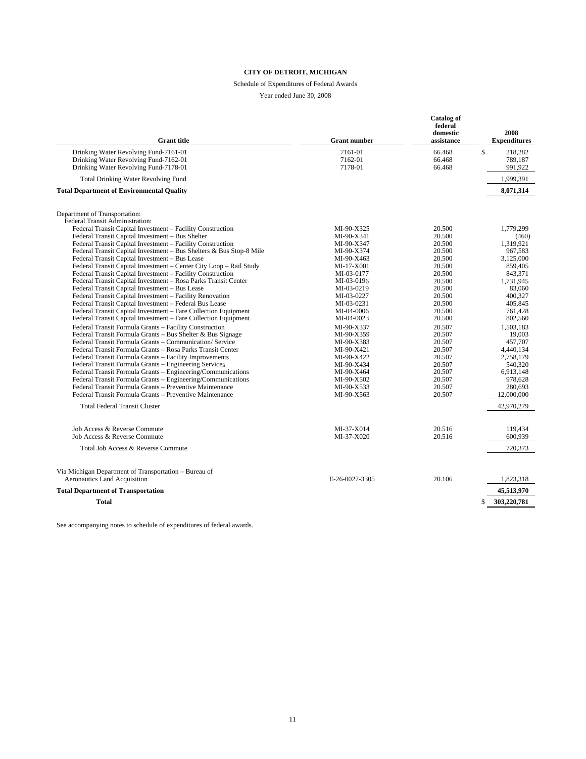**CITY OF DETROIT, MICHIGAN**

Schedule of Expenditures of Federal Awards

Year ended June 30, 2008

| Grant title | Grant number | Catalog of federal domestic assistance | 2008 Expenditures |
|---|---|---|---|
| Drinking Water Revolving Fund-7161-01 | 7161-01 | 66.468 | $ 218,282 |
| Drinking Water Revolving Fund-7162-01 | 7162-01 | 66.468 | 789,187 |
| Drinking Water Revolving Fund-7178-01 | 7178-01 | 66.468 | 991,922 |
| Total Drinking Water Revolving Fund | | | 1,999,391 |
| **Total Department of Environmental Quality** | | | **8,071,314** |
| Department of Transportation: | | | |
| Federal Transit Administration: | | | |
| Federal Transit Capital Investment – Facility Construction | MI-90-X325 | 20.500 | 1,779,299 |
| Federal Transit Capital Investment – Bus Shelter | MI-90-X341 | 20.500 | (460) |
| Federal Transit Capital Investment – Facility Construction | MI-90-X347 | 20.500 | 1,319,921 |
| Federal Transit Capital Investment – Bus Shelters & Bus Stop-8 Mile | MI-90-X374 | 20.500 | 967,583 |
| Federal Transit Capital Investment – Bus Lease | MI-90-X463 | 20.500 | 3,125,000 |
| Federal Transit Capital Investment – Center City Loop – Rail Study | MI-17-X001 | 20.500 | 859,405 |
| Federal Transit Capital Investment – Facility Construction | MI-03-0177 | 20.500 | 843,371 |
| Federal Transit Capital Investment – Rosa Parks Transit Center | MI-03-0196 | 20.500 | 1,731,945 |
| Federal Transit Capital Investment – Bus Lease | MI-03-0219 | 20.500 | 83,060 |
| Federal Transit Capital Investment – Facility Renovation | MI-03-0227 | 20.500 | 400,327 |
| Federal Transit Capital Investment – Federal Bus Lease | MI-03-0231 | 20.500 | 405,845 |
| Federal Transit Capital Investment – Fare Collection Equipment | MI-04-0006 | 20.500 | 761,428 |
| Federal Transit Capital Investment – Fare Collection Equipment | MI-04-0023 | 20.500 | 802,560 |
| Federal Transit Formula Grants – Facility Construction | MI-90-X337 | 20.507 | 1,503,183 |
| Federal Transit Formula Grants – Bus Shelter & Bus Signage | MI-90-X359 | 20.507 | 19,003 |
| Federal Transit Formula Grants – Communication/ Service | MI-90-X383 | 20.507 | 457,707 |
| Federal Transit Formula Grants – Rosa Parks Transit Center | MI-90-X421 | 20.507 | 4,440,134 |
| Federal Transit Formula Grants – Facility Improvements | MI-90-X422 | 20.507 | 2,758,179 |
| Federal Transit Formula Grants – Engineering Services | MI-90-X434 | 20.507 | 540,320 |
| Federal Transit Formula Grants – Engineering/Communications | MI-90-X464 | 20.507 | 6,913,148 |
| Federal Transit Formula Grants – Engineering/Communications | MI-90-X502 | 20.507 | 978,628 |
| Federal Transit Formula Grants – Preventive Maintenance | MI-90-X533 | 20.507 | 280,693 |
| Federal Transit Formula Grants – Preventive Maintenance | MI-90-X563 | 20.507 | 12,000,000 |
| Total Federal Transit Cluster | | | 42,970,279 |
| Job Access & Reverse Commute | MI-37-X014 | 20.516 | 119,434 |
| Job Access & Reverse Commute | MI-37-X020 | 20.516 | 600,939 |
| Total Job Access & Reverse Commute | | | 720,373 |
| Via Michigan Department of Transportation – Bureau of Aeronautics Land Acquisition | E-26-0027-3305 | 20.106 | 1,823,318 |
| **Total Department of Transportation** | | | **45,513,970** |
| **Total** | | | **$ 303,220,781** |

See accompanying notes to schedule of expenditures of federal awards.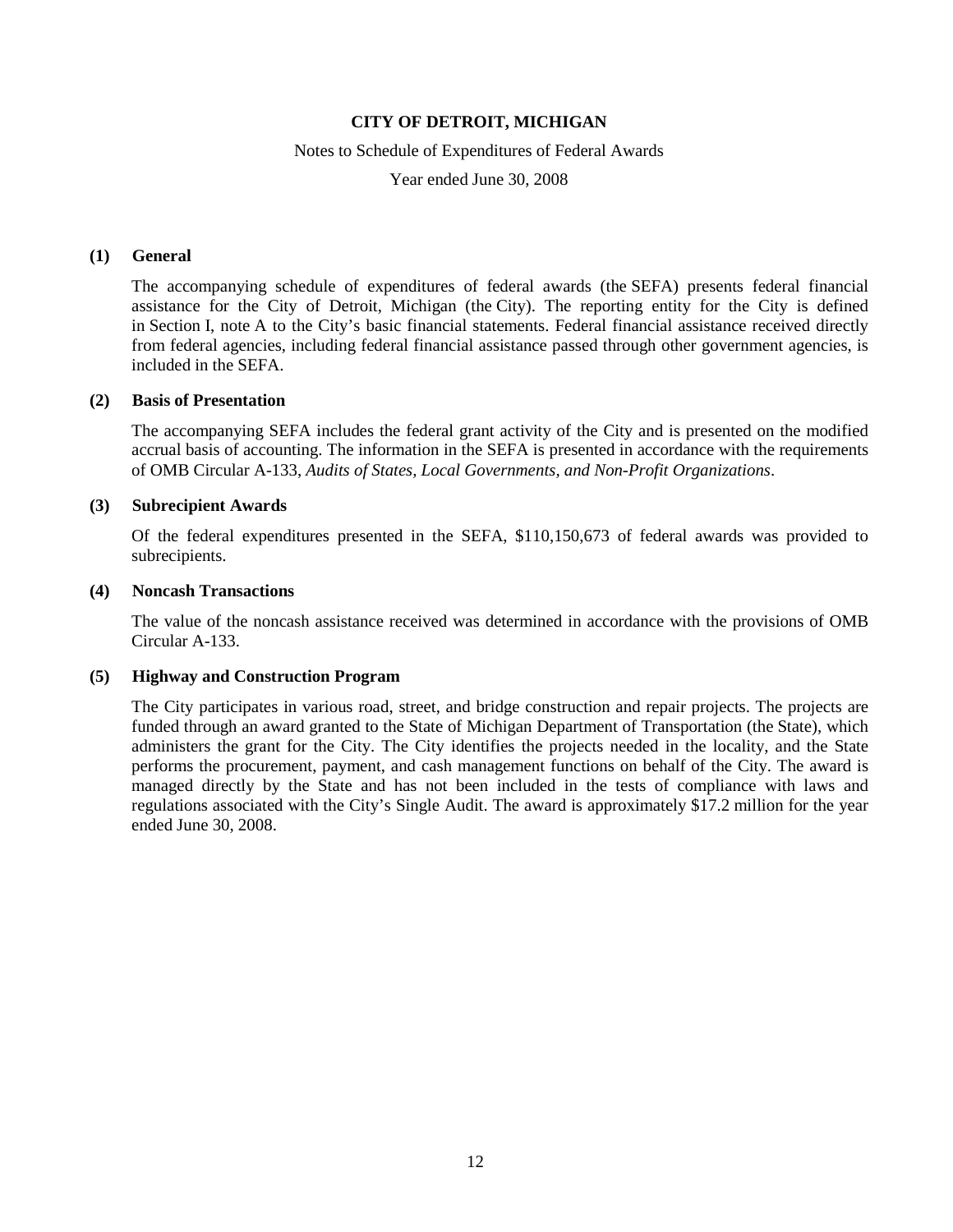# CITY OF DETROIT, MICHIGAN

Notes to Schedule of Expenditures of Federal Awards

Year ended June 30, 2008

## (1) General

The accompanying schedule of expenditures of federal awards (the SEFA) presents federal financial assistance for the City of Detroit, Michigan (the City). The reporting entity for the City is defined in Section I, note A to the City's basic financial statements. Federal financial assistance received directly from federal agencies, including federal financial assistance passed through other government agencies, is included in the SEFA.

## (2) Basis of Presentation

The accompanying SEFA includes the federal grant activity of the City and is presented on the modified accrual basis of accounting. The information in the SEFA is presented in accordance with the requirements of OMB Circular A-133, *Audits of States, Local Governments, and Non-Profit Organizations*.

## (3) Subrecipient Awards

Of the federal expenditures presented in the SEFA, $110,150,673 of federal awards was provided to subrecipients.

## (4) Noncash Transactions

The value of the noncash assistance received was determined in accordance with the provisions of OMB Circular A-133.

## (5) Highway and Construction Program

The City participates in various road, street, and bridge construction and repair projects. The projects are funded through an award granted to the State of Michigan Department of Transportation (the State), which administers the grant for the City. The City identifies the projects needed in the locality, and the State performs the procurement, payment, and cash management functions on behalf of the City. The award is managed directly by the State and has not been included in the tests of compliance with laws and regulations associated with the City's Single Audit. The award is approximately $17.2 million for the year ended June 30, 2008.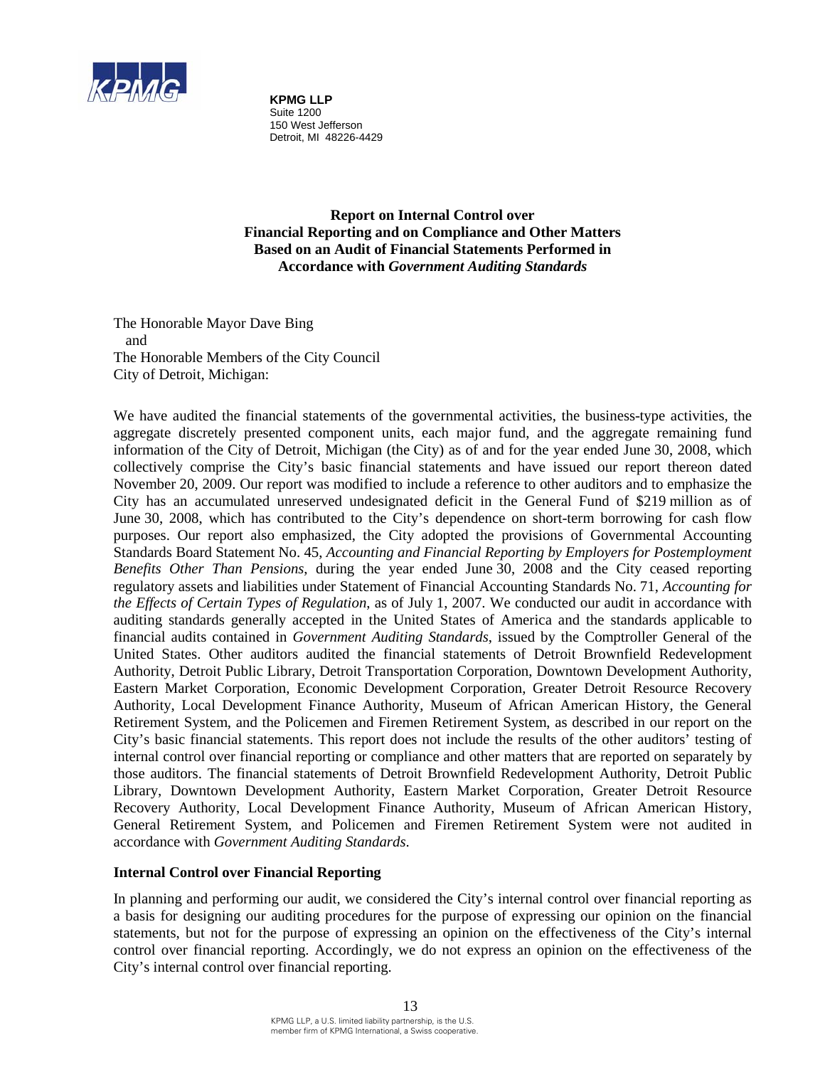**KPMG LLP**
Suite 1200
150 West Jefferson
Detroit, MI 48226-4429

**Report on Internal Control over Financial Reporting and on Compliance and Other Matters Based on an Audit of Financial Statements Performed in Accordance with *Government Auditing Standards***

The Honorable Mayor Dave Bing
and
The Honorable Members of the City Council
City of Detroit, Michigan:

We have audited the financial statements of the governmental activities, the business-type activities, the aggregate discretely presented component units, each major fund, and the aggregate remaining fund information of the City of Detroit, Michigan (the City) as of and for the year ended June 30, 2008, which collectively comprise the City's basic financial statements and have issued our report thereon dated November 20, 2009. Our report was modified to include a reference to other auditors and to emphasize the City has an accumulated unreserved undesignated deficit in the General Fund of $219 million as of June 30, 2008, which has contributed to the City's dependence on short-term borrowing for cash flow purposes. Our report also emphasized, the City adopted the provisions of Governmental Accounting Standards Board Statement No. 45, *Accounting and Financial Reporting by Employers for Postemployment Benefits Other Than Pensions*, during the year ended June 30, 2008 and the City ceased reporting regulatory assets and liabilities under Statement of Financial Accounting Standards No. 71, *Accounting for the Effects of Certain Types of Regulation*, as of July 1, 2007. We conducted our audit in accordance with auditing standards generally accepted in the United States of America and the standards applicable to financial audits contained in *Government Auditing Standards*, issued by the Comptroller General of the United States. Other auditors audited the financial statements of Detroit Brownfield Redevelopment Authority, Detroit Public Library, Detroit Transportation Corporation, Downtown Development Authority, Eastern Market Corporation, Economic Development Corporation, Greater Detroit Resource Recovery Authority, Local Development Finance Authority, Museum of African American History, the General Retirement System, and the Policemen and Firemen Retirement System, as described in our report on the City's basic financial statements. This report does not include the results of the other auditors' testing of internal control over financial reporting or compliance and other matters that are reported on separately by those auditors. The financial statements of Detroit Brownfield Redevelopment Authority, Detroit Public Library, Downtown Development Authority, Eastern Market Corporation, Greater Detroit Resource Recovery Authority, Local Development Finance Authority, Museum of African American History, General Retirement System, and Policemen and Firemen Retirement System were not audited in accordance with *Government Auditing Standards*.

**Internal Control over Financial Reporting**

In planning and performing our audit, we considered the City's internal control over financial reporting as a basis for designing our auditing procedures for the purpose of expressing our opinion on the financial statements, but not for the purpose of expressing an opinion on the effectiveness of the City's internal control over financial reporting. Accordingly, we do not express an opinion on the effectiveness of the City's internal control over financial reporting.

KPMG LLP, a U.S. limited liability partnership, is the U.S. member firm of KPMG International, a Swiss cooperative.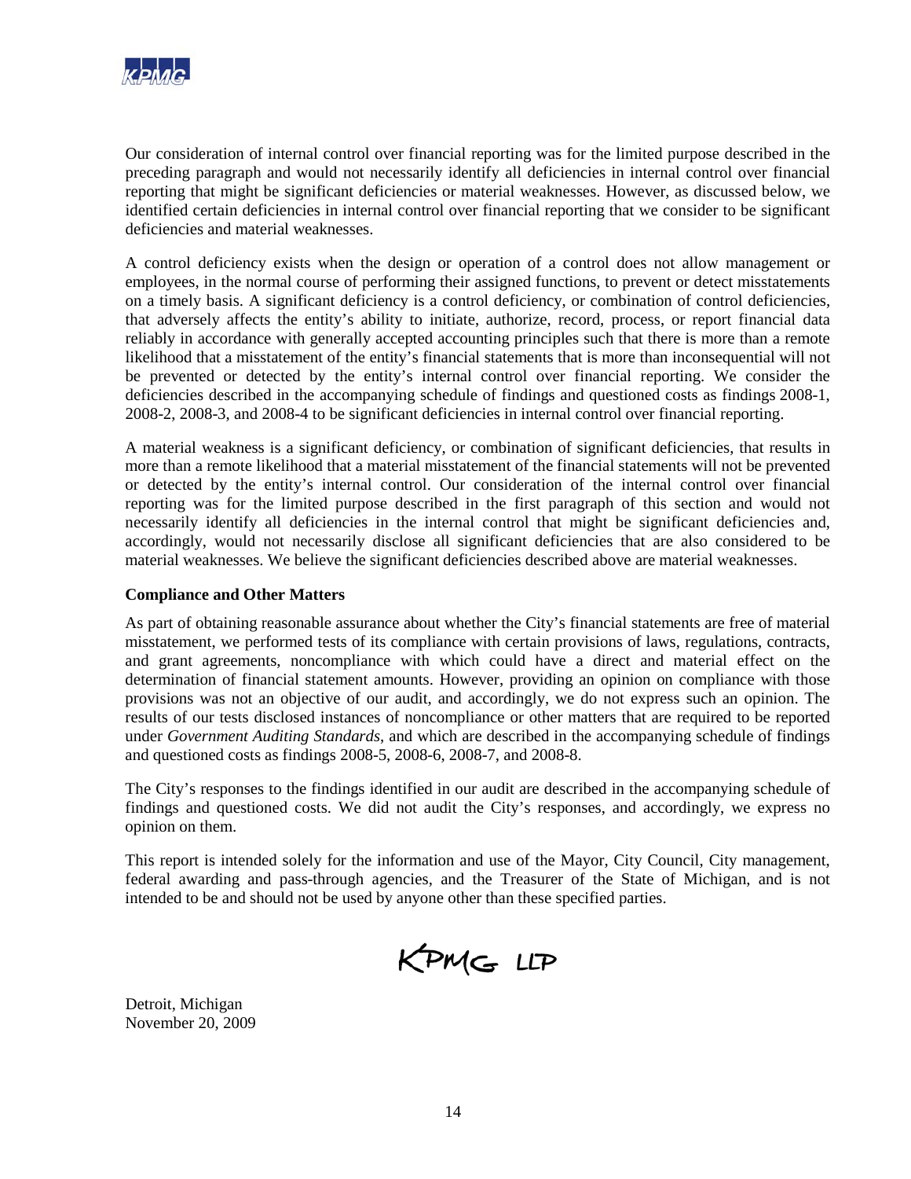Our consideration of internal control over financial reporting was for the limited purpose described in the preceding paragraph and would not necessarily identify all deficiencies in internal control over financial reporting that might be significant deficiencies or material weaknesses. However, as discussed below, we identified certain deficiencies in internal control over financial reporting that we consider to be significant deficiencies and material weaknesses.

A control deficiency exists when the design or operation of a control does not allow management or employees, in the normal course of performing their assigned functions, to prevent or detect misstatements on a timely basis. A significant deficiency is a control deficiency, or combination of control deficiencies, that adversely affects the entity's ability to initiate, authorize, record, process, or report financial data reliably in accordance with generally accepted accounting principles such that there is more than a remote likelihood that a misstatement of the entity's financial statements that is more than inconsequential will not be prevented or detected by the entity's internal control over financial reporting. We consider the deficiencies described in the accompanying schedule of findings and questioned costs as findings 2008-1, 2008-2, 2008-3, and 2008-4 to be significant deficiencies in internal control over financial reporting.

A material weakness is a significant deficiency, or combination of significant deficiencies, that results in more than a remote likelihood that a material misstatement of the financial statements will not be prevented or detected by the entity's internal control. Our consideration of the internal control over financial reporting was for the limited purpose described in the first paragraph of this section and would not necessarily identify all deficiencies in the internal control that might be significant deficiencies and, accordingly, would not necessarily disclose all significant deficiencies that are also considered to be material weaknesses. We believe the significant deficiencies described above are material weaknesses.

**Compliance and Other Matters**

As part of obtaining reasonable assurance about whether the City's financial statements are free of material misstatement, we performed tests of its compliance with certain provisions of laws, regulations, contracts, and grant agreements, noncompliance with which could have a direct and material effect on the determination of financial statement amounts. However, providing an opinion on compliance with those provisions was not an objective of our audit, and accordingly, we do not express such an opinion. The results of our tests disclosed instances of noncompliance or other matters that are required to be reported under *Government Auditing Standards*, and which are described in the accompanying schedule of findings and questioned costs as findings 2008-5, 2008-6, 2008-7, and 2008-8.

The City's responses to the findings identified in our audit are described in the accompanying schedule of findings and questioned costs. We did not audit the City's responses, and accordingly, we express no opinion on them.

This report is intended solely for the information and use of the Mayor, City Council, City management, federal awarding and pass-through agencies, and the Treasurer of the State of Michigan, and is not intended to be and should not be used by anyone other than these specified parties.

KPMG LLP

Detroit, Michigan
November 20, 2009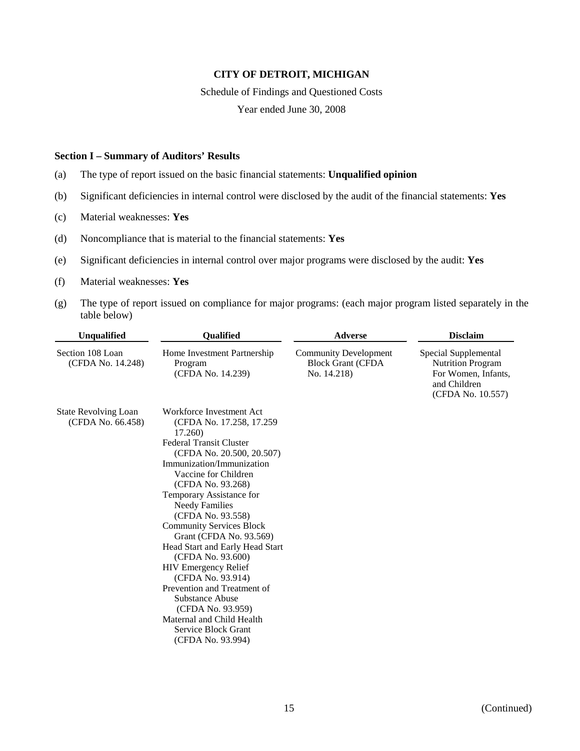**CITY OF DETROIT, MICHIGAN**

Schedule of Findings and Questioned Costs

Year ended June 30, 2008

**Section I – Summary of Auditors' Results**

(a) The type of report issued on the basic financial statements: **Unqualified opinion**

(b) Significant deficiencies in internal control were disclosed by the audit of the financial statements: **Yes**

(c) Material weaknesses: **Yes**

(d) Noncompliance that is material to the financial statements: **Yes**

(e) Significant deficiencies in internal control over major programs were disclosed by the audit: **Yes**

(f) Material weaknesses: **Yes**

(g) The type of report issued on compliance for major programs: (each major program listed separately in the table below)

| Unqualified | Qualified | Adverse | Disclaim |
|---|---|---|---|
| Section 108 Loan (CFDA No. 14.248) | Home Investment Partnership Program (CFDA No. 14.239) | Community Development Block Grant (CFDA No. 14.218) | Special Supplemental Nutrition Program For Women, Infants, and Children (CFDA No. 10.557) |
| State Revolving Loan (CFDA No. 66.458) | Workforce Investment Act (CFDA No. 17.258, 17.259 17.260) | | |
| | Federal Transit Cluster (CFDA No. 20.500, 20.507) | | |
| | Immunization/Immunization Vaccine for Children (CFDA No. 93.268) | | |
| | Temporary Assistance for Needy Families (CFDA No. 93.558) | | |
| | Community Services Block Grant (CFDA No. 93.569) | | |
| | Head Start and Early Head Start (CFDA No. 93.600) | | |
| | HIV Emergency Relief (CFDA No. 93.914) | | |
| | Prevention and Treatment of Substance Abuse (CFDA No. 93.959) | | |
| | Maternal and Child Health Service Block Grant (CFDA No. 93.994) | | |

(Continued)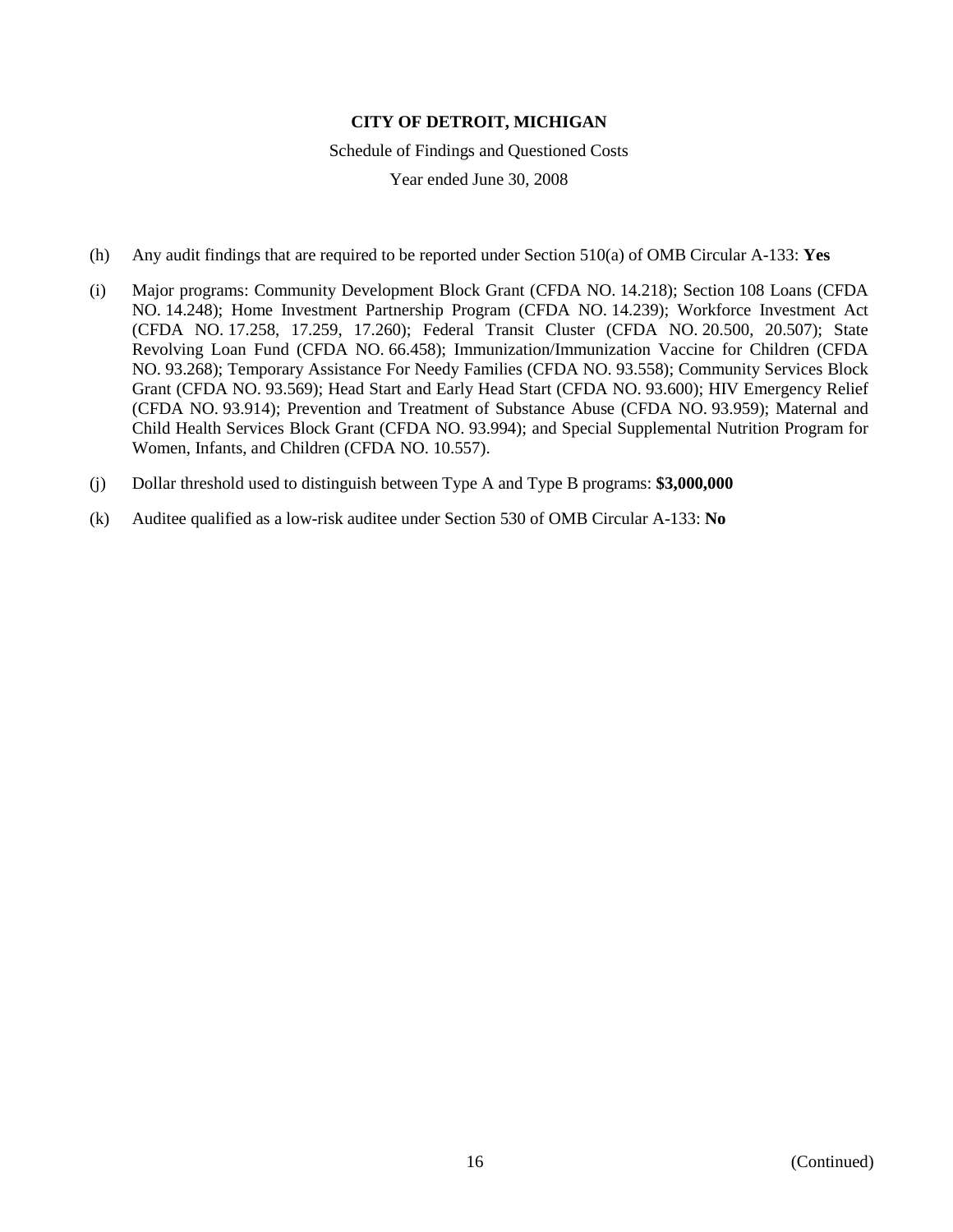**CITY OF DETROIT, MICHIGAN**

Schedule of Findings and Questioned Costs

Year ended June 30, 2008

(h) Any audit findings that are required to be reported under Section 510(a) of OMB Circular A-133: **Yes**

(i) Major programs: Community Development Block Grant (CFDA NO. 14.218); Section 108 Loans (CFDA NO. 14.248); Home Investment Partnership Program (CFDA NO. 14.239); Workforce Investment Act (CFDA NO. 17.258, 17.259, 17.260); Federal Transit Cluster (CFDA NO. 20.500, 20.507); State Revolving Loan Fund (CFDA NO. 66.458); Immunization/Immunization Vaccine for Children (CFDA NO. 93.268); Temporary Assistance For Needy Families (CFDA NO. 93.558); Community Services Block Grant (CFDA NO. 93.569); Head Start and Early Head Start (CFDA NO. 93.600); HIV Emergency Relief (CFDA NO. 93.914); Prevention and Treatment of Substance Abuse (CFDA NO. 93.959); Maternal and Child Health Services Block Grant (CFDA NO. 93.994); and Special Supplemental Nutrition Program for Women, Infants, and Children (CFDA NO. 10.557).

(j) Dollar threshold used to distinguish between Type A and Type B programs: **$3,000,000**

(k) Auditee qualified as a low-risk auditee under Section 530 of OMB Circular A-133: **No**

(Continued)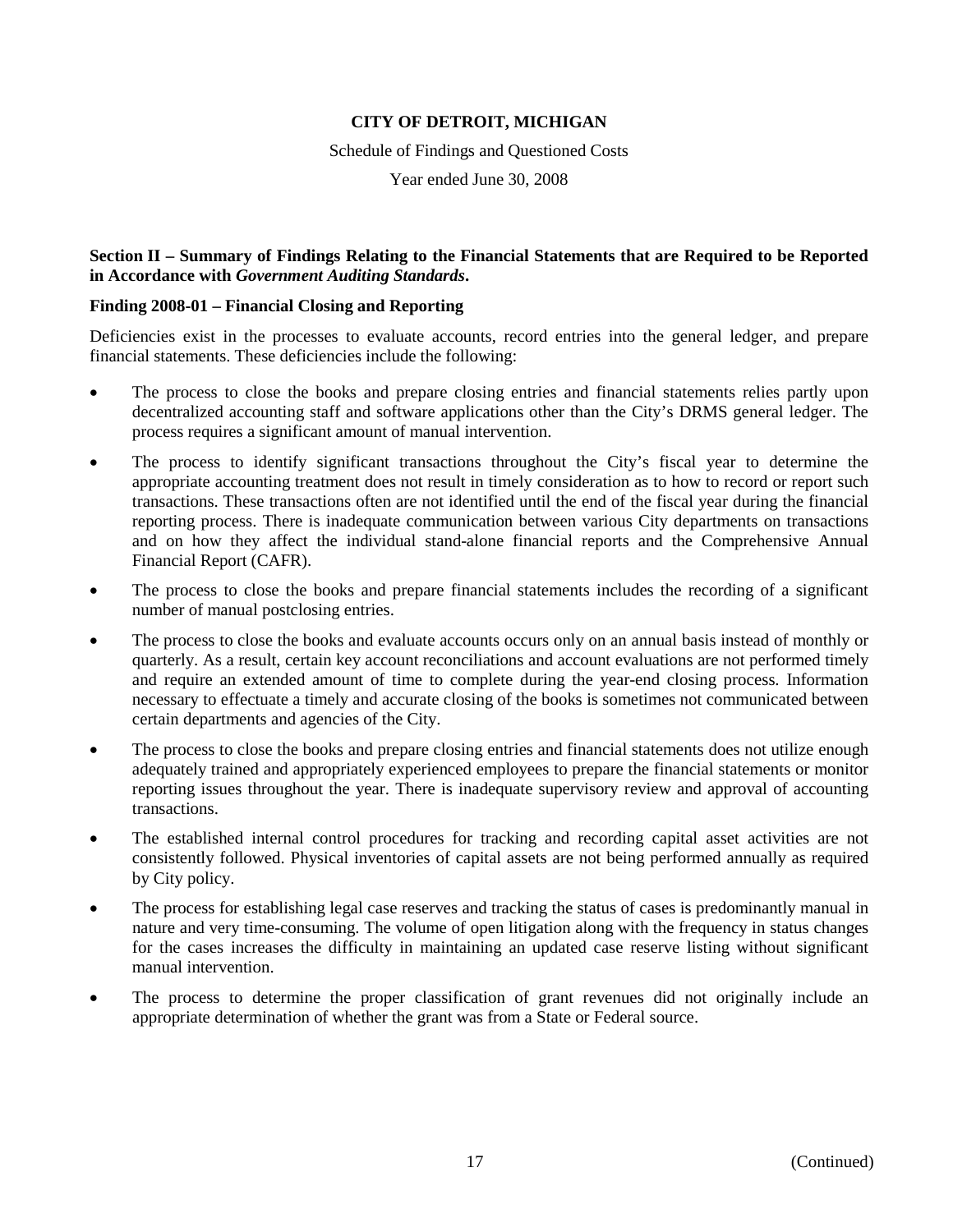**CITY OF DETROIT, MICHIGAN**

Schedule of Findings and Questioned Costs

Year ended June 30, 2008

### Section II – Summary of Findings Relating to the Financial Statements that are Required to be Reported in Accordance with *Government Auditing Standards*.

#### Finding 2008-01 – Financial Closing and Reporting

Deficiencies exist in the processes to evaluate accounts, record entries into the general ledger, and prepare financial statements. These deficiencies include the following:

- The process to close the books and prepare closing entries and financial statements relies partly upon decentralized accounting staff and software applications other than the City's DRMS general ledger. The process requires a significant amount of manual intervention.
- The process to identify significant transactions throughout the City's fiscal year to determine the appropriate accounting treatment does not result in timely consideration as to how to record or report such transactions. These transactions often are not identified until the end of the fiscal year during the financial reporting process. There is inadequate communication between various City departments on transactions and on how they affect the individual stand-alone financial reports and the Comprehensive Annual Financial Report (CAFR).
- The process to close the books and prepare financial statements includes the recording of a significant number of manual postclosing entries.
- The process to close the books and evaluate accounts occurs only on an annual basis instead of monthly or quarterly. As a result, certain key account reconciliations and account evaluations are not performed timely and require an extended amount of time to complete during the year-end closing process. Information necessary to effectuate a timely and accurate closing of the books is sometimes not communicated between certain departments and agencies of the City.
- The process to close the books and prepare closing entries and financial statements does not utilize enough adequately trained and appropriately experienced employees to prepare the financial statements or monitor reporting issues throughout the year. There is inadequate supervisory review and approval of accounting transactions.
- The established internal control procedures for tracking and recording capital asset activities are not consistently followed. Physical inventories of capital assets are not being performed annually as required by City policy.
- The process for establishing legal case reserves and tracking the status of cases is predominantly manual in nature and very time-consuming. The volume of open litigation along with the frequency in status changes for the cases increases the difficulty in maintaining an updated case reserve listing without significant manual intervention.
- The process to determine the proper classification of grant revenues did not originally include an appropriate determination of whether the grant was from a State or Federal source.

(Continued)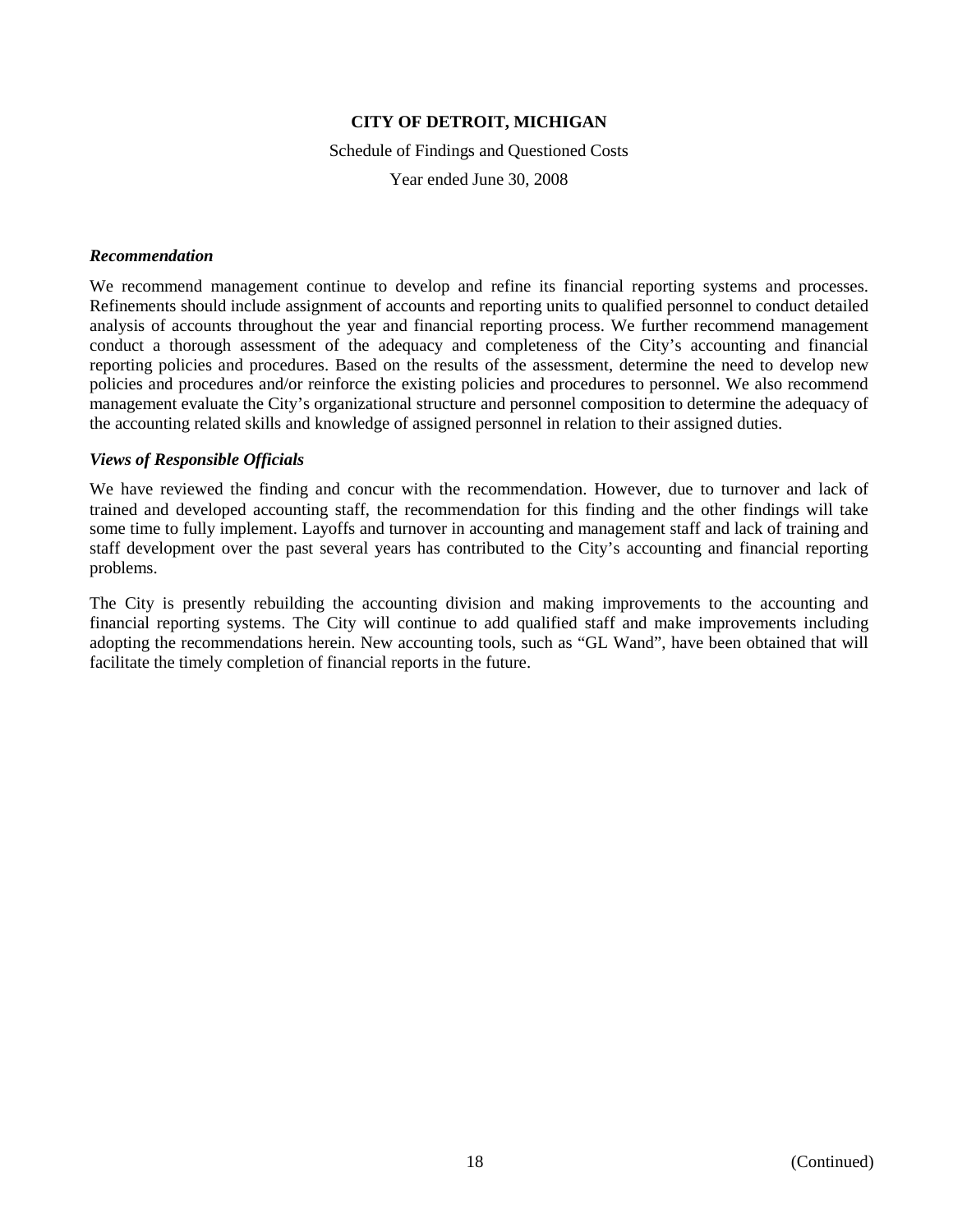*Recommendation*

We recommend management continue to develop and refine its financial reporting systems and processes. Refinements should include assignment of accounts and reporting units to qualified personnel to conduct detailed analysis of accounts throughout the year and financial reporting process. We further recommend management conduct a thorough assessment of the adequacy and completeness of the City's accounting and financial reporting policies and procedures. Based on the results of the assessment, determine the need to develop new policies and procedures and/or reinforce the existing policies and procedures to personnel. We also recommend management evaluate the City's organizational structure and personnel composition to determine the adequacy of the accounting related skills and knowledge of assigned personnel in relation to their assigned duties.

*Views of Responsible Officials*

We have reviewed the finding and concur with the recommendation. However, due to turnover and lack of trained and developed accounting staff, the recommendation for this finding and the other findings will take some time to fully implement. Layoffs and turnover in accounting and management staff and lack of training and staff development over the past several years has contributed to the City's accounting and financial reporting problems.

The City is presently rebuilding the accounting division and making improvements to the accounting and financial reporting systems. The City will continue to add qualified staff and make improvements including adopting the recommendations herein. New accounting tools, such as "GL Wand", have been obtained that will facilitate the timely completion of financial reports in the future.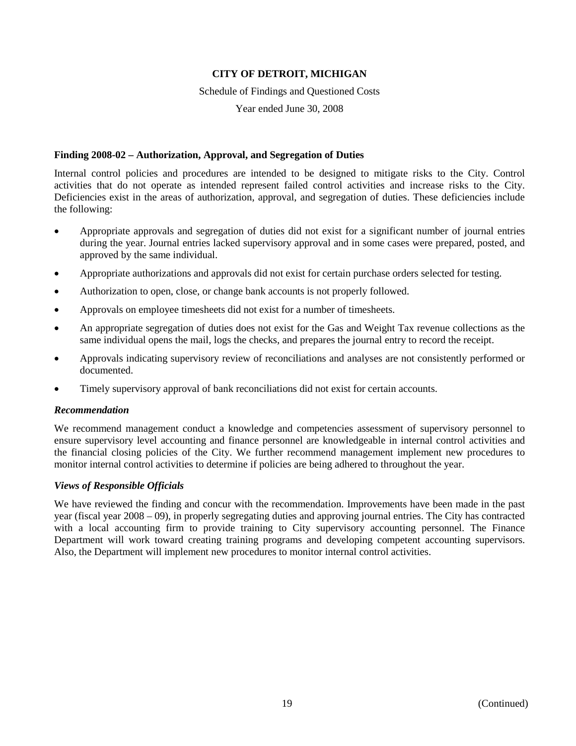**CITY OF DETROIT, MICHIGAN**

Schedule of Findings and Questioned Costs

Year ended June 30, 2008

**Finding 2008-02 – Authorization, Approval, and Segregation of Duties**

Internal control policies and procedures are intended to be designed to mitigate risks to the City. Control activities that do not operate as intended represent failed control activities and increase risks to the City. Deficiencies exist in the areas of authorization, approval, and segregation of duties. These deficiencies include the following:

- Appropriate approvals and segregation of duties did not exist for a significant number of journal entries during the year. Journal entries lacked supervisory approval and in some cases were prepared, posted, and approved by the same individual.
- Appropriate authorizations and approvals did not exist for certain purchase orders selected for testing.
- Authorization to open, close, or change bank accounts is not properly followed.
- Approvals on employee timesheets did not exist for a number of timesheets.
- An appropriate segregation of duties does not exist for the Gas and Weight Tax revenue collections as the same individual opens the mail, logs the checks, and prepares the journal entry to record the receipt.
- Approvals indicating supervisory review of reconciliations and analyses are not consistently performed or documented.
- Timely supervisory approval of bank reconciliations did not exist for certain accounts.

***Recommendation***

We recommend management conduct a knowledge and competencies assessment of supervisory personnel to ensure supervisory level accounting and finance personnel are knowledgeable in internal control activities and the financial closing policies of the City. We further recommend management implement new procedures to monitor internal control activities to determine if policies are being adhered to throughout the year.

***Views of Responsible Officials***

We have reviewed the finding and concur with the recommendation. Improvements have been made in the past year (fiscal year 2008 – 09), in properly segregating duties and approving journal entries. The City has contracted with a local accounting firm to provide training to City supervisory accounting personnel. The Finance Department will work toward creating training programs and developing competent accounting supervisors. Also, the Department will implement new procedures to monitor internal control activities.

(Continued)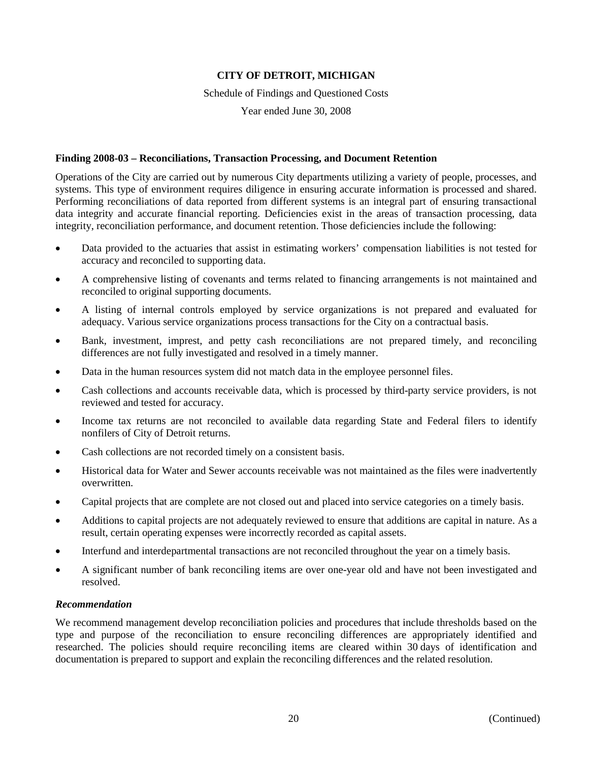**CITY OF DETROIT, MICHIGAN**

Schedule of Findings and Questioned Costs

Year ended June 30, 2008

**Finding 2008-03 – Reconciliations, Transaction Processing, and Document Retention**

Operations of the City are carried out by numerous City departments utilizing a variety of people, processes, and systems. This type of environment requires diligence in ensuring accurate information is processed and shared. Performing reconciliations of data reported from different systems is an integral part of ensuring transactional data integrity and accurate financial reporting. Deficiencies exist in the areas of transaction processing, data integrity, reconciliation performance, and document retention. Those deficiencies include the following:

- Data provided to the actuaries that assist in estimating workers' compensation liabilities is not tested for accuracy and reconciled to supporting data.
- A comprehensive listing of covenants and terms related to financing arrangements is not maintained and reconciled to original supporting documents.
- A listing of internal controls employed by service organizations is not prepared and evaluated for adequacy. Various service organizations process transactions for the City on a contractual basis.
- Bank, investment, imprest, and petty cash reconciliations are not prepared timely, and reconciling differences are not fully investigated and resolved in a timely manner.
- Data in the human resources system did not match data in the employee personnel files.
- Cash collections and accounts receivable data, which is processed by third-party service providers, is not reviewed and tested for accuracy.
- Income tax returns are not reconciled to available data regarding State and Federal filers to identify nonfilers of City of Detroit returns.
- Cash collections are not recorded timely on a consistent basis.
- Historical data for Water and Sewer accounts receivable was not maintained as the files were inadvertently overwritten.
- Capital projects that are complete are not closed out and placed into service categories on a timely basis.
- Additions to capital projects are not adequately reviewed to ensure that additions are capital in nature. As a result, certain operating expenses were incorrectly recorded as capital assets.
- Interfund and interdepartmental transactions are not reconciled throughout the year on a timely basis.
- A significant number of bank reconciling items are over one-year old and have not been investigated and resolved.

***Recommendation***

We recommend management develop reconciliation policies and procedures that include thresholds based on the type and purpose of the reconciliation to ensure reconciling differences are appropriately identified and researched. The policies should require reconciling items are cleared within 30 days of identification and documentation is prepared to support and explain the reconciling differences and the related resolution.

(Continued)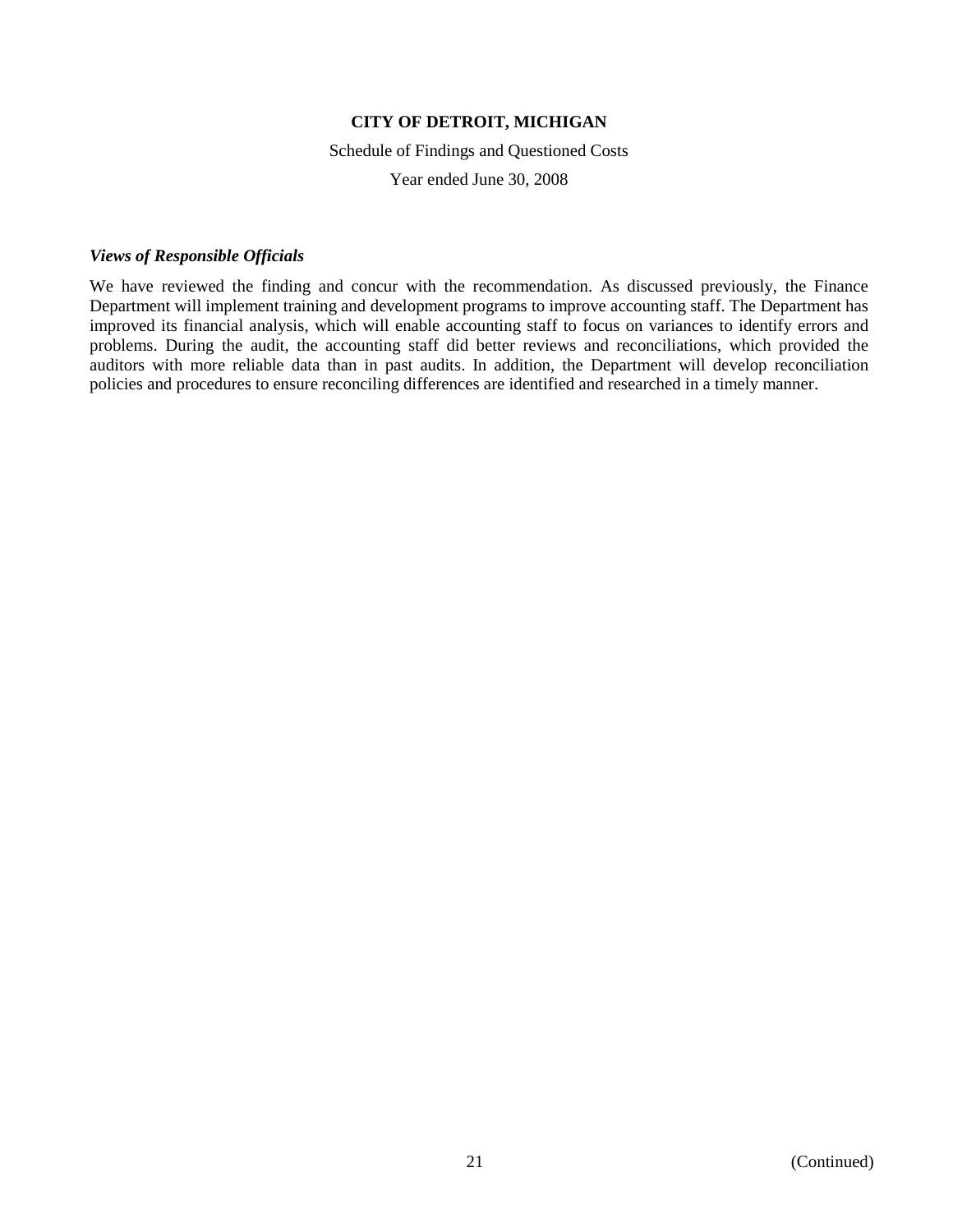# CITY OF DETROIT, MICHIGAN

Schedule of Findings and Questioned Costs

Year ended June 30, 2008

***Views of Responsible Officials***

We have reviewed the finding and concur with the recommendation. As discussed previously, the Finance Department will implement training and development programs to improve accounting staff. The Department has improved its financial analysis, which will enable accounting staff to focus on variances to identify errors and problems. During the audit, the accounting staff did better reviews and reconciliations, which provided the auditors with more reliable data than in past audits. In addition, the Department will develop reconciliation policies and procedures to ensure reconciling differences are identified and researched in a timely manner.

(Continued)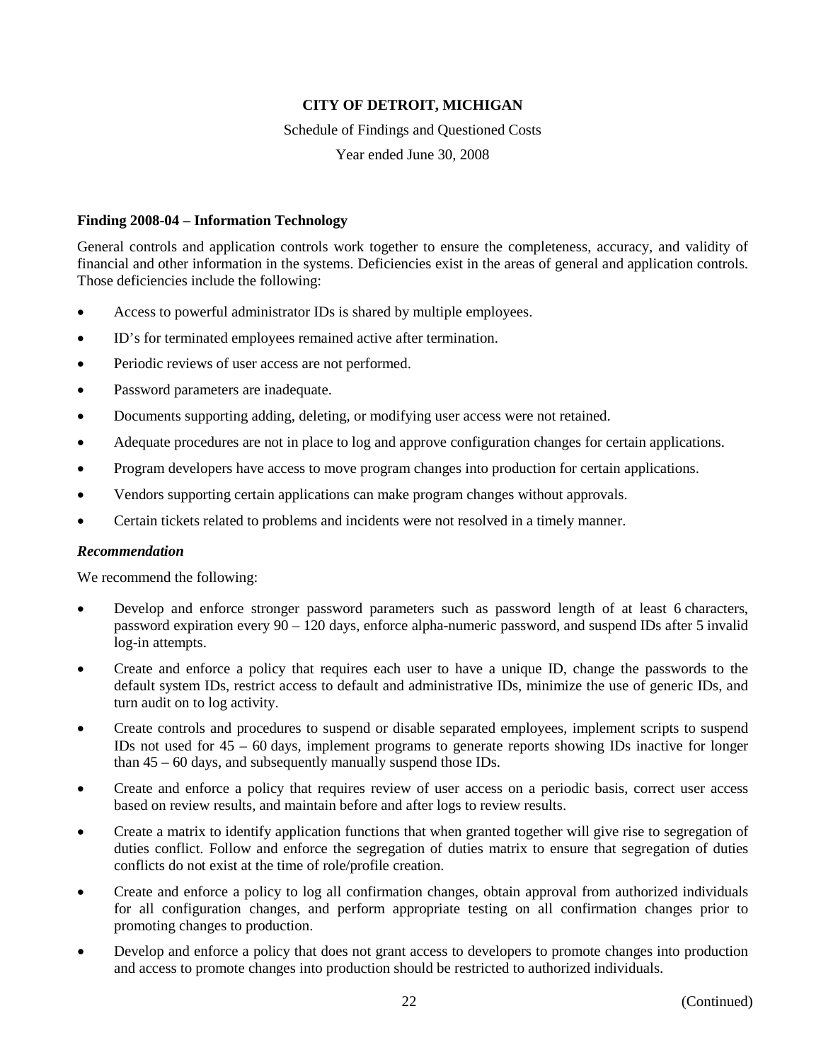**CITY OF DETROIT, MICHIGAN**

Schedule of Findings and Questioned Costs

Year ended June 30, 2008

**Finding 2008-04 – Information Technology**

General controls and application controls work together to ensure the completeness, accuracy, and validity of financial and other information in the systems. Deficiencies exist in the areas of general and application controls. Those deficiencies include the following:

- Access to powerful administrator IDs is shared by multiple employees.
- ID's for terminated employees remained active after termination.
- Periodic reviews of user access are not performed.
- Password parameters are inadequate.
- Documents supporting adding, deleting, or modifying user access were not retained.
- Adequate procedures are not in place to log and approve configuration changes for certain applications.
- Program developers have access to move program changes into production for certain applications.
- Vendors supporting certain applications can make program changes without approvals.
- Certain tickets related to problems and incidents were not resolved in a timely manner.

***Recommendation***

We recommend the following:

- Develop and enforce stronger password parameters such as password length of at least 6 characters, password expiration every 90 – 120 days, enforce alpha-numeric password, and suspend IDs after 5 invalid log-in attempts.
- Create and enforce a policy that requires each user to have a unique ID, change the passwords to the default system IDs, restrict access to default and administrative IDs, minimize the use of generic IDs, and turn audit on to log activity.
- Create controls and procedures to suspend or disable separated employees, implement scripts to suspend IDs not used for 45 – 60 days, implement programs to generate reports showing IDs inactive for longer than 45 – 60 days, and subsequently manually suspend those IDs.
- Create and enforce a policy that requires review of user access on a periodic basis, correct user access based on review results, and maintain before and after logs to review results.
- Create a matrix to identify application functions that when granted together will give rise to segregation of duties conflict. Follow and enforce the segregation of duties matrix to ensure that segregation of duties conflicts do not exist at the time of role/profile creation.
- Create and enforce a policy to log all confirmation changes, obtain approval from authorized individuals for all configuration changes, and perform appropriate testing on all confirmation changes prior to promoting changes to production.
- Develop and enforce a policy that does not grant access to developers to promote changes into production and access to promote changes into production should be restricted to authorized individuals.

(Continued)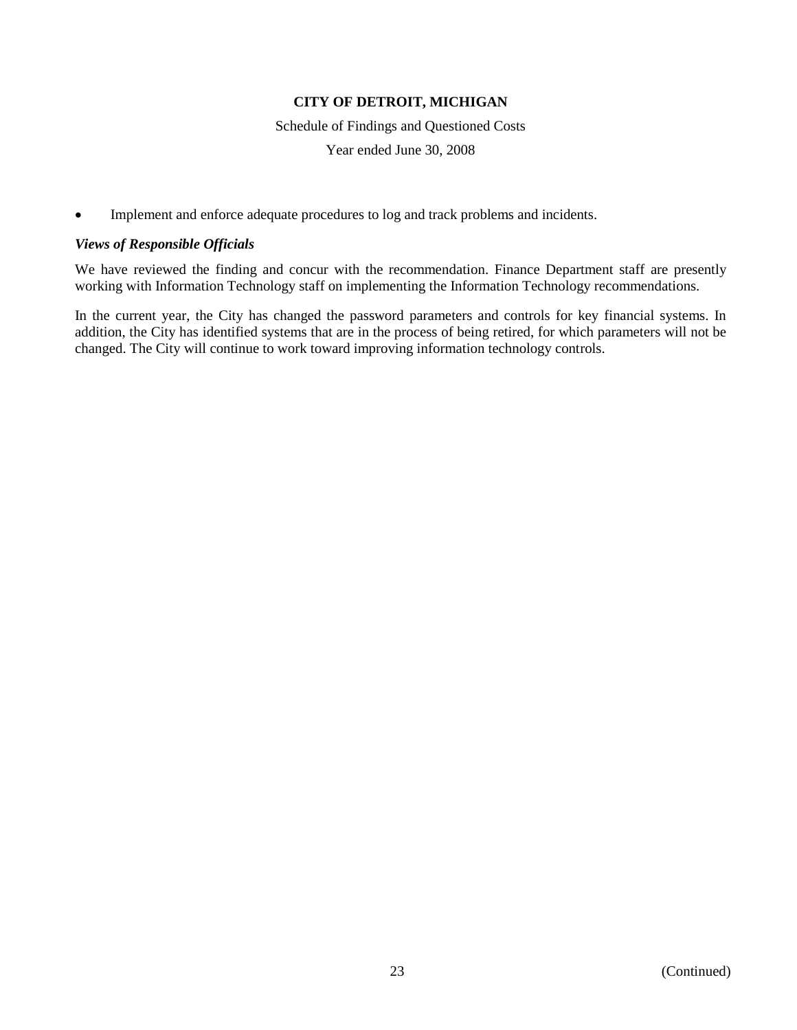- Implement and enforce adequate procedures to log and track problems and incidents.

***Views of Responsible Officials***

We have reviewed the finding and concur with the recommendation. Finance Department staff are presently working with Information Technology staff on implementing the Information Technology recommendations.

In the current year, the City has changed the password parameters and controls for key financial systems. In addition, the City has identified systems that are in the process of being retired, for which parameters will not be changed. The City will continue to work toward improving information technology controls.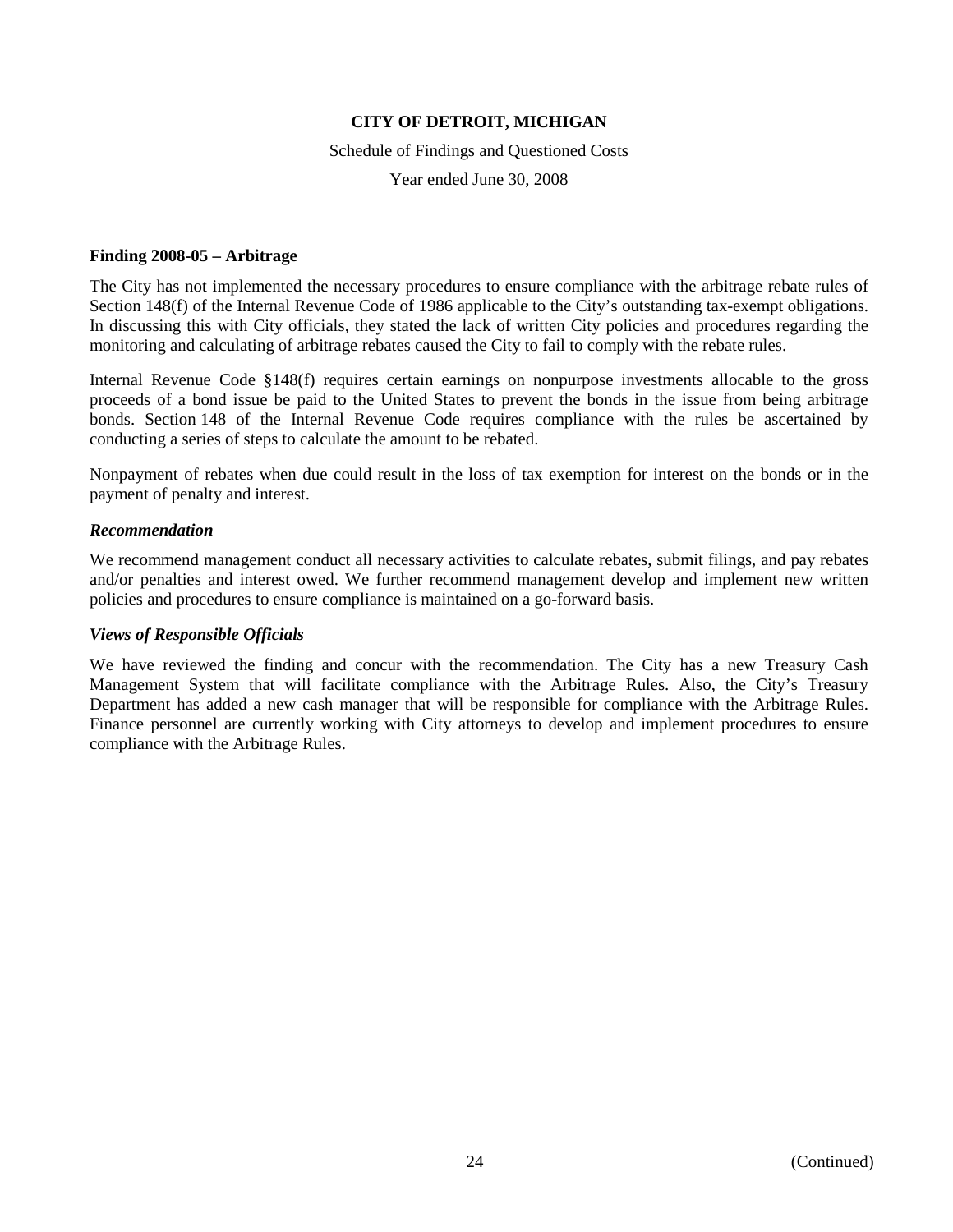**CITY OF DETROIT, MICHIGAN**

Schedule of Findings and Questioned Costs

Year ended June 30, 2008

**Finding 2008-05 – Arbitrage**

The City has not implemented the necessary procedures to ensure compliance with the arbitrage rebate rules of Section 148(f) of the Internal Revenue Code of 1986 applicable to the City's outstanding tax-exempt obligations. In discussing this with City officials, they stated the lack of written City policies and procedures regarding the monitoring and calculating of arbitrage rebates caused the City to fail to comply with the rebate rules.

Internal Revenue Code §148(f) requires certain earnings on nonpurpose investments allocable to the gross proceeds of a bond issue be paid to the United States to prevent the bonds in the issue from being arbitrage bonds. Section 148 of the Internal Revenue Code requires compliance with the rules be ascertained by conducting a series of steps to calculate the amount to be rebated.

Nonpayment of rebates when due could result in the loss of tax exemption for interest on the bonds or in the payment of penalty and interest.

***Recommendation***

We recommend management conduct all necessary activities to calculate rebates, submit filings, and pay rebates and/or penalties and interest owed. We further recommend management develop and implement new written policies and procedures to ensure compliance is maintained on a go-forward basis.

***Views of Responsible Officials***

We have reviewed the finding and concur with the recommendation. The City has a new Treasury Cash Management System that will facilitate compliance with the Arbitrage Rules. Also, the City's Treasury Department has added a new cash manager that will be responsible for compliance with the Arbitrage Rules. Finance personnel are currently working with City attorneys to develop and implement procedures to ensure compliance with the Arbitrage Rules.

(Continued)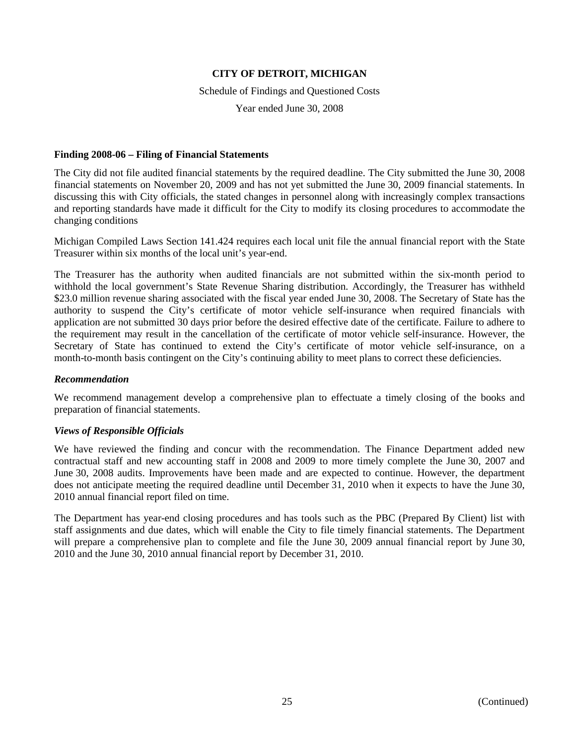**CITY OF DETROIT, MICHIGAN**

Schedule of Findings and Questioned Costs

Year ended June 30, 2008

**Finding 2008-06 – Filing of Financial Statements**

The City did not file audited financial statements by the required deadline. The City submitted the June 30, 2008 financial statements on November 20, 2009 and has not yet submitted the June 30, 2009 financial statements. In discussing this with City officials, the stated changes in personnel along with increasingly complex transactions and reporting standards have made it difficult for the City to modify its closing procedures to accommodate the changing conditions

Michigan Compiled Laws Section 141.424 requires each local unit file the annual financial report with the State Treasurer within six months of the local unit's year-end.

The Treasurer has the authority when audited financials are not submitted within the six-month period to withhold the local government's State Revenue Sharing distribution. Accordingly, the Treasurer has withheld \$23.0 million revenue sharing associated with the fiscal year ended June 30, 2008. The Secretary of State has the authority to suspend the City's certificate of motor vehicle self-insurance when required financials with application are not submitted 30 days prior before the desired effective date of the certificate. Failure to adhere to the requirement may result in the cancellation of the certificate of motor vehicle self-insurance. However, the Secretary of State has continued to extend the City's certificate of motor vehicle self-insurance, on a month-to-month basis contingent on the City's continuing ability to meet plans to correct these deficiencies.

***Recommendation***

We recommend management develop a comprehensive plan to effectuate a timely closing of the books and preparation of financial statements.

***Views of Responsible Officials***

We have reviewed the finding and concur with the recommendation. The Finance Department added new contractual staff and new accounting staff in 2008 and 2009 to more timely complete the June 30, 2007 and June 30, 2008 audits. Improvements have been made and are expected to continue. However, the department does not anticipate meeting the required deadline until December 31, 2010 when it expects to have the June 30, 2010 annual financial report filed on time.

The Department has year-end closing procedures and has tools such as the PBC (Prepared By Client) list with staff assignments and due dates, which will enable the City to file timely financial statements. The Department will prepare a comprehensive plan to complete and file the June 30, 2009 annual financial report by June 30, 2010 and the June 30, 2010 annual financial report by December 31, 2010.

(Continued)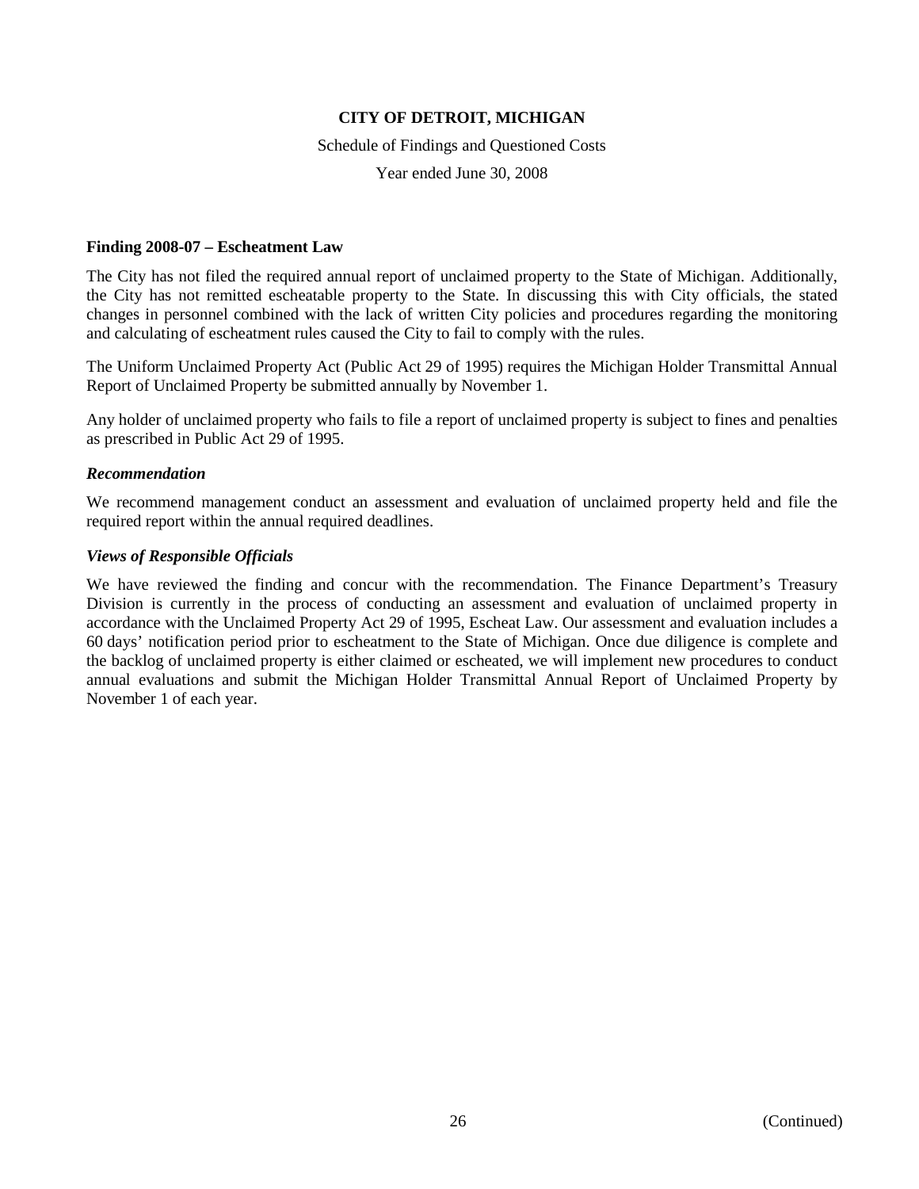**CITY OF DETROIT, MICHIGAN**

Schedule of Findings and Questioned Costs

Year ended June 30, 2008

**Finding 2008-07 – Escheatment Law**

The City has not filed the required annual report of unclaimed property to the State of Michigan. Additionally, the City has not remitted escheatable property to the State. In discussing this with City officials, the stated changes in personnel combined with the lack of written City policies and procedures regarding the monitoring and calculating of escheatment rules caused the City to fail to comply with the rules.

The Uniform Unclaimed Property Act (Public Act 29 of 1995) requires the Michigan Holder Transmittal Annual Report of Unclaimed Property be submitted annually by November 1.

Any holder of unclaimed property who fails to file a report of unclaimed property is subject to fines and penalties as prescribed in Public Act 29 of 1995.

***Recommendation***

We recommend management conduct an assessment and evaluation of unclaimed property held and file the required report within the annual required deadlines.

***Views of Responsible Officials***

We have reviewed the finding and concur with the recommendation. The Finance Department's Treasury Division is currently in the process of conducting an assessment and evaluation of unclaimed property in accordance with the Unclaimed Property Act 29 of 1995, Escheat Law. Our assessment and evaluation includes a 60 days' notification period prior to escheatment to the State of Michigan. Once due diligence is complete and the backlog of unclaimed property is either claimed or escheated, we will implement new procedures to conduct annual evaluations and submit the Michigan Holder Transmittal Annual Report of Unclaimed Property by November 1 of each year.

(Continued)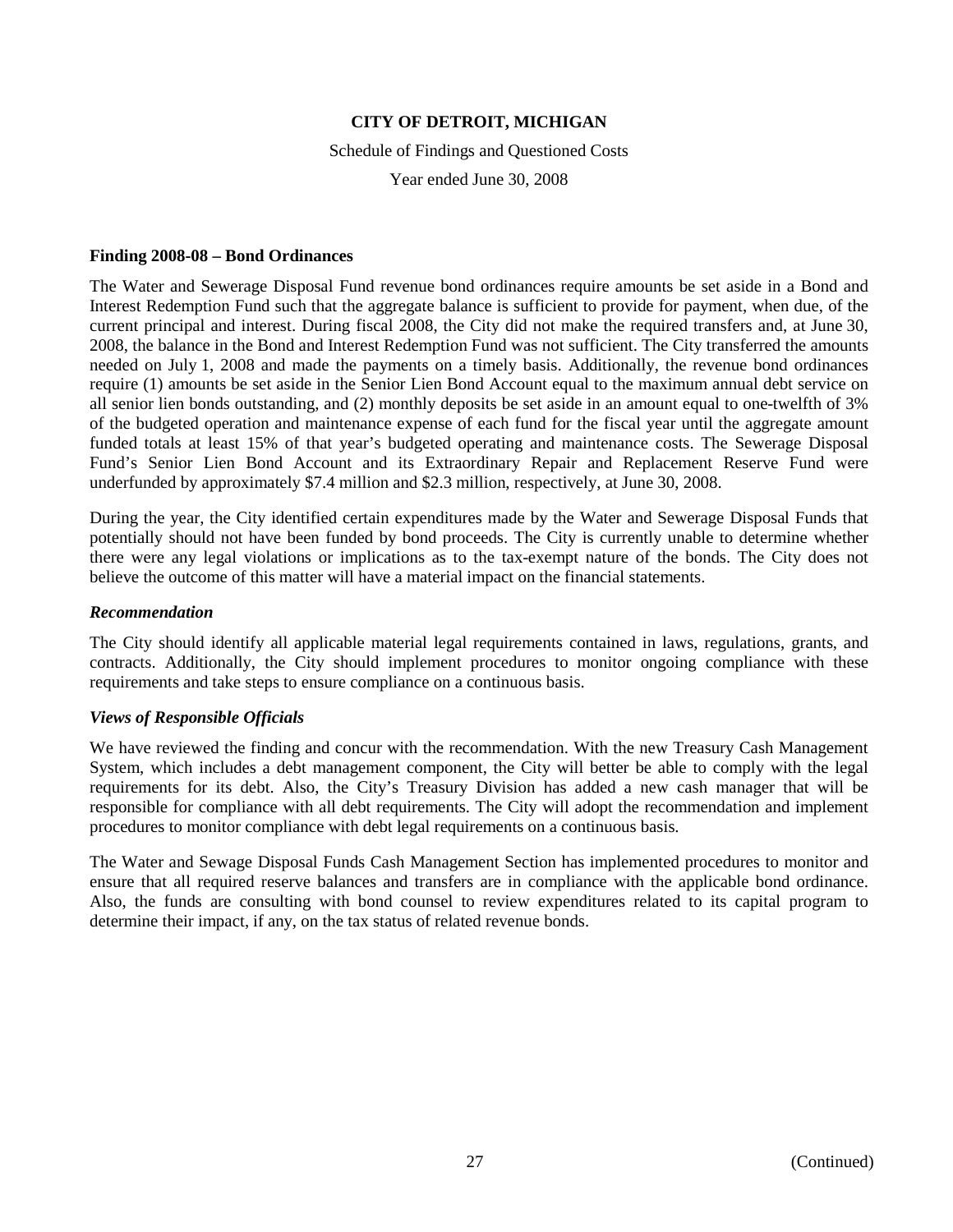**CITY OF DETROIT, MICHIGAN**

Schedule of Findings and Questioned Costs

Year ended June 30, 2008

**Finding 2008-08 – Bond Ordinances**

The Water and Sewerage Disposal Fund revenue bond ordinances require amounts be set aside in a Bond and Interest Redemption Fund such that the aggregate balance is sufficient to provide for payment, when due, of the current principal and interest. During fiscal 2008, the City did not make the required transfers and, at June 30, 2008, the balance in the Bond and Interest Redemption Fund was not sufficient. The City transferred the amounts needed on July 1, 2008 and made the payments on a timely basis. Additionally, the revenue bond ordinances require (1) amounts be set aside in the Senior Lien Bond Account equal to the maximum annual debt service on all senior lien bonds outstanding, and (2) monthly deposits be set aside in an amount equal to one-twelfth of 3% of the budgeted operation and maintenance expense of each fund for the fiscal year until the aggregate amount funded totals at least 15% of that year's budgeted operating and maintenance costs. The Sewerage Disposal Fund's Senior Lien Bond Account and its Extraordinary Repair and Replacement Reserve Fund were underfunded by approximately $7.4 million and $2.3 million, respectively, at June 30, 2008.

During the year, the City identified certain expenditures made by the Water and Sewerage Disposal Funds that potentially should not have been funded by bond proceeds. The City is currently unable to determine whether there were any legal violations or implications as to the tax-exempt nature of the bonds. The City does not believe the outcome of this matter will have a material impact on the financial statements.

***Recommendation***

The City should identify all applicable material legal requirements contained in laws, regulations, grants, and contracts. Additionally, the City should implement procedures to monitor ongoing compliance with these requirements and take steps to ensure compliance on a continuous basis.

***Views of Responsible Officials***

We have reviewed the finding and concur with the recommendation. With the new Treasury Cash Management System, which includes a debt management component, the City will better be able to comply with the legal requirements for its debt. Also, the City's Treasury Division has added a new cash manager that will be responsible for compliance with all debt requirements. The City will adopt the recommendation and implement procedures to monitor compliance with debt legal requirements on a continuous basis.

The Water and Sewage Disposal Funds Cash Management Section has implemented procedures to monitor and ensure that all required reserve balances and transfers are in compliance with the applicable bond ordinance. Also, the funds are consulting with bond counsel to review expenditures related to its capital program to determine their impact, if any, on the tax status of related revenue bonds.

(Continued)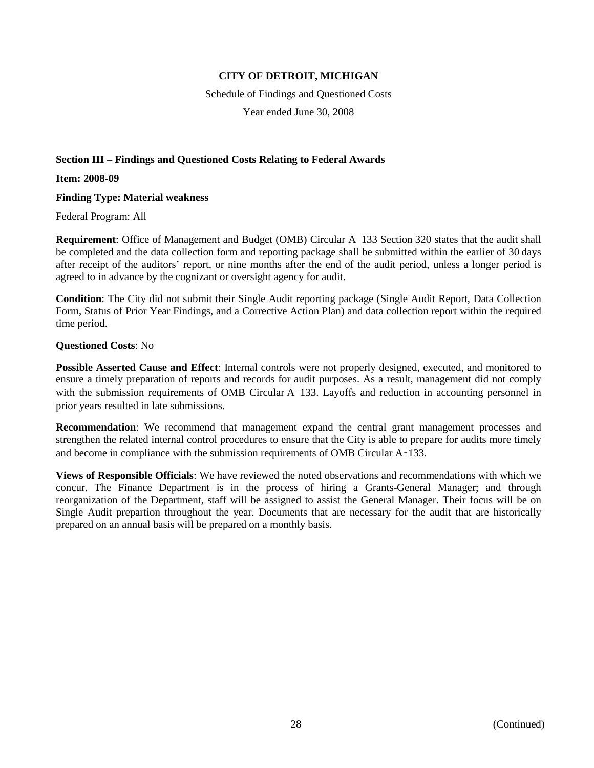**CITY OF DETROIT, MICHIGAN**

Schedule of Findings and Questioned Costs

Year ended June 30, 2008

**Section III – Findings and Questioned Costs Relating to Federal Awards**

**Item: 2008-09**

**Finding Type: Material weakness**

Federal Program: All

**Requirement**: Office of Management and Budget (OMB) Circular A‑133 Section 320 states that the audit shall be completed and the data collection form and reporting package shall be submitted within the earlier of 30 days after receipt of the auditors' report, or nine months after the end of the audit period, unless a longer period is agreed to in advance by the cognizant or oversight agency for audit.

**Condition**: The City did not submit their Single Audit reporting package (Single Audit Report, Data Collection Form, Status of Prior Year Findings, and a Corrective Action Plan) and data collection report within the required time period.

**Questioned Costs**: No

**Possible Asserted Cause and Effect**: Internal controls were not properly designed, executed, and monitored to ensure a timely preparation of reports and records for audit purposes. As a result, management did not comply with the submission requirements of OMB Circular A‑133. Layoffs and reduction in accounting personnel in prior years resulted in late submissions.

**Recommendation**: We recommend that management expand the central grant management processes and strengthen the related internal control procedures to ensure that the City is able to prepare for audits more timely and become in compliance with the submission requirements of OMB Circular A‑133.

**Views of Responsible Officials**: We have reviewed the noted observations and recommendations with which we concur. The Finance Department is in the process of hiring a Grants-General Manager; and through reorganization of the Department, staff will be assigned to assist the General Manager. Their focus will be on Single Audit prepartion throughout the year. Documents that are necessary for the audit that are historically prepared on an annual basis will be prepared on a monthly basis.

(Continued)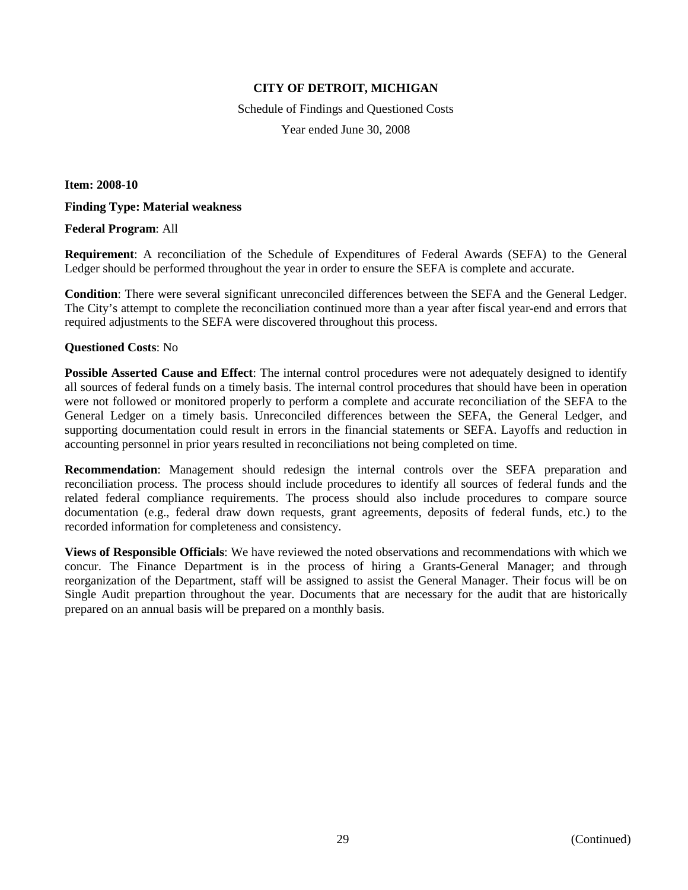**CITY OF DETROIT, MICHIGAN**

Schedule of Findings and Questioned Costs

Year ended June 30, 2008

**Item: 2008-10**

**Finding Type: Material weakness**

**Federal Program**: All

**Requirement**: A reconciliation of the Schedule of Expenditures of Federal Awards (SEFA) to the General Ledger should be performed throughout the year in order to ensure the SEFA is complete and accurate.

**Condition**: There were several significant unreconciled differences between the SEFA and the General Ledger. The City's attempt to complete the reconciliation continued more than a year after fiscal year-end and errors that required adjustments to the SEFA were discovered throughout this process.

**Questioned Costs**: No

**Possible Asserted Cause and Effect**: The internal control procedures were not adequately designed to identify all sources of federal funds on a timely basis. The internal control procedures that should have been in operation were not followed or monitored properly to perform a complete and accurate reconciliation of the SEFA to the General Ledger on a timely basis. Unreconciled differences between the SEFA, the General Ledger, and supporting documentation could result in errors in the financial statements or SEFA. Layoffs and reduction in accounting personnel in prior years resulted in reconciliations not being completed on time.

**Recommendation**: Management should redesign the internal controls over the SEFA preparation and reconciliation process. The process should include procedures to identify all sources of federal funds and the related federal compliance requirements. The process should also include procedures to compare source documentation (e.g., federal draw down requests, grant agreements, deposits of federal funds, etc.) to the recorded information for completeness and consistency.

**Views of Responsible Officials**: We have reviewed the noted observations and recommendations with which we concur. The Finance Department is in the process of hiring a Grants-General Manager; and through reorganization of the Department, staff will be assigned to assist the General Manager. Their focus will be on Single Audit prepartion throughout the year. Documents that are necessary for the audit that are historically prepared on an annual basis will be prepared on a monthly basis.

(Continued)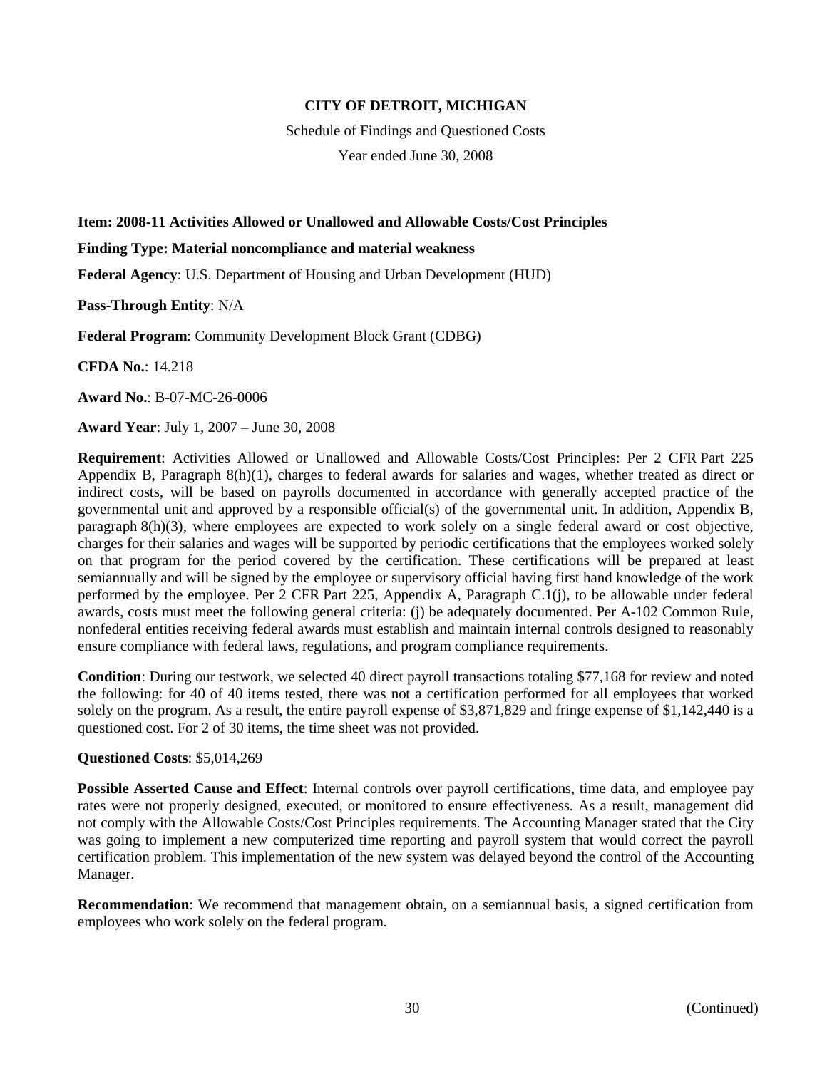**CITY OF DETROIT, MICHIGAN**

Schedule of Findings and Questioned Costs

Year ended June 30, 2008

**Item: 2008-11 Activities Allowed or Unallowed and Allowable Costs/Cost Principles**

**Finding Type: Material noncompliance and material weakness**

**Federal Agency**: U.S. Department of Housing and Urban Development (HUD)

**Pass-Through Entity**: N/A

**Federal Program**: Community Development Block Grant (CDBG)

**CFDA No.**: 14.218

**Award No.**: B-07-MC-26-0006

**Award Year**: July 1, 2007 – June 30, 2008

**Requirement**: Activities Allowed or Unallowed and Allowable Costs/Cost Principles: Per 2 CFR Part 225 Appendix B, Paragraph 8(h)(1), charges to federal awards for salaries and wages, whether treated as direct or indirect costs, will be based on payrolls documented in accordance with generally accepted practice of the governmental unit and approved by a responsible official(s) of the governmental unit. In addition, Appendix B, paragraph 8(h)(3), where employees are expected to work solely on a single federal award or cost objective, charges for their salaries and wages will be supported by periodic certifications that the employees worked solely on that program for the period covered by the certification. These certifications will be prepared at least semiannually and will be signed by the employee or supervisory official having first hand knowledge of the work performed by the employee. Per 2 CFR Part 225, Appendix A, Paragraph C.1(j), to be allowable under federal awards, costs must meet the following general criteria: (j) be adequately documented. Per A-102 Common Rule, nonfederal entities receiving federal awards must establish and maintain internal controls designed to reasonably ensure compliance with federal laws, regulations, and program compliance requirements.

**Condition**: During our testwork, we selected 40 direct payroll transactions totaling $77,168 for review and noted the following: for 40 of 40 items tested, there was not a certification performed for all employees that worked solely on the program. As a result, the entire payroll expense of $3,871,829 and fringe expense of $1,142,440 is a questioned cost. For 2 of 30 items, the time sheet was not provided.

**Questioned Costs**: $5,014,269

**Possible Asserted Cause and Effect**: Internal controls over payroll certifications, time data, and employee pay rates were not properly designed, executed, or monitored to ensure effectiveness. As a result, management did not comply with the Allowable Costs/Cost Principles requirements. The Accounting Manager stated that the City was going to implement a new computerized time reporting and payroll system that would correct the payroll certification problem. This implementation of the new system was delayed beyond the control of the Accounting Manager.

**Recommendation**: We recommend that management obtain, on a semiannual basis, a signed certification from employees who work solely on the federal program.

(Continued)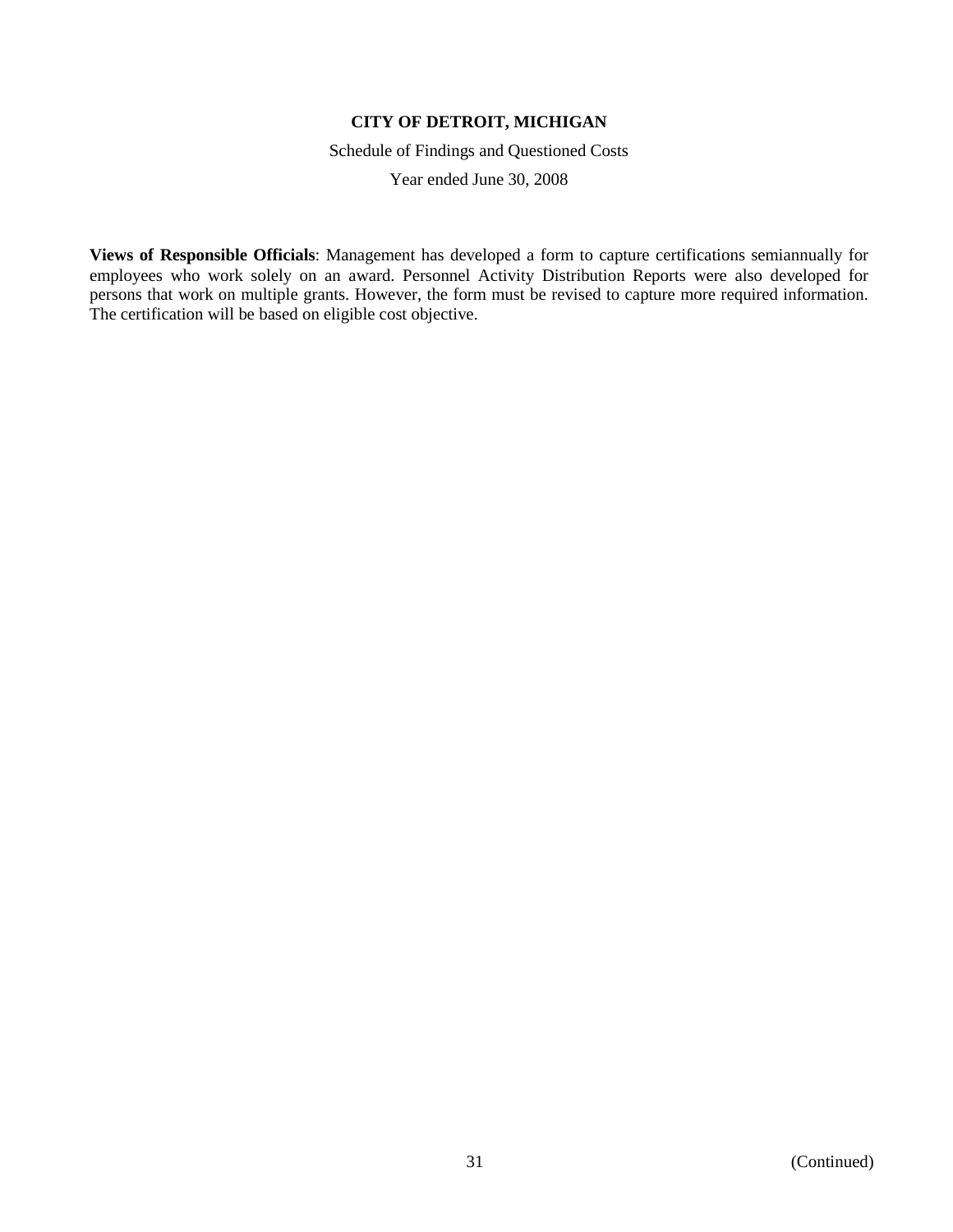**Views of Responsible Officials**: Management has developed a form to capture certifications semiannually for employees who work solely on an award. Personnel Activity Distribution Reports were also developed for persons that work on multiple grants. However, the form must be revised to capture more required information. The certification will be based on eligible cost objective.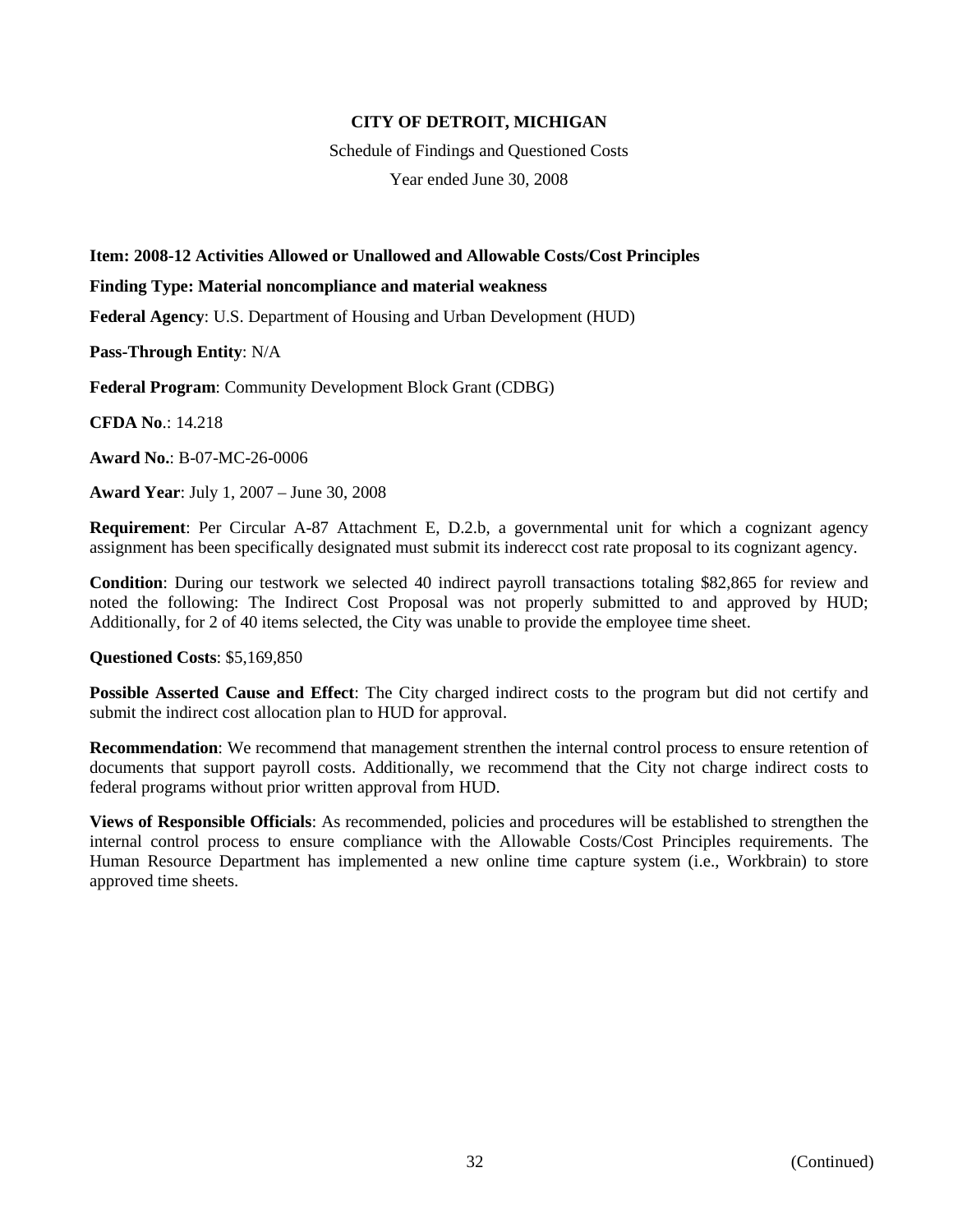**CITY OF DETROIT, MICHIGAN**

Schedule of Findings and Questioned Costs

Year ended June 30, 2008

**Item: 2008-12 Activities Allowed or Unallowed and Allowable Costs/Cost Principles**

**Finding Type: Material noncompliance and material weakness**

**Federal Agency**: U.S. Department of Housing and Urban Development (HUD)

**Pass-Through Entity**: N/A

**Federal Program**: Community Development Block Grant (CDBG)

**CFDA No**.: 14.218

**Award No.**: B-07-MC-26-0006

**Award Year**: July 1, 2007 – June 30, 2008

**Requirement**: Per Circular A-87 Attachment E, D.2.b, a governmental unit for which a cognizant agency assignment has been specifically designated must submit its inderecct cost rate proposal to its cognizant agency.

**Condition**: During our testwork we selected 40 indirect payroll transactions totaling $82,865 for review and noted the following: The Indirect Cost Proposal was not properly submitted to and approved by HUD; Additionally, for 2 of 40 items selected, the City was unable to provide the employee time sheet.

**Questioned Costs**: $5,169,850

**Possible Asserted Cause and Effect**: The City charged indirect costs to the program but did not certify and submit the indirect cost allocation plan to HUD for approval.

**Recommendation**: We recommend that management strenthen the internal control process to ensure retention of documents that support payroll costs. Additionally, we recommend that the City not charge indirect costs to federal programs without prior written approval from HUD.

**Views of Responsible Officials**: As recommended, policies and procedures will be established to strengthen the internal control process to ensure compliance with the Allowable Costs/Cost Principles requirements. The Human Resource Department has implemented a new online time capture system (i.e., Workbrain) to store approved time sheets.

(Continued)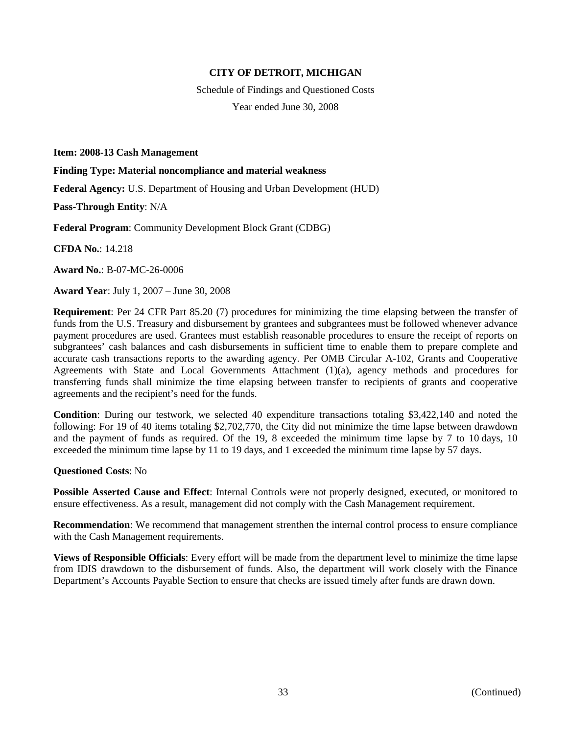**CITY OF DETROIT, MICHIGAN**

Schedule of Findings and Questioned Costs

Year ended June 30, 2008

**Item: 2008-13 Cash Management**

**Finding Type: Material noncompliance and material weakness**

**Federal Agency:** U.S. Department of Housing and Urban Development (HUD)

**Pass-Through Entity**: N/A

**Federal Program**: Community Development Block Grant (CDBG)

**CFDA No.**: 14.218

**Award No.**: B-07-MC-26-0006

**Award Year**: July 1, 2007 – June 30, 2008

**Requirement**: Per 24 CFR Part 85.20 (7) procedures for minimizing the time elapsing between the transfer of funds from the U.S. Treasury and disbursement by grantees and subgrantees must be followed whenever advance payment procedures are used. Grantees must establish reasonable procedures to ensure the receipt of reports on subgrantees' cash balances and cash disbursements in sufficient time to enable them to prepare complete and accurate cash transactions reports to the awarding agency. Per OMB Circular A-102, Grants and Cooperative Agreements with State and Local Governments Attachment (1)(a), agency methods and procedures for transferring funds shall minimize the time elapsing between transfer to recipients of grants and cooperative agreements and the recipient's need for the funds.

**Condition**: During our testwork, we selected 40 expenditure transactions totaling $3,422,140 and noted the following: For 19 of 40 items totaling $2,702,770, the City did not minimize the time lapse between drawdown and the payment of funds as required. Of the 19, 8 exceeded the minimum time lapse by 7 to 10 days, 10 exceeded the minimum time lapse by 11 to 19 days, and 1 exceeded the minimum time lapse by 57 days.

**Questioned Costs**: No

**Possible Asserted Cause and Effect**: Internal Controls were not properly designed, executed, or monitored to ensure effectiveness. As a result, management did not comply with the Cash Management requirement.

**Recommendation**: We recommend that management strenthen the internal control process to ensure compliance with the Cash Management requirements.

**Views of Responsible Officials**: Every effort will be made from the department level to minimize the time lapse from IDIS drawdown to the disbursement of funds. Also, the department will work closely with the Finance Department's Accounts Payable Section to ensure that checks are issued timely after funds are drawn down.

(Continued)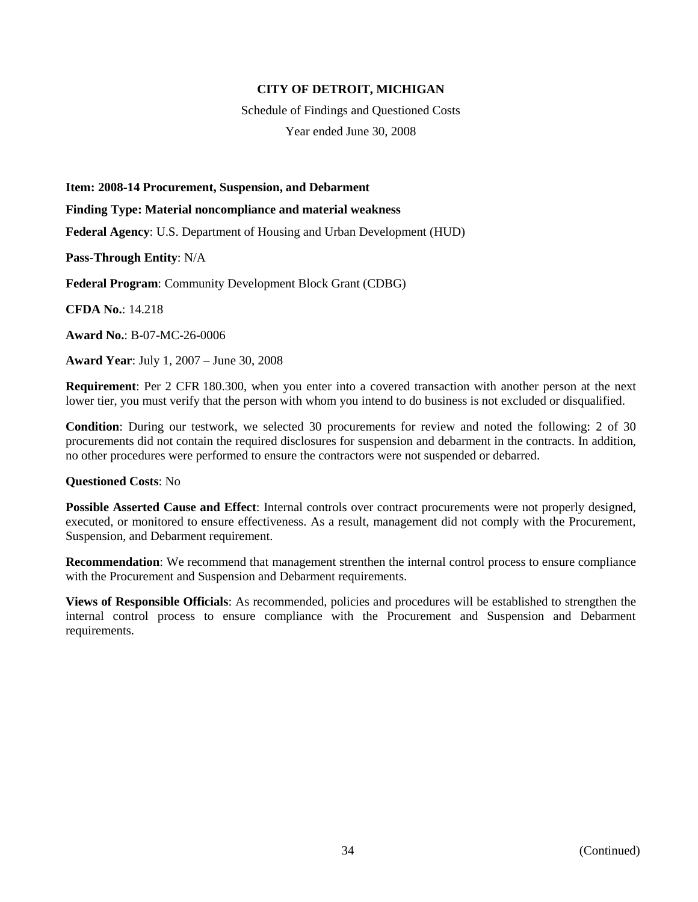**CITY OF DETROIT, MICHIGAN**

Schedule of Findings and Questioned Costs

Year ended June 30, 2008

**Item: 2008-14 Procurement, Suspension, and Debarment**

**Finding Type: Material noncompliance and material weakness**

**Federal Agency**: U.S. Department of Housing and Urban Development (HUD)

**Pass-Through Entity**: N/A

**Federal Program**: Community Development Block Grant (CDBG)

**CFDA No.**: 14.218

**Award No.**: B-07-MC-26-0006

**Award Year**: July 1, 2007 – June 30, 2008

**Requirement**: Per 2 CFR 180.300, when you enter into a covered transaction with another person at the next lower tier, you must verify that the person with whom you intend to do business is not excluded or disqualified.

**Condition**: During our testwork, we selected 30 procurements for review and noted the following: 2 of 30 procurements did not contain the required disclosures for suspension and debarment in the contracts. In addition, no other procedures were performed to ensure the contractors were not suspended or debarred.

**Questioned Costs**: No

**Possible Asserted Cause and Effect**: Internal controls over contract procurements were not properly designed, executed, or monitored to ensure effectiveness. As a result, management did not comply with the Procurement, Suspension, and Debarment requirement.

**Recommendation**: We recommend that management strenthen the internal control process to ensure compliance with the Procurement and Suspension and Debarment requirements.

**Views of Responsible Officials**: As recommended, policies and procedures will be established to strengthen the internal control process to ensure compliance with the Procurement and Suspension and Debarment requirements.

(Continued)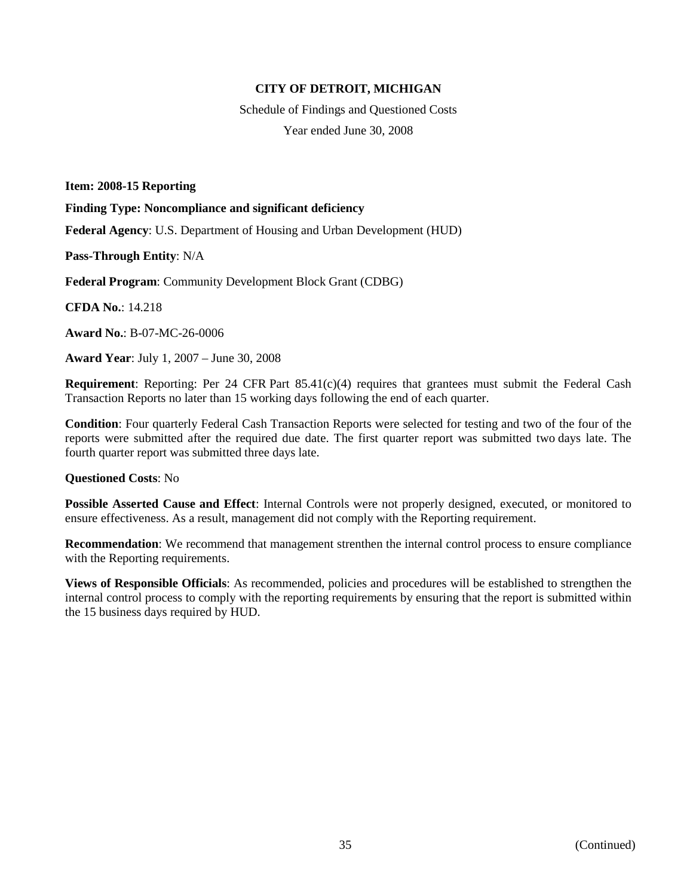**CITY OF DETROIT, MICHIGAN**

Schedule of Findings and Questioned Costs

Year ended June 30, 2008

**Item: 2008-15 Reporting**

**Finding Type: Noncompliance and significant deficiency**

**Federal Agency**: U.S. Department of Housing and Urban Development (HUD)

**Pass-Through Entity**: N/A

**Federal Program**: Community Development Block Grant (CDBG)

**CFDA No.**: 14.218

**Award No.**: B-07-MC-26-0006

**Award Year**: July 1, 2007 – June 30, 2008

**Requirement**: Reporting: Per 24 CFR Part 85.41(c)(4) requires that grantees must submit the Federal Cash Transaction Reports no later than 15 working days following the end of each quarter.

**Condition**: Four quarterly Federal Cash Transaction Reports were selected for testing and two of the four of the reports were submitted after the required due date. The first quarter report was submitted two days late. The fourth quarter report was submitted three days late.

**Questioned Costs**: No

**Possible Asserted Cause and Effect**: Internal Controls were not properly designed, executed, or monitored to ensure effectiveness. As a result, management did not comply with the Reporting requirement.

**Recommendation**: We recommend that management strenthen the internal control process to ensure compliance with the Reporting requirements.

**Views of Responsible Officials**: As recommended, policies and procedures will be established to strengthen the internal control process to comply with the reporting requirements by ensuring that the report is submitted within the 15 business days required by HUD.

(Continued)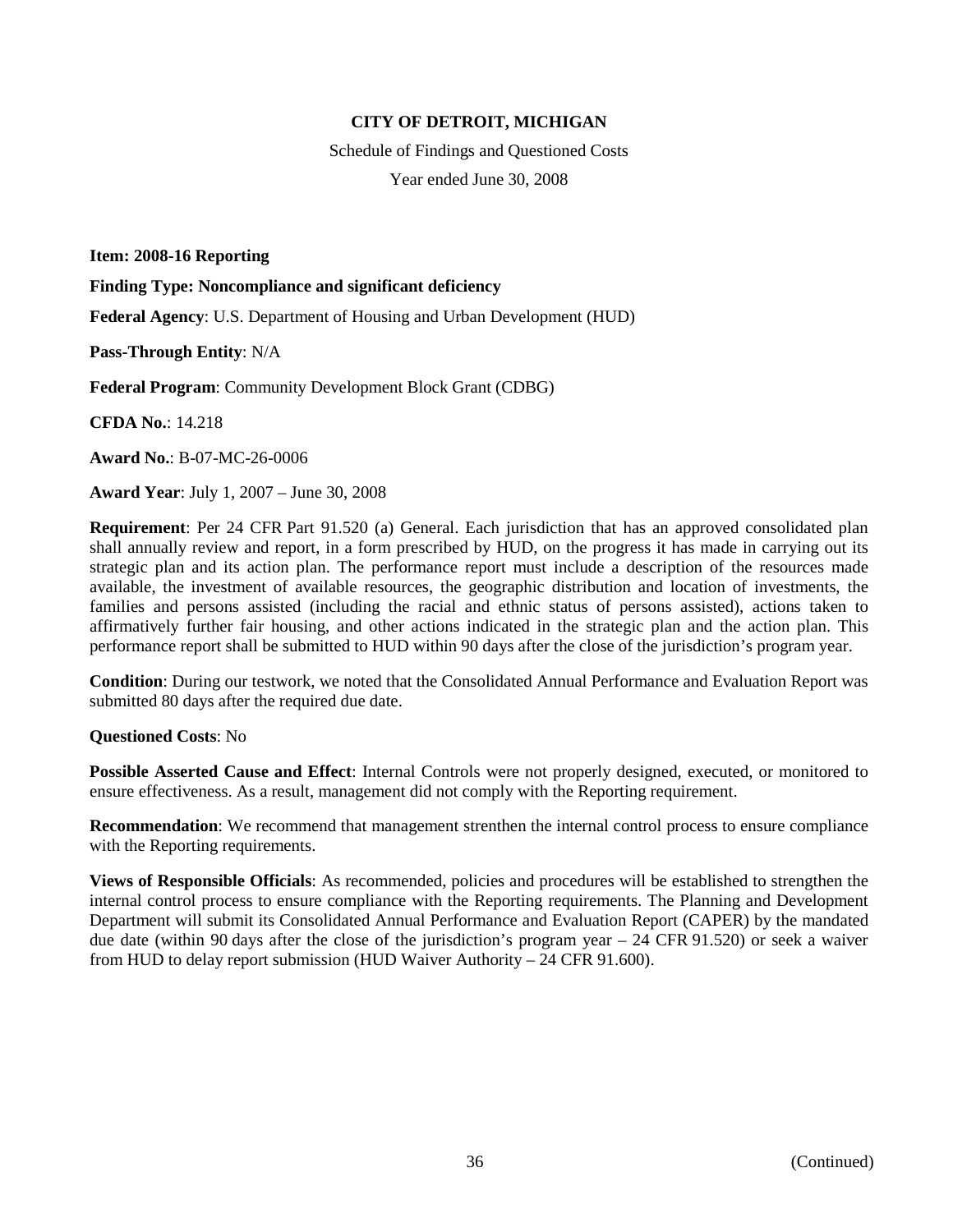**CITY OF DETROIT, MICHIGAN**

Schedule of Findings and Questioned Costs

Year ended June 30, 2008

**Item: 2008-16 Reporting**

**Finding Type: Noncompliance and significant deficiency**

**Federal Agency**: U.S. Department of Housing and Urban Development (HUD)

**Pass-Through Entity**: N/A

**Federal Program**: Community Development Block Grant (CDBG)

**CFDA No.**: 14.218

**Award No.**: B-07-MC-26-0006

**Award Year**: July 1, 2007 – June 30, 2008

**Requirement**: Per 24 CFR Part 91.520 (a) General. Each jurisdiction that has an approved consolidated plan shall annually review and report, in a form prescribed by HUD, on the progress it has made in carrying out its strategic plan and its action plan. The performance report must include a description of the resources made available, the investment of available resources, the geographic distribution and location of investments, the families and persons assisted (including the racial and ethnic status of persons assisted), actions taken to affirmatively further fair housing, and other actions indicated in the strategic plan and the action plan. This performance report shall be submitted to HUD within 90 days after the close of the jurisdiction's program year.

**Condition**: During our testwork, we noted that the Consolidated Annual Performance and Evaluation Report was submitted 80 days after the required due date.

**Questioned Costs**: No

**Possible Asserted Cause and Effect**: Internal Controls were not properly designed, executed, or monitored to ensure effectiveness. As a result, management did not comply with the Reporting requirement.

**Recommendation**: We recommend that management strenthen the internal control process to ensure compliance with the Reporting requirements.

**Views of Responsible Officials**: As recommended, policies and procedures will be established to strengthen the internal control process to ensure compliance with the Reporting requirements. The Planning and Development Department will submit its Consolidated Annual Performance and Evaluation Report (CAPER) by the mandated due date (within 90 days after the close of the jurisdiction's program year – 24 CFR 91.520) or seek a waiver from HUD to delay report submission (HUD Waiver Authority – 24 CFR 91.600).

(Continued)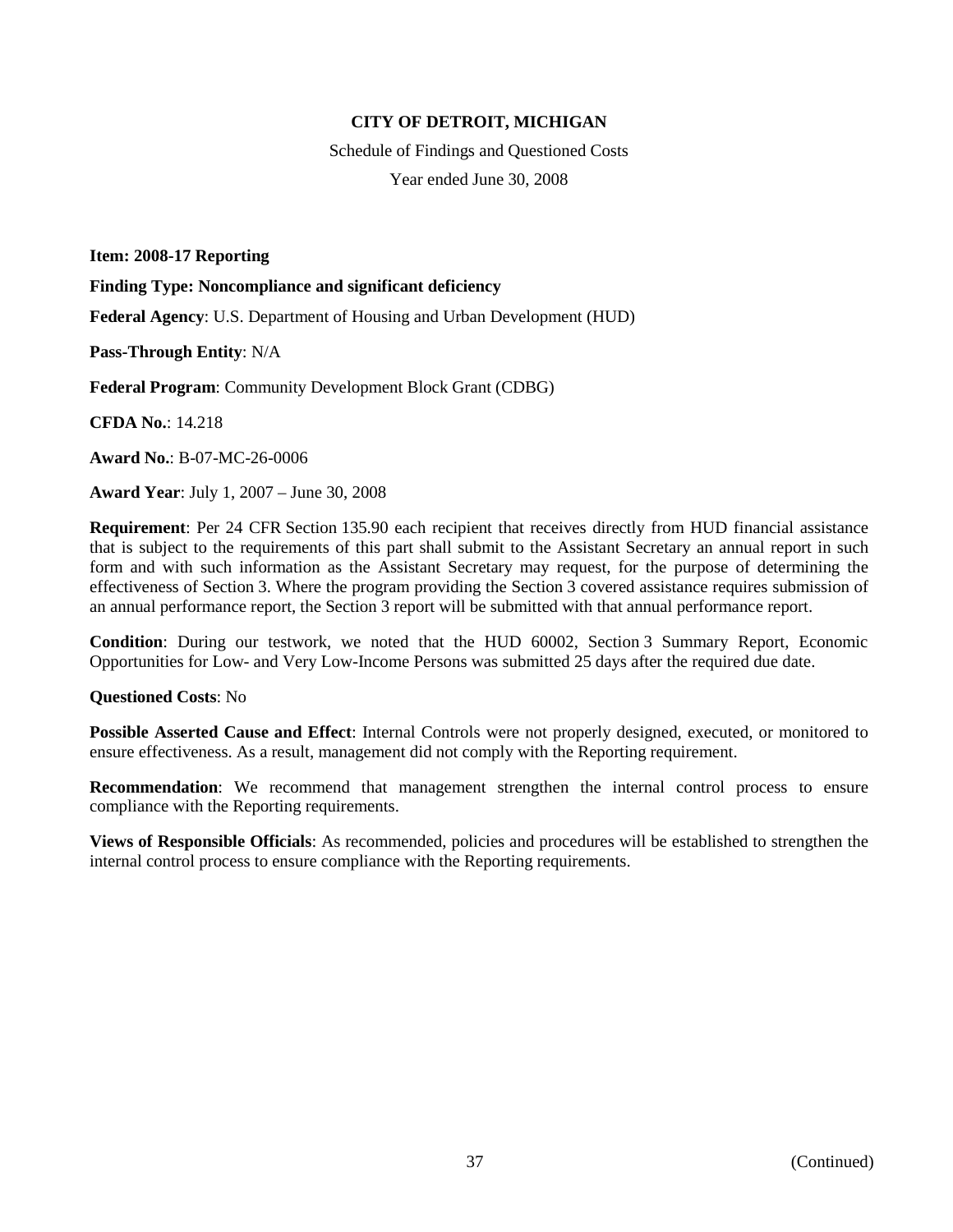**CITY OF DETROIT, MICHIGAN**

Schedule of Findings and Questioned Costs

Year ended June 30, 2008

**Item: 2008-17 Reporting**

**Finding Type: Noncompliance and significant deficiency**

**Federal Agency**: U.S. Department of Housing and Urban Development (HUD)

**Pass-Through Entity**: N/A

**Federal Program**: Community Development Block Grant (CDBG)

**CFDA No.**: 14.218

**Award No.**: B-07-MC-26-0006

**Award Year**: July 1, 2007 – June 30, 2008

**Requirement**: Per 24 CFR Section 135.90 each recipient that receives directly from HUD financial assistance that is subject to the requirements of this part shall submit to the Assistant Secretary an annual report in such form and with such information as the Assistant Secretary may request, for the purpose of determining the effectiveness of Section 3. Where the program providing the Section 3 covered assistance requires submission of an annual performance report, the Section 3 report will be submitted with that annual performance report.

**Condition**: During our testwork, we noted that the HUD 60002, Section 3 Summary Report, Economic Opportunities for Low- and Very Low-Income Persons was submitted 25 days after the required due date.

**Questioned Costs**: No

**Possible Asserted Cause and Effect**: Internal Controls were not properly designed, executed, or monitored to ensure effectiveness. As a result, management did not comply with the Reporting requirement.

**Recommendation**: We recommend that management strengthen the internal control process to ensure compliance with the Reporting requirements.

**Views of Responsible Officials**: As recommended, policies and procedures will be established to strengthen the internal control process to ensure compliance with the Reporting requirements.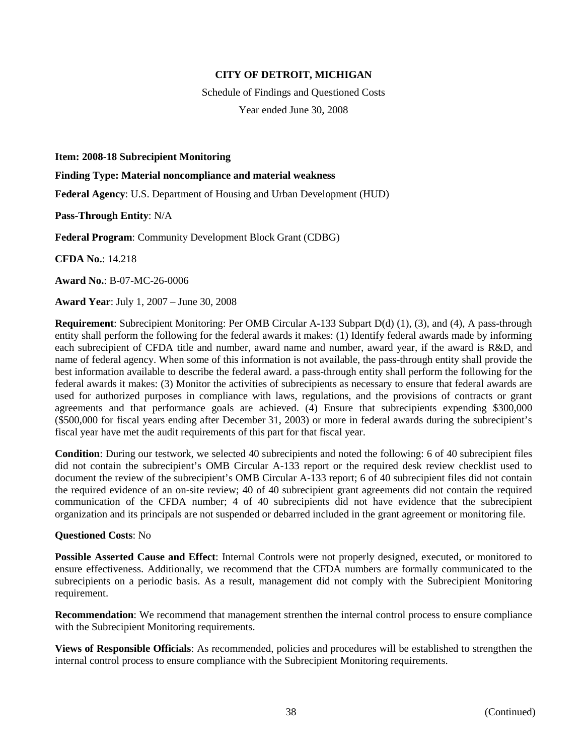**CITY OF DETROIT, MICHIGAN**

Schedule of Findings and Questioned Costs

Year ended June 30, 2008

**Item: 2008-18 Subrecipient Monitoring**

**Finding Type: Material noncompliance and material weakness**

**Federal Agency**: U.S. Department of Housing and Urban Development (HUD)

**Pass-Through Entity**: N/A

**Federal Program**: Community Development Block Grant (CDBG)

**CFDA No.**: 14.218

**Award No.**: B-07-MC-26-0006

**Award Year**: July 1, 2007 – June 30, 2008

**Requirement**: Subrecipient Monitoring: Per OMB Circular A-133 Subpart D(d) (1), (3), and (4), A pass-through entity shall perform the following for the federal awards it makes: (1) Identify federal awards made by informing each subrecipient of CFDA title and number, award name and number, award year, if the award is R&D, and name of federal agency. When some of this information is not available, the pass-through entity shall provide the best information available to describe the federal award. a pass-through entity shall perform the following for the federal awards it makes: (3) Monitor the activities of subrecipients as necessary to ensure that federal awards are used for authorized purposes in compliance with laws, regulations, and the provisions of contracts or grant agreements and that performance goals are achieved. (4) Ensure that subrecipients expending $300,000 ($500,000 for fiscal years ending after December 31, 2003) or more in federal awards during the subrecipient's fiscal year have met the audit requirements of this part for that fiscal year.

**Condition**: During our testwork, we selected 40 subrecipients and noted the following: 6 of 40 subrecipient files did not contain the subrecipient's OMB Circular A-133 report or the required desk review checklist used to document the review of the subrecipient's OMB Circular A-133 report; 6 of 40 subrecipient files did not contain the required evidence of an on-site review; 40 of 40 subrecipient grant agreements did not contain the required communication of the CFDA number; 4 of 40 subrecipients did not have evidence that the subrecipient organization and its principals are not suspended or debarred included in the grant agreement or monitoring file.

**Questioned Costs**: No

**Possible Asserted Cause and Effect**: Internal Controls were not properly designed, executed, or monitored to ensure effectiveness. Additionally, we recommend that the CFDA numbers are formally communicated to the subrecipients on a periodic basis. As a result, management did not comply with the Subrecipient Monitoring requirement.

**Recommendation**: We recommend that management strenthen the internal control process to ensure compliance with the Subrecipient Monitoring requirements.

**Views of Responsible Officials**: As recommended, policies and procedures will be established to strengthen the internal control process to ensure compliance with the Subrecipient Monitoring requirements.

(Continued)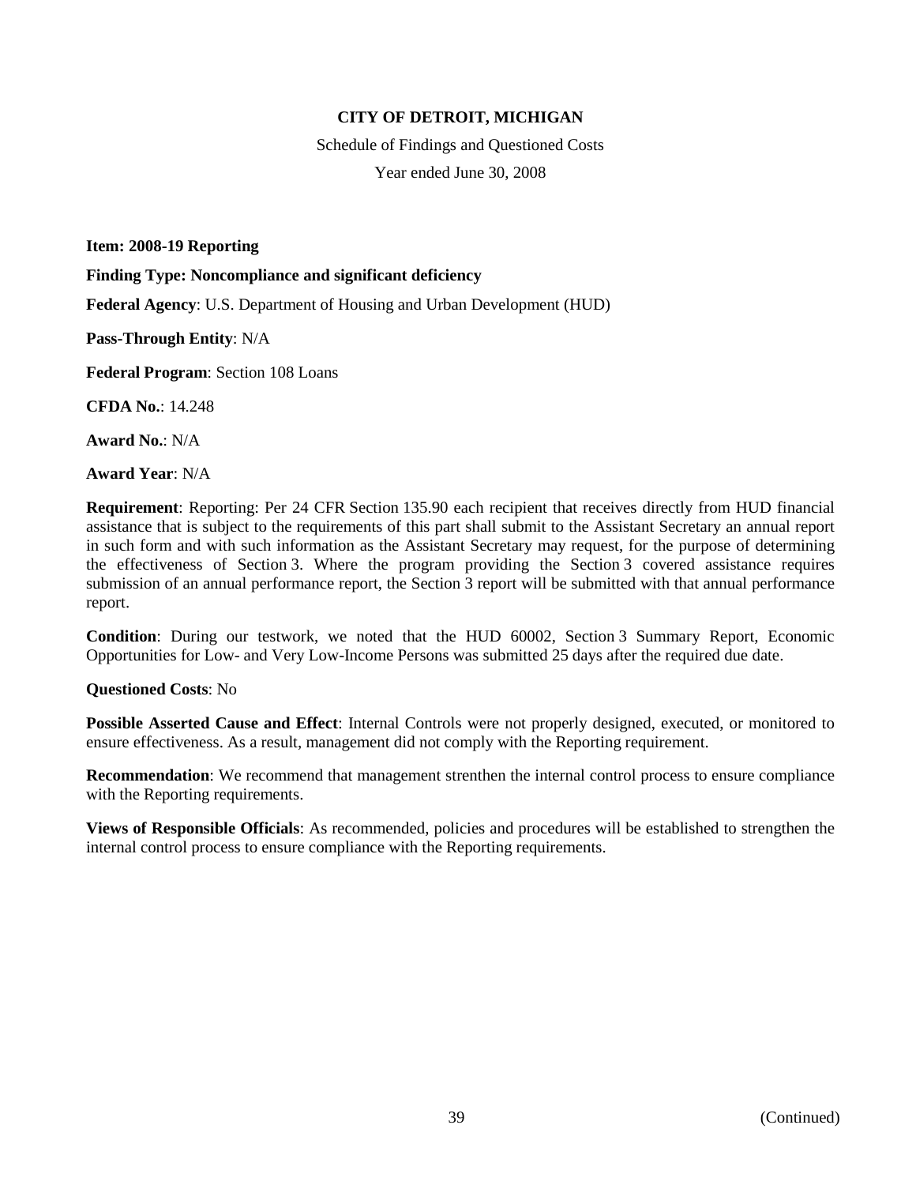**CITY OF DETROIT, MICHIGAN**

Schedule of Findings and Questioned Costs

Year ended June 30, 2008

**Item: 2008-19 Reporting**

**Finding Type: Noncompliance and significant deficiency**

**Federal Agency**: U.S. Department of Housing and Urban Development (HUD)

**Pass-Through Entity**: N/A

**Federal Program**: Section 108 Loans

**CFDA No.**: 14.248

**Award No.**: N/A

**Award Year**: N/A

**Requirement**: Reporting: Per 24 CFR Section 135.90 each recipient that receives directly from HUD financial assistance that is subject to the requirements of this part shall submit to the Assistant Secretary an annual report in such form and with such information as the Assistant Secretary may request, for the purpose of determining the effectiveness of Section 3. Where the program providing the Section 3 covered assistance requires submission of an annual performance report, the Section 3 report will be submitted with that annual performance report.

**Condition**: During our testwork, we noted that the HUD 60002, Section 3 Summary Report, Economic Opportunities for Low- and Very Low-Income Persons was submitted 25 days after the required due date.

**Questioned Costs**: No

**Possible Asserted Cause and Effect**: Internal Controls were not properly designed, executed, or monitored to ensure effectiveness. As a result, management did not comply with the Reporting requirement.

**Recommendation**: We recommend that management strenthen the internal control process to ensure compliance with the Reporting requirements.

**Views of Responsible Officials**: As recommended, policies and procedures will be established to strengthen the internal control process to ensure compliance with the Reporting requirements.

(Continued)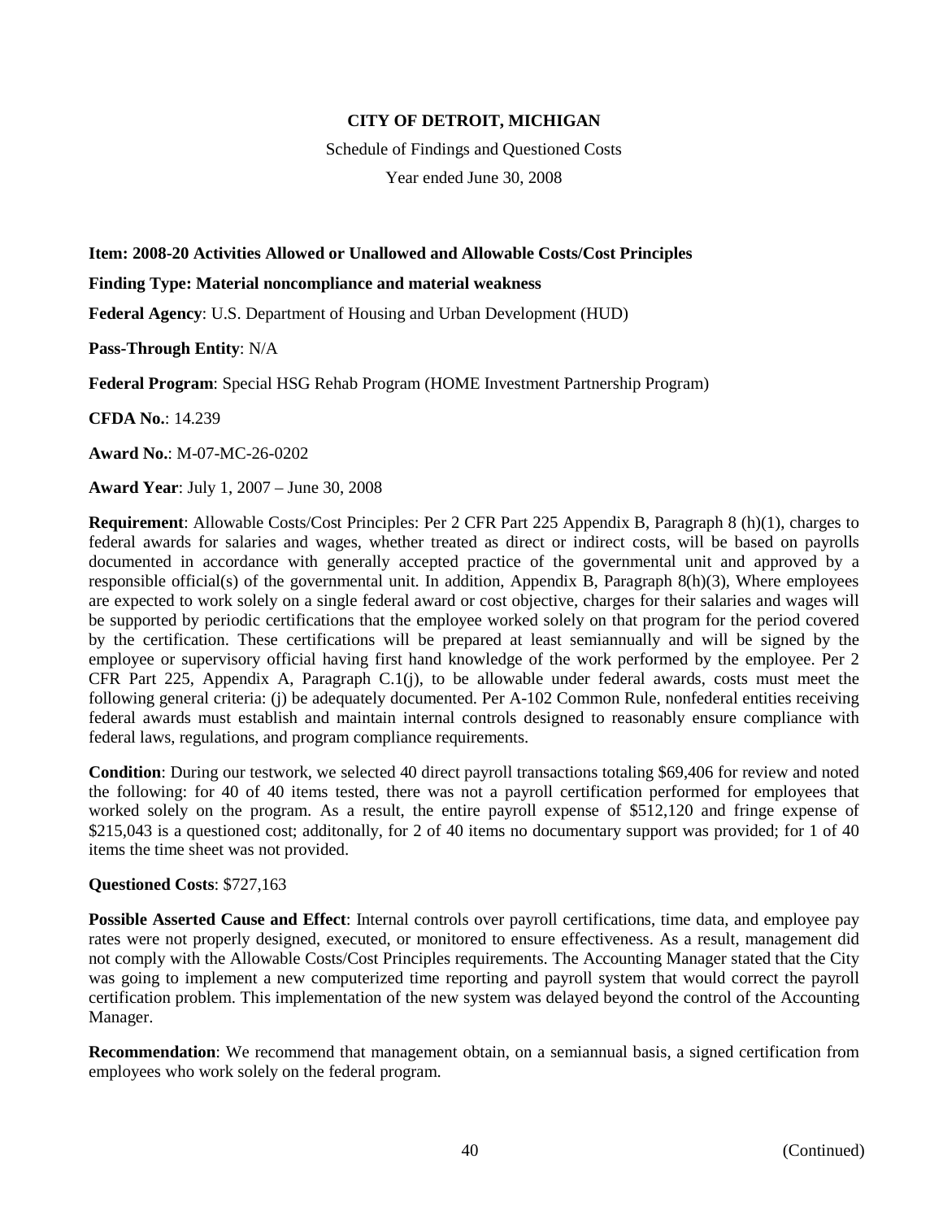**CITY OF DETROIT, MICHIGAN**

Schedule of Findings and Questioned Costs

Year ended June 30, 2008

**Item: 2008-20 Activities Allowed or Unallowed and Allowable Costs/Cost Principles**

**Finding Type: Material noncompliance and material weakness**

**Federal Agency**: U.S. Department of Housing and Urban Development (HUD)

**Pass-Through Entity**: N/A

**Federal Program**: Special HSG Rehab Program (HOME Investment Partnership Program)

**CFDA No.**: 14.239

**Award No.**: M-07-MC-26-0202

**Award Year**: July 1, 2007 – June 30, 2008

**Requirement**: Allowable Costs/Cost Principles: Per 2 CFR Part 225 Appendix B, Paragraph 8 (h)(1), charges to federal awards for salaries and wages, whether treated as direct or indirect costs, will be based on payrolls documented in accordance with generally accepted practice of the governmental unit and approved by a responsible official(s) of the governmental unit. In addition, Appendix B, Paragraph 8(h)(3), Where employees are expected to work solely on a single federal award or cost objective, charges for their salaries and wages will be supported by periodic certifications that the employee worked solely on that program for the period covered by the certification. These certifications will be prepared at least semiannually and will be signed by the employee or supervisory official having first hand knowledge of the work performed by the employee. Per 2 CFR Part 225, Appendix A, Paragraph C.1(j), to be allowable under federal awards, costs must meet the following general criteria: (j) be adequately documented. Per A-102 Common Rule, nonfederal entities receiving federal awards must establish and maintain internal controls designed to reasonably ensure compliance with federal laws, regulations, and program compliance requirements.

**Condition**: During our testwork, we selected 40 direct payroll transactions totaling $69,406 for review and noted the following: for 40 of 40 items tested, there was not a payroll certification performed for employees that worked solely on the program. As a result, the entire payroll expense of $512,120 and fringe expense of $215,043 is a questioned cost; additonally, for 2 of 40 items no documentary support was provided; for 1 of 40 items the time sheet was not provided.

**Questioned Costs**: $727,163

**Possible Asserted Cause and Effect**: Internal controls over payroll certifications, time data, and employee pay rates were not properly designed, executed, or monitored to ensure effectiveness. As a result, management did not comply with the Allowable Costs/Cost Principles requirements. The Accounting Manager stated that the City was going to implement a new computerized time reporting and payroll system that would correct the payroll certification problem. This implementation of the new system was delayed beyond the control of the Accounting Manager.

**Recommendation**: We recommend that management obtain, on a semiannual basis, a signed certification from employees who work solely on the federal program.

(Continued)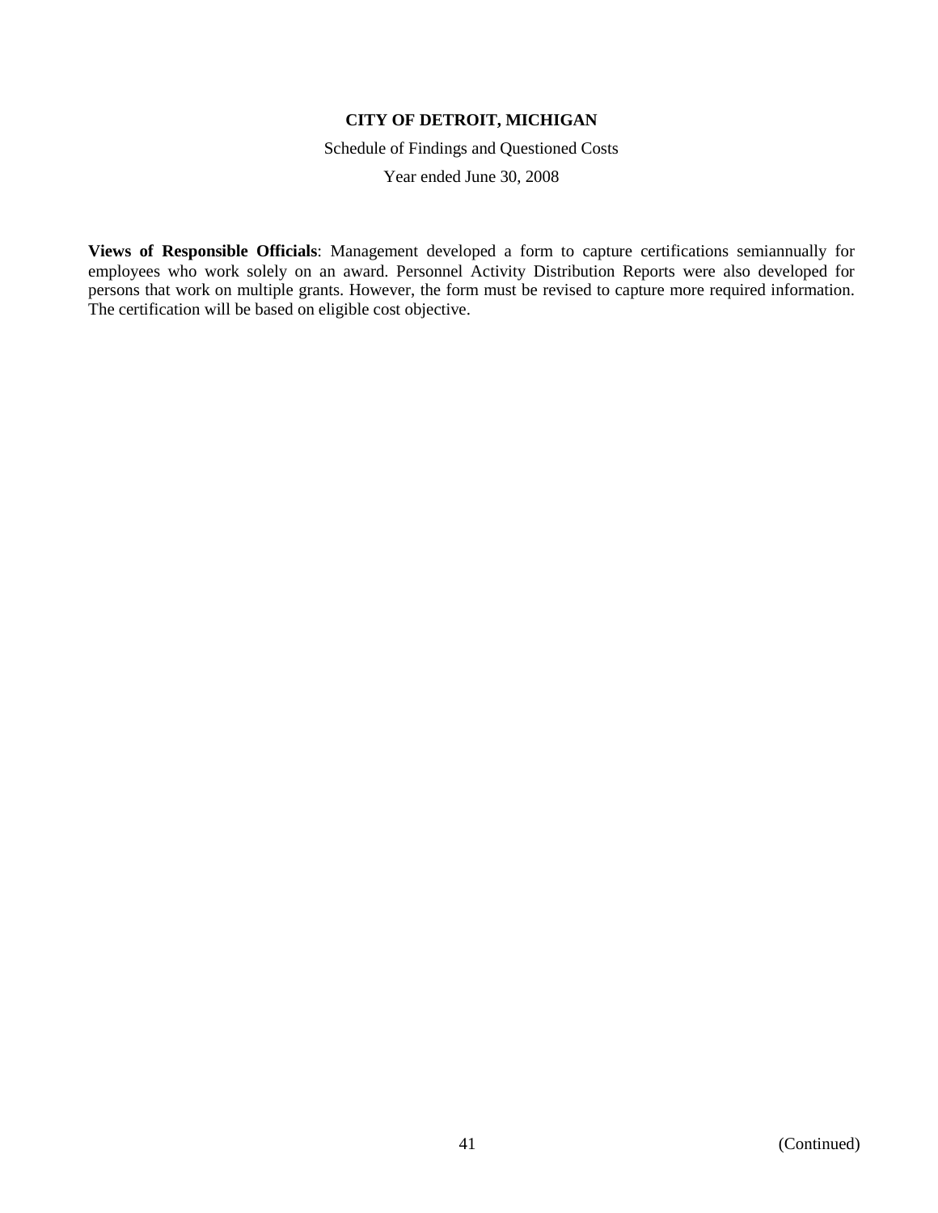**Views of Responsible Officials**: Management developed a form to capture certifications semiannually for employees who work solely on an award. Personnel Activity Distribution Reports were also developed for persons that work on multiple grants. However, the form must be revised to capture more required information. The certification will be based on eligible cost objective.

(Continued)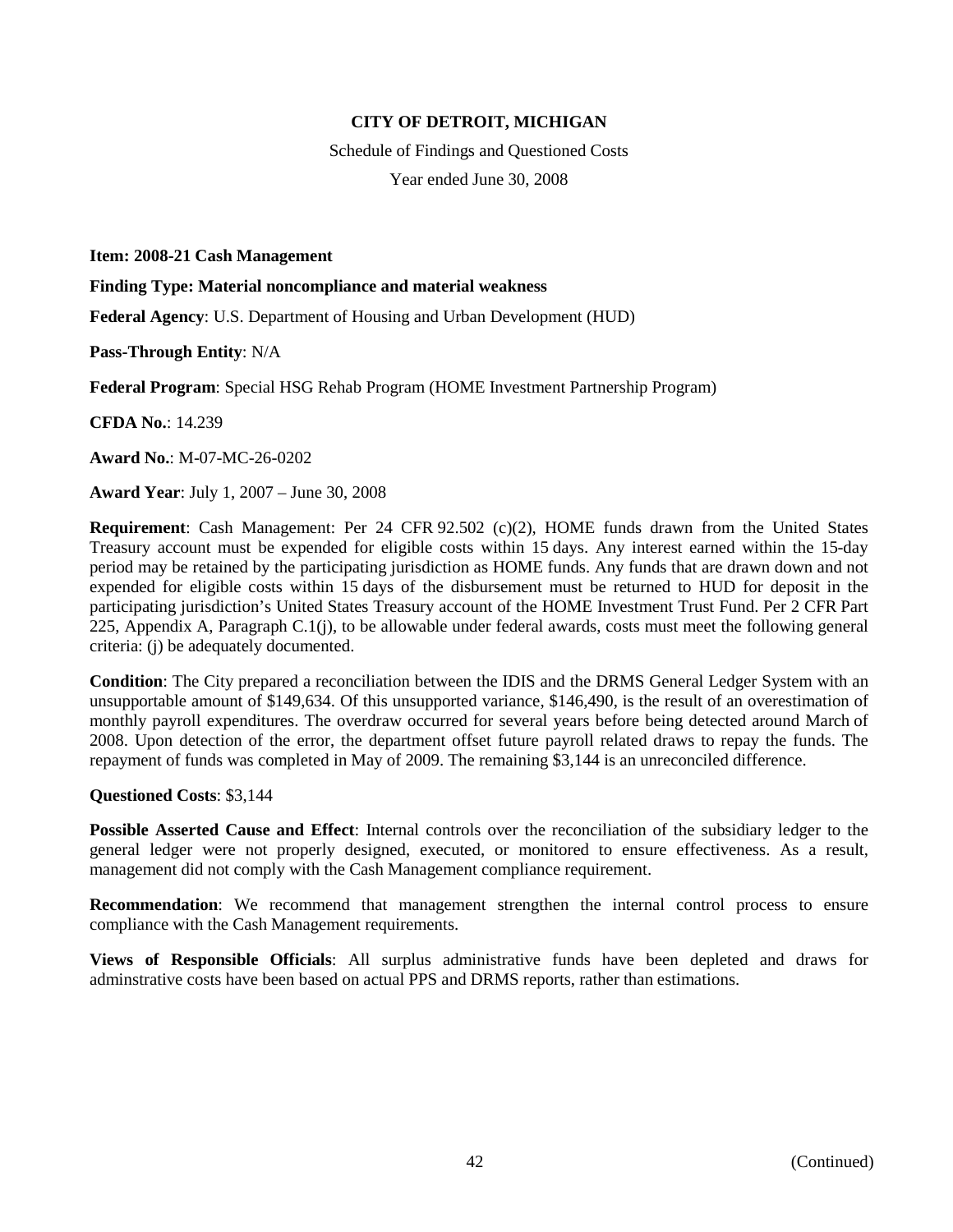# CITY OF DETROIT, MICHIGAN

Schedule of Findings and Questioned Costs

Year ended June 30, 2008

**Item: 2008-21 Cash Management**

**Finding Type: Material noncompliance and material weakness**

**Federal Agency**: U.S. Department of Housing and Urban Development (HUD)

**Pass-Through Entity**: N/A

**Federal Program**: Special HSG Rehab Program (HOME Investment Partnership Program)

**CFDA No.**: 14.239

**Award No.**: M-07-MC-26-0202

**Award Year**: July 1, 2007 – June 30, 2008

**Requirement**: Cash Management: Per 24 CFR 92.502 (c)(2), HOME funds drawn from the United States Treasury account must be expended for eligible costs within 15 days. Any interest earned within the 15-day period may be retained by the participating jurisdiction as HOME funds. Any funds that are drawn down and not expended for eligible costs within 15 days of the disbursement must be returned to HUD for deposit in the participating jurisdiction's United States Treasury account of the HOME Investment Trust Fund. Per 2 CFR Part 225, Appendix A, Paragraph C.1(j), to be allowable under federal awards, costs must meet the following general criteria: (j) be adequately documented.

**Condition**: The City prepared a reconciliation between the IDIS and the DRMS General Ledger System with an unsupportable amount of $149,634. Of this unsupported variance, $146,490, is the result of an overestimation of monthly payroll expenditures. The overdraw occurred for several years before being detected around March of 2008. Upon detection of the error, the department offset future payroll related draws to repay the funds. The repayment of funds was completed in May of 2009. The remaining $3,144 is an unreconciled difference.

**Questioned Costs**: $3,144

**Possible Asserted Cause and Effect**: Internal controls over the reconciliation of the subsidiary ledger to the general ledger were not properly designed, executed, or monitored to ensure effectiveness. As a result, management did not comply with the Cash Management compliance requirement.

**Recommendation**: We recommend that management strengthen the internal control process to ensure compliance with the Cash Management requirements.

**Views of Responsible Officials**: All surplus administrative funds have been depleted and draws for adminstrative costs have been based on actual PPS and DRMS reports, rather than estimations.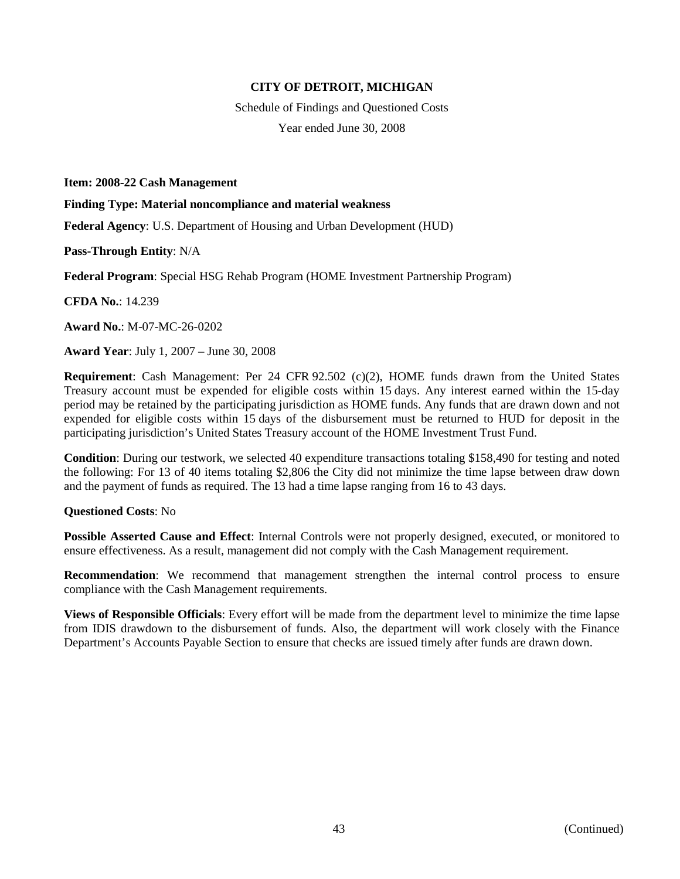**CITY OF DETROIT, MICHIGAN**

Schedule of Findings and Questioned Costs

Year ended June 30, 2008

**Item: 2008-22 Cash Management**

**Finding Type: Material noncompliance and material weakness**

**Federal Agency**: U.S. Department of Housing and Urban Development (HUD)

**Pass-Through Entity**: N/A

**Federal Program**: Special HSG Rehab Program (HOME Investment Partnership Program)

**CFDA No.**: 14.239

**Award No.**: M-07-MC-26-0202

**Award Year**: July 1, 2007 – June 30, 2008

**Requirement**: Cash Management: Per 24 CFR 92.502 (c)(2), HOME funds drawn from the United States Treasury account must be expended for eligible costs within 15 days. Any interest earned within the 15-day period may be retained by the participating jurisdiction as HOME funds. Any funds that are drawn down and not expended for eligible costs within 15 days of the disbursement must be returned to HUD for deposit in the participating jurisdiction's United States Treasury account of the HOME Investment Trust Fund.

**Condition**: During our testwork, we selected 40 expenditure transactions totaling $158,490 for testing and noted the following: For 13 of 40 items totaling $2,806 the City did not minimize the time lapse between draw down and the payment of funds as required. The 13 had a time lapse ranging from 16 to 43 days.

**Questioned Costs**: No

**Possible Asserted Cause and Effect**: Internal Controls were not properly designed, executed, or monitored to ensure effectiveness. As a result, management did not comply with the Cash Management requirement.

**Recommendation**: We recommend that management strengthen the internal control process to ensure compliance with the Cash Management requirements.

**Views of Responsible Officials**: Every effort will be made from the department level to minimize the time lapse from IDIS drawdown to the disbursement of funds. Also, the department will work closely with the Finance Department's Accounts Payable Section to ensure that checks are issued timely after funds are drawn down.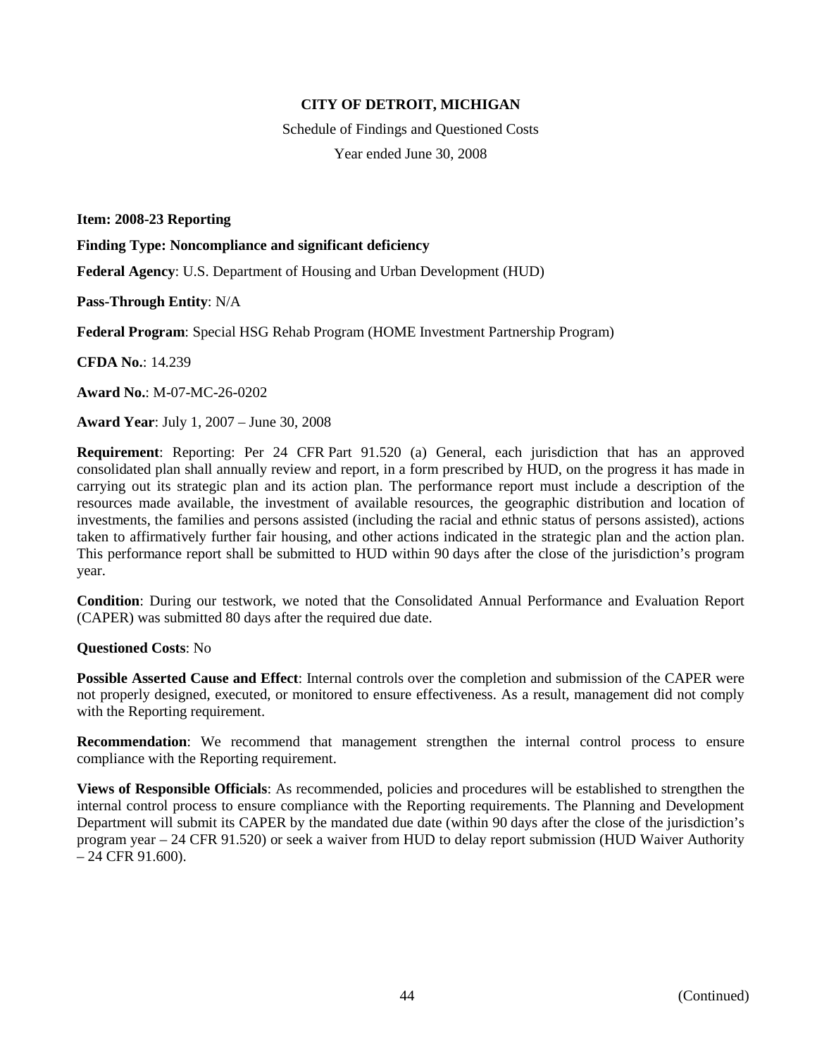**CITY OF DETROIT, MICHIGAN**

Schedule of Findings and Questioned Costs

Year ended June 30, 2008

**Item: 2008-23 Reporting**

**Finding Type: Noncompliance and significant deficiency**

**Federal Agency**: U.S. Department of Housing and Urban Development (HUD)

**Pass-Through Entity**: N/A

**Federal Program**: Special HSG Rehab Program (HOME Investment Partnership Program)

**CFDA No.**: 14.239

**Award No.**: M-07-MC-26-0202

**Award Year**: July 1, 2007 – June 30, 2008

**Requirement**: Reporting: Per 24 CFR Part 91.520 (a) General, each jurisdiction that has an approved consolidated plan shall annually review and report, in a form prescribed by HUD, on the progress it has made in carrying out its strategic plan and its action plan. The performance report must include a description of the resources made available, the investment of available resources, the geographic distribution and location of investments, the families and persons assisted (including the racial and ethnic status of persons assisted), actions taken to affirmatively further fair housing, and other actions indicated in the strategic plan and the action plan. This performance report shall be submitted to HUD within 90 days after the close of the jurisdiction's program year.

**Condition**: During our testwork, we noted that the Consolidated Annual Performance and Evaluation Report (CAPER) was submitted 80 days after the required due date.

**Questioned Costs**: No

**Possible Asserted Cause and Effect**: Internal controls over the completion and submission of the CAPER were not properly designed, executed, or monitored to ensure effectiveness. As a result, management did not comply with the Reporting requirement.

**Recommendation**: We recommend that management strengthen the internal control process to ensure compliance with the Reporting requirement.

**Views of Responsible Officials**: As recommended, policies and procedures will be established to strengthen the internal control process to ensure compliance with the Reporting requirements. The Planning and Development Department will submit its CAPER by the mandated due date (within 90 days after the close of the jurisdiction's program year – 24 CFR 91.520) or seek a waiver from HUD to delay report submission (HUD Waiver Authority – 24 CFR 91.600).

(Continued)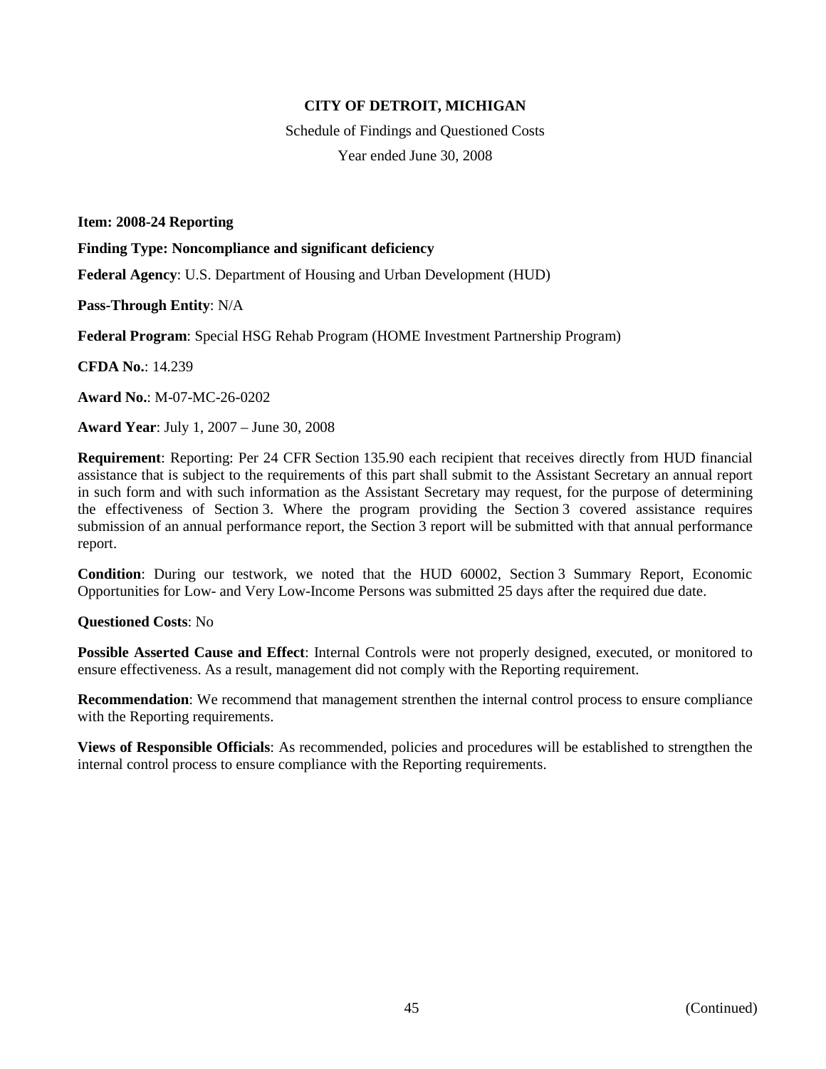**CITY OF DETROIT, MICHIGAN**

Schedule of Findings and Questioned Costs

Year ended June 30, 2008

**Item: 2008-24 Reporting**

**Finding Type: Noncompliance and significant deficiency**

**Federal Agency**: U.S. Department of Housing and Urban Development (HUD)

**Pass-Through Entity**: N/A

**Federal Program**: Special HSG Rehab Program (HOME Investment Partnership Program)

**CFDA No.**: 14.239

**Award No.**: M-07-MC-26-0202

**Award Year**: July 1, 2007 – June 30, 2008

**Requirement**: Reporting: Per 24 CFR Section 135.90 each recipient that receives directly from HUD financial assistance that is subject to the requirements of this part shall submit to the Assistant Secretary an annual report in such form and with such information as the Assistant Secretary may request, for the purpose of determining the effectiveness of Section 3. Where the program providing the Section 3 covered assistance requires submission of an annual performance report, the Section 3 report will be submitted with that annual performance report.

**Condition**: During our testwork, we noted that the HUD 60002, Section 3 Summary Report, Economic Opportunities for Low- and Very Low-Income Persons was submitted 25 days after the required due date.

**Questioned Costs**: No

**Possible Asserted Cause and Effect**: Internal Controls were not properly designed, executed, or monitored to ensure effectiveness. As a result, management did not comply with the Reporting requirement.

**Recommendation**: We recommend that management strenthen the internal control process to ensure compliance with the Reporting requirements.

**Views of Responsible Officials**: As recommended, policies and procedures will be established to strengthen the internal control process to ensure compliance with the Reporting requirements.

(Continued)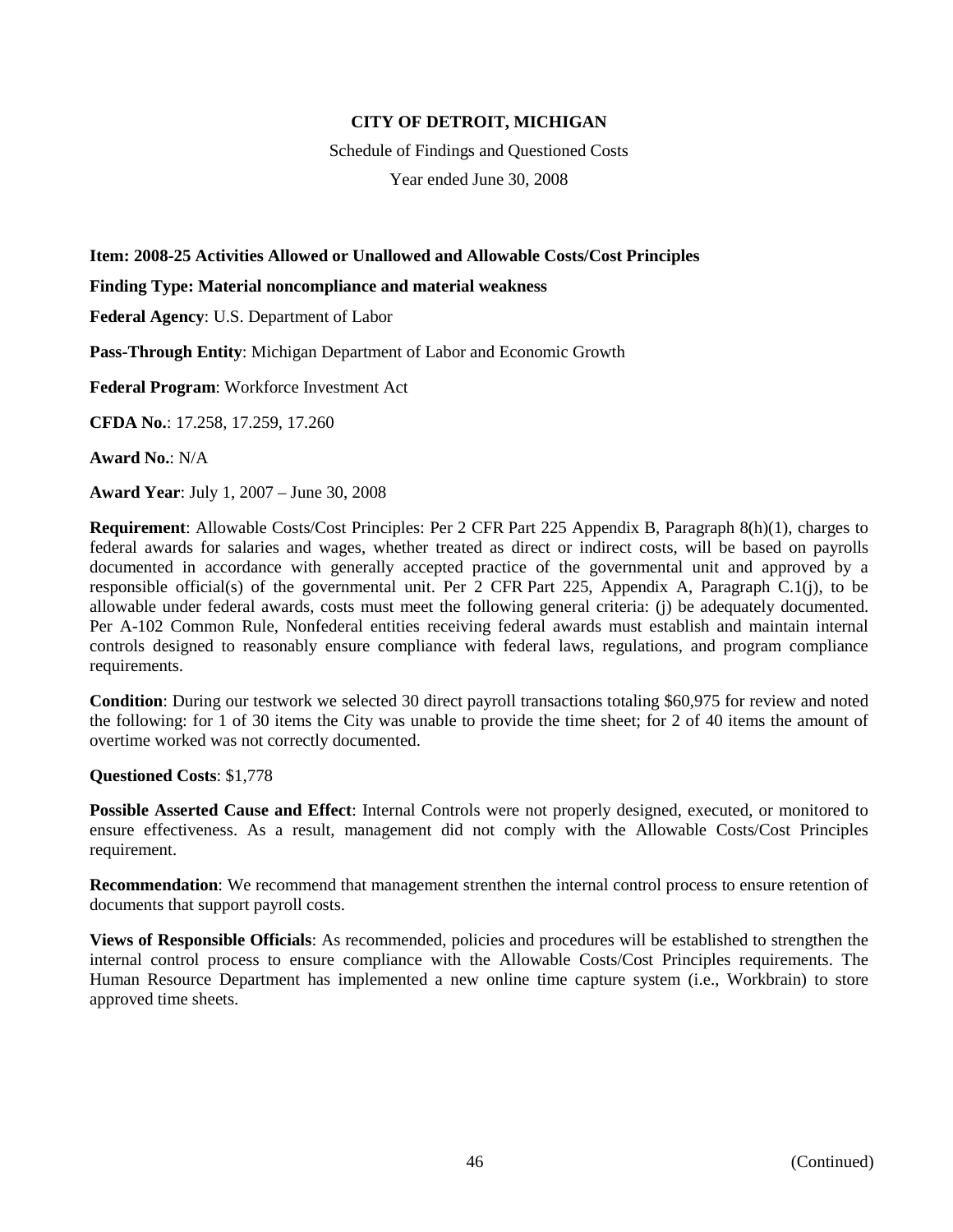**CITY OF DETROIT, MICHIGAN**

Schedule of Findings and Questioned Costs

Year ended June 30, 2008

**Item: 2008-25 Activities Allowed or Unallowed and Allowable Costs/Cost Principles**

**Finding Type: Material noncompliance and material weakness**

**Federal Agency**: U.S. Department of Labor

**Pass-Through Entity**: Michigan Department of Labor and Economic Growth

**Federal Program**: Workforce Investment Act

**CFDA No.**: 17.258, 17.259, 17.260

**Award No.**: N/A

**Award Year**: July 1, 2007 – June 30, 2008

**Requirement**: Allowable Costs/Cost Principles: Per 2 CFR Part 225 Appendix B, Paragraph 8(h)(1), charges to federal awards for salaries and wages, whether treated as direct or indirect costs, will be based on payrolls documented in accordance with generally accepted practice of the governmental unit and approved by a responsible official(s) of the governmental unit. Per 2 CFR Part 225, Appendix A, Paragraph C.1(j), to be allowable under federal awards, costs must meet the following general criteria: (j) be adequately documented. Per A-102 Common Rule, Nonfederal entities receiving federal awards must establish and maintain internal controls designed to reasonably ensure compliance with federal laws, regulations, and program compliance requirements.

**Condition**: During our testwork we selected 30 direct payroll transactions totaling $60,975 for review and noted the following: for 1 of 30 items the City was unable to provide the time sheet; for 2 of 40 items the amount of overtime worked was not correctly documented.

**Questioned Costs**: $1,778

**Possible Asserted Cause and Effect**: Internal Controls were not properly designed, executed, or monitored to ensure effectiveness. As a result, management did not comply with the Allowable Costs/Cost Principles requirement.

**Recommendation**: We recommend that management strenthen the internal control process to ensure retention of documents that support payroll costs.

**Views of Responsible Officials**: As recommended, policies and procedures will be established to strengthen the internal control process to ensure compliance with the Allowable Costs/Cost Principles requirements. The Human Resource Department has implemented a new online time capture system (i.e., Workbrain) to store approved time sheets.

(Continued)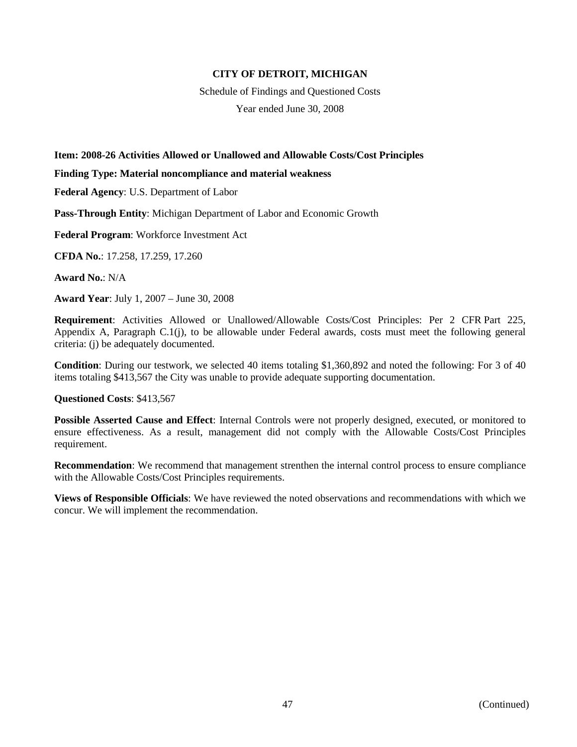**CITY OF DETROIT, MICHIGAN**

Schedule of Findings and Questioned Costs

Year ended June 30, 2008

**Item: 2008-26 Activities Allowed or Unallowed and Allowable Costs/Cost Principles**

**Finding Type: Material noncompliance and material weakness**

**Federal Agency**: U.S. Department of Labor

**Pass-Through Entity**: Michigan Department of Labor and Economic Growth

**Federal Program**: Workforce Investment Act

**CFDA No.**: 17.258, 17.259, 17.260

**Award No.**: N/A

**Award Year**: July 1, 2007 – June 30, 2008

**Requirement**: Activities Allowed or Unallowed/Allowable Costs/Cost Principles: Per 2 CFR Part 225, Appendix A, Paragraph C.1(j), to be allowable under Federal awards, costs must meet the following general criteria: (j) be adequately documented.

**Condition**: During our testwork, we selected 40 items totaling $1,360,892 and noted the following: For 3 of 40 items totaling $413,567 the City was unable to provide adequate supporting documentation.

**Questioned Costs**: $413,567

**Possible Asserted Cause and Effect**: Internal Controls were not properly designed, executed, or monitored to ensure effectiveness. As a result, management did not comply with the Allowable Costs/Cost Principles requirement.

**Recommendation**: We recommend that management strenthen the internal control process to ensure compliance with the Allowable Costs/Cost Principles requirements.

**Views of Responsible Officials**: We have reviewed the noted observations and recommendations with which we concur. We will implement the recommendation.

(Continued)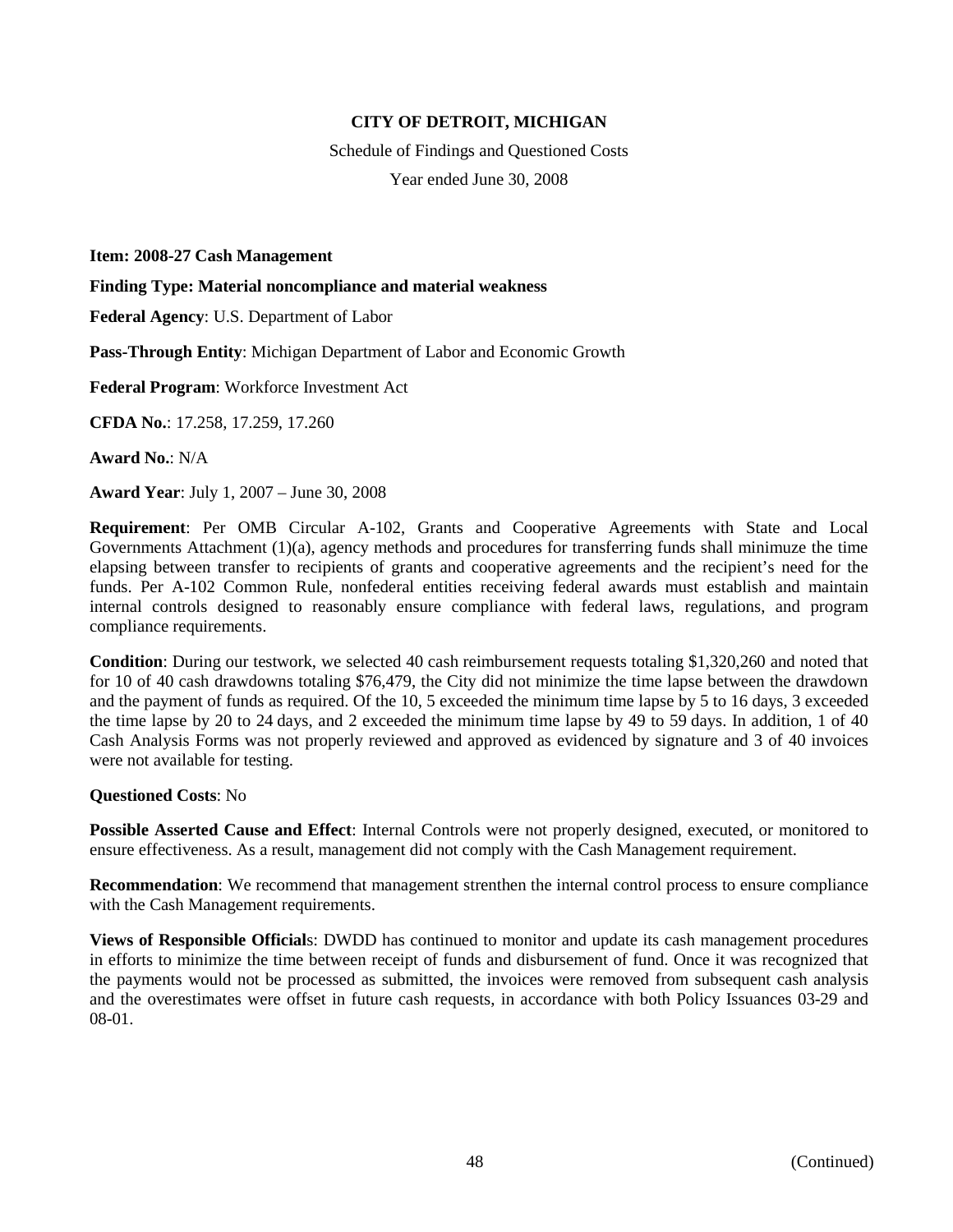**CITY OF DETROIT, MICHIGAN**

Schedule of Findings and Questioned Costs

Year ended June 30, 2008

**Item: 2008-27 Cash Management**

**Finding Type: Material noncompliance and material weakness**

**Federal Agency**: U.S. Department of Labor

**Pass-Through Entity**: Michigan Department of Labor and Economic Growth

**Federal Program**: Workforce Investment Act

**CFDA No.**: 17.258, 17.259, 17.260

**Award No.**: N/A

**Award Year**: July 1, 2007 – June 30, 2008

**Requirement**: Per OMB Circular A-102, Grants and Cooperative Agreements with State and Local Governments Attachment (1)(a), agency methods and procedures for transferring funds shall minimuze the time elapsing between transfer to recipients of grants and cooperative agreements and the recipient's need for the funds. Per A-102 Common Rule, nonfederal entities receiving federal awards must establish and maintain internal controls designed to reasonably ensure compliance with federal laws, regulations, and program compliance requirements.

**Condition**: During our testwork, we selected 40 cash reimbursement requests totaling $1,320,260 and noted that for 10 of 40 cash drawdowns totaling $76,479, the City did not minimize the time lapse between the drawdown and the payment of funds as required. Of the 10, 5 exceeded the minimum time lapse by 5 to 16 days, 3 exceeded the time lapse by 20 to 24 days, and 2 exceeded the minimum time lapse by 49 to 59 days. In addition, 1 of 40 Cash Analysis Forms was not properly reviewed and approved as evidenced by signature and 3 of 40 invoices were not available for testing.

**Questioned Costs**: No

**Possible Asserted Cause and Effect**: Internal Controls were not properly designed, executed, or monitored to ensure effectiveness. As a result, management did not comply with the Cash Management requirement.

**Recommendation**: We recommend that management strenthen the internal control process to ensure compliance with the Cash Management requirements.

**Views of Responsible Officials**: DWDD has continued to monitor and update its cash management procedures in efforts to minimize the time between receipt of funds and disbursement of fund. Once it was recognized that the payments would not be processed as submitted, the invoices were removed from subsequent cash analysis and the overestimates were offset in future cash requests, in accordance with both Policy Issuances 03-29 and 08-01.

(Continued)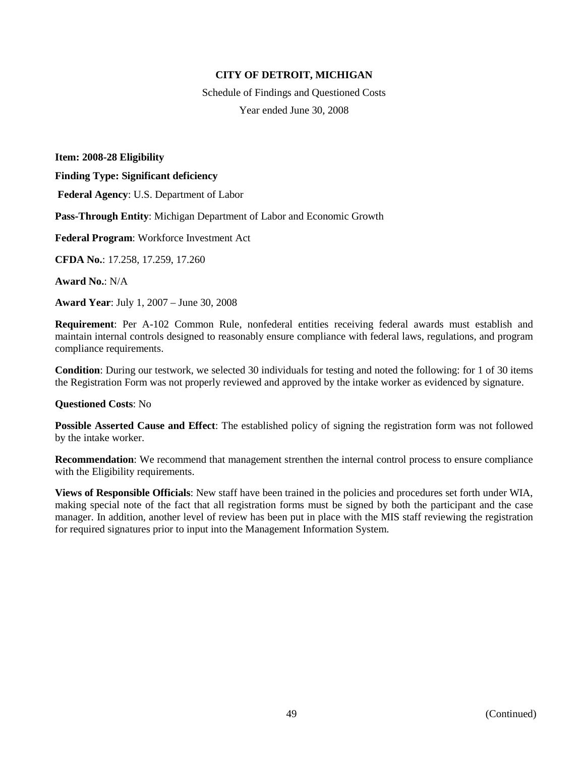**CITY OF DETROIT, MICHIGAN**

Schedule of Findings and Questioned Costs

Year ended June 30, 2008

**Item: 2008-28 Eligibility**

**Finding Type: Significant deficiency**

**Federal Agency**: U.S. Department of Labor

**Pass-Through Entity**: Michigan Department of Labor and Economic Growth

**Federal Program**: Workforce Investment Act

**CFDA No.**: 17.258, 17.259, 17.260

**Award No.**: N/A

**Award Year**: July 1, 2007 – June 30, 2008

**Requirement**: Per A-102 Common Rule, nonfederal entities receiving federal awards must establish and maintain internal controls designed to reasonably ensure compliance with federal laws, regulations, and program compliance requirements.

**Condition**: During our testwork, we selected 30 individuals for testing and noted the following: for 1 of 30 items the Registration Form was not properly reviewed and approved by the intake worker as evidenced by signature.

**Questioned Costs**: No

**Possible Asserted Cause and Effect**: The established policy of signing the registration form was not followed by the intake worker.

**Recommendation**: We recommend that management strenthen the internal control process to ensure compliance with the Eligibility requirements.

**Views of Responsible Officials**: New staff have been trained in the policies and procedures set forth under WIA, making special note of the fact that all registration forms must be signed by both the participant and the case manager. In addition, another level of review has been put in place with the MIS staff reviewing the registration for required signatures prior to input into the Management Information System.

(Continued)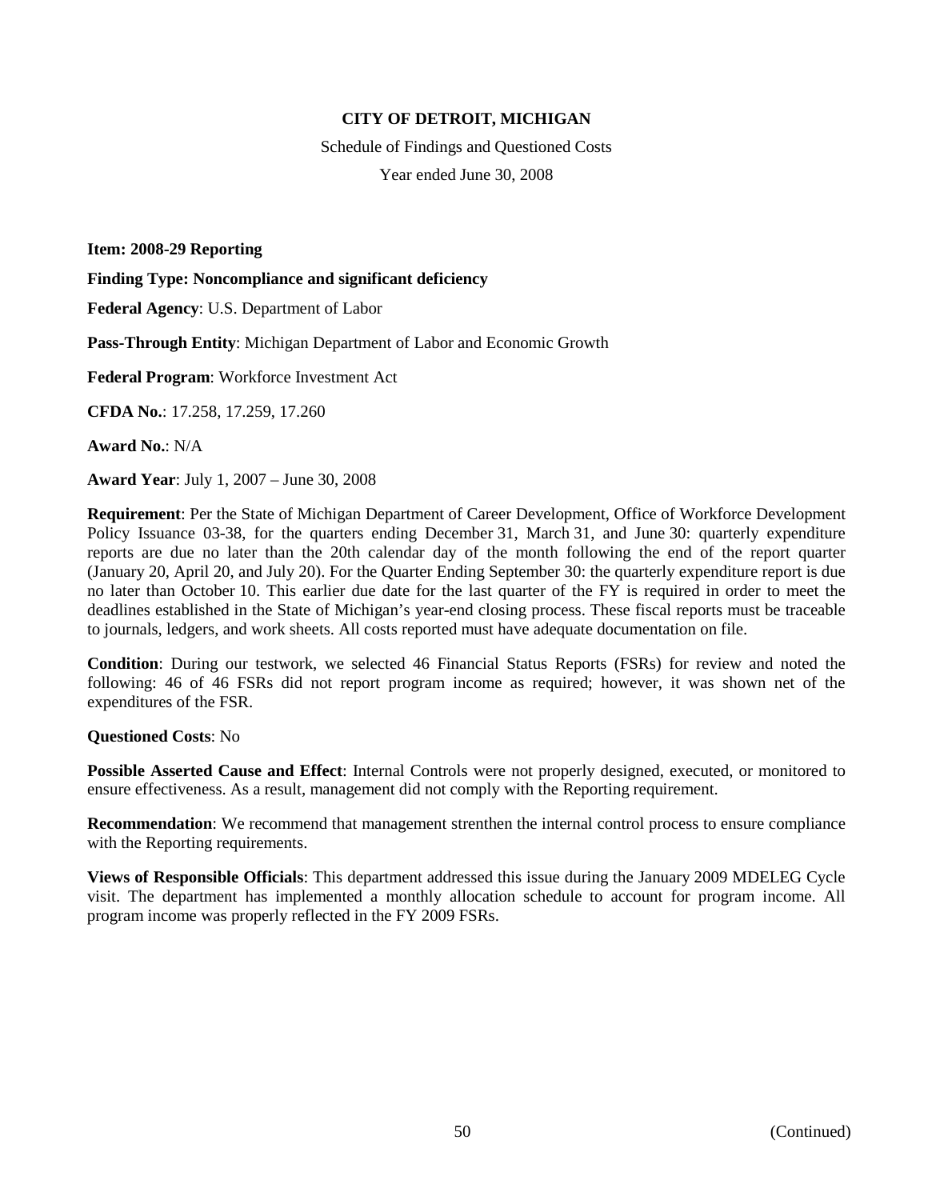**CITY OF DETROIT, MICHIGAN**

Schedule of Findings and Questioned Costs

Year ended June 30, 2008

**Item: 2008-29 Reporting**

**Finding Type: Noncompliance and significant deficiency**

**Federal Agency**: U.S. Department of Labor

**Pass-Through Entity**: Michigan Department of Labor and Economic Growth

**Federal Program**: Workforce Investment Act

**CFDA No.**: 17.258, 17.259, 17.260

**Award No.**: N/A

**Award Year**: July 1, 2007 – June 30, 2008

**Requirement**: Per the State of Michigan Department of Career Development, Office of Workforce Development Policy Issuance 03-38, for the quarters ending December 31, March 31, and June 30: quarterly expenditure reports are due no later than the 20th calendar day of the month following the end of the report quarter (January 20, April 20, and July 20). For the Quarter Ending September 30: the quarterly expenditure report is due no later than October 10. This earlier due date for the last quarter of the FY is required in order to meet the deadlines established in the State of Michigan's year-end closing process. These fiscal reports must be traceable to journals, ledgers, and work sheets. All costs reported must have adequate documentation on file.

**Condition**: During our testwork, we selected 46 Financial Status Reports (FSRs) for review and noted the following: 46 of 46 FSRs did not report program income as required; however, it was shown net of the expenditures of the FSR.

**Questioned Costs**: No

**Possible Asserted Cause and Effect**: Internal Controls were not properly designed, executed, or monitored to ensure effectiveness. As a result, management did not comply with the Reporting requirement.

**Recommendation**: We recommend that management strenthen the internal control process to ensure compliance with the Reporting requirements.

**Views of Responsible Officials**: This department addressed this issue during the January 2009 MDELEG Cycle visit. The department has implemented a monthly allocation schedule to account for program income. All program income was properly reflected in the FY 2009 FSRs.

(Continued)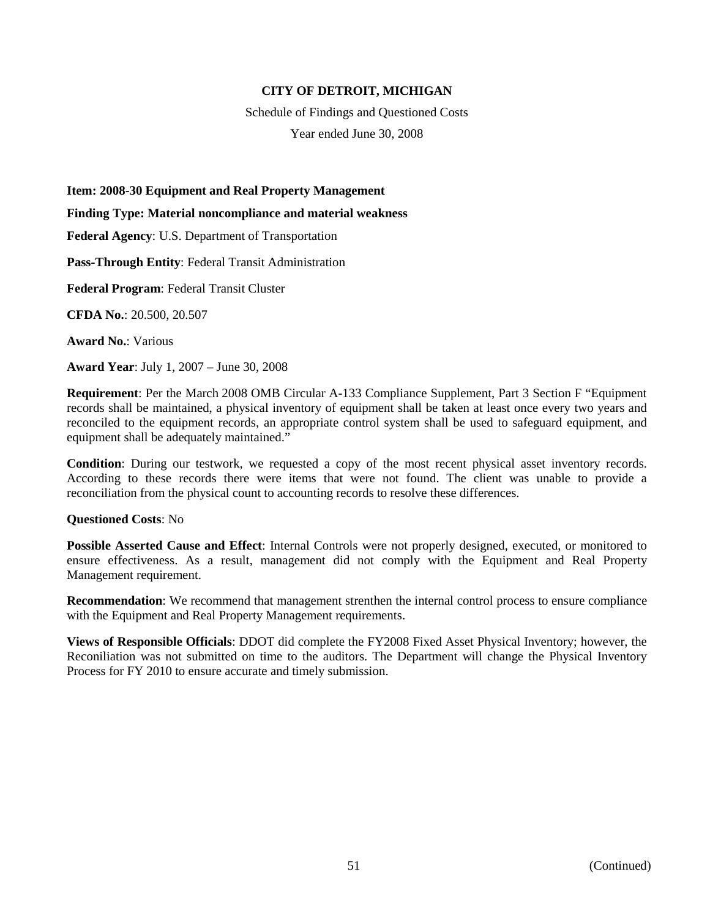**CITY OF DETROIT, MICHIGAN**

Schedule of Findings and Questioned Costs

Year ended June 30, 2008

**Item: 2008-30 Equipment and Real Property Management**

**Finding Type: Material noncompliance and material weakness**

**Federal Agency**: U.S. Department of Transportation

**Pass-Through Entity**: Federal Transit Administration

**Federal Program**: Federal Transit Cluster

**CFDA No.**: 20.500, 20.507

**Award No.**: Various

**Award Year**: July 1, 2007 – June 30, 2008

**Requirement**: Per the March 2008 OMB Circular A-133 Compliance Supplement, Part 3 Section F "Equipment records shall be maintained, a physical inventory of equipment shall be taken at least once every two years and reconciled to the equipment records, an appropriate control system shall be used to safeguard equipment, and equipment shall be adequately maintained."

**Condition**: During our testwork, we requested a copy of the most recent physical asset inventory records. According to these records there were items that were not found. The client was unable to provide a reconciliation from the physical count to accounting records to resolve these differences.

**Questioned Costs**: No

**Possible Asserted Cause and Effect**: Internal Controls were not properly designed, executed, or monitored to ensure effectiveness. As a result, management did not comply with the Equipment and Real Property Management requirement.

**Recommendation**: We recommend that management strenthen the internal control process to ensure compliance with the Equipment and Real Property Management requirements.

**Views of Responsible Officials**: DDOT did complete the FY2008 Fixed Asset Physical Inventory; however, the Reconiliation was not submitted on time to the auditors. The Department will change the Physical Inventory Process for FY 2010 to ensure accurate and timely submission.

(Continued)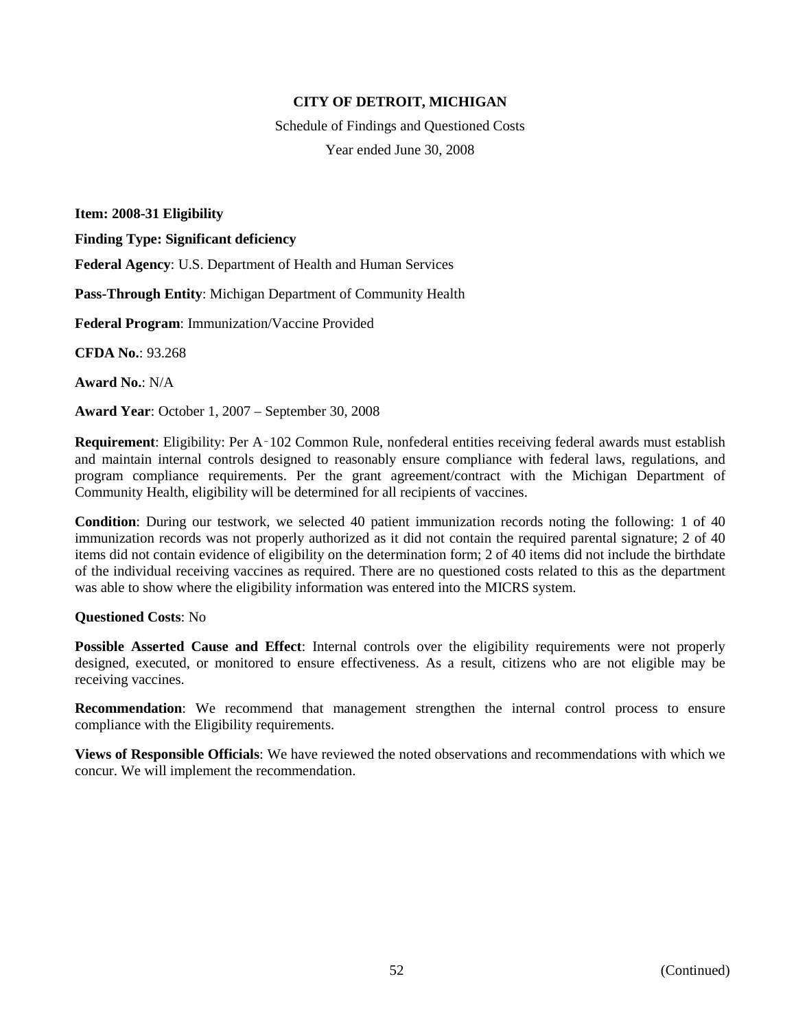**CITY OF DETROIT, MICHIGAN**

Schedule of Findings and Questioned Costs

Year ended June 30, 2008

**Item: 2008-31 Eligibility**

**Finding Type: Significant deficiency**

**Federal Agency**: U.S. Department of Health and Human Services

**Pass-Through Entity**: Michigan Department of Community Health

**Federal Program**: Immunization/Vaccine Provided

**CFDA No.**: 93.268

**Award No.**: N/A

**Award Year**: October 1, 2007 – September 30, 2008

**Requirement**: Eligibility: Per A‑102 Common Rule, nonfederal entities receiving federal awards must establish and maintain internal controls designed to reasonably ensure compliance with federal laws, regulations, and program compliance requirements. Per the grant agreement/contract with the Michigan Department of Community Health, eligibility will be determined for all recipients of vaccines.

**Condition**: During our testwork, we selected 40 patient immunization records noting the following: 1 of 40 immunization records was not properly authorized as it did not contain the required parental signature; 2 of 40 items did not contain evidence of eligibility on the determination form; 2 of 40 items did not include the birthdate of the individual receiving vaccines as required. There are no questioned costs related to this as the department was able to show where the eligibility information was entered into the MICRS system.

**Questioned Costs**: No

**Possible Asserted Cause and Effect**: Internal controls over the eligibility requirements were not properly designed, executed, or monitored to ensure effectiveness. As a result, citizens who are not eligible may be receiving vaccines.

**Recommendation**: We recommend that management strengthen the internal control process to ensure compliance with the Eligibility requirements.

**Views of Responsible Officials**: We have reviewed the noted observations and recommendations with which we concur. We will implement the recommendation.

(Continued)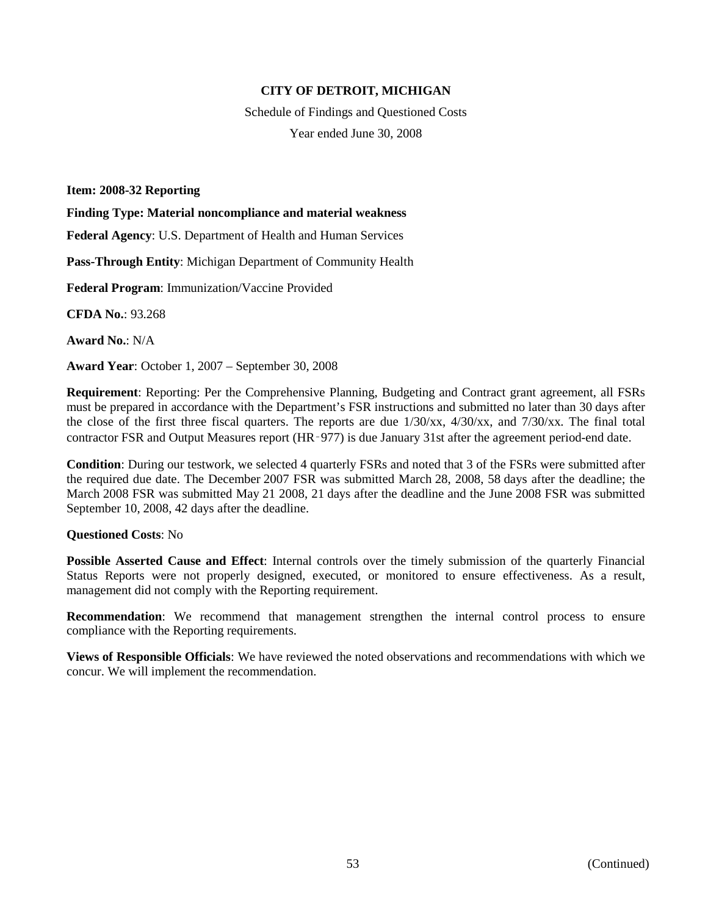**CITY OF DETROIT, MICHIGAN**

Schedule of Findings and Questioned Costs

Year ended June 30, 2008

**Item: 2008-32 Reporting**

**Finding Type: Material noncompliance and material weakness**

**Federal Agency**: U.S. Department of Health and Human Services

**Pass-Through Entity**: Michigan Department of Community Health

**Federal Program**: Immunization/Vaccine Provided

**CFDA No.**: 93.268

**Award No.**: N/A

**Award Year**: October 1, 2007 – September 30, 2008

**Requirement**: Reporting: Per the Comprehensive Planning, Budgeting and Contract grant agreement, all FSRs must be prepared in accordance with the Department's FSR instructions and submitted no later than 30 days after the close of the first three fiscal quarters. The reports are due 1/30/xx, 4/30/xx, and 7/30/xx. The final total contractor FSR and Output Measures report (HR-977) is due January 31st after the agreement period-end date.

**Condition**: During our testwork, we selected 4 quarterly FSRs and noted that 3 of the FSRs were submitted after the required due date. The December 2007 FSR was submitted March 28, 2008, 58 days after the deadline; the March 2008 FSR was submitted May 21 2008, 21 days after the deadline and the June 2008 FSR was submitted September 10, 2008, 42 days after the deadline.

**Questioned Costs**: No

**Possible Asserted Cause and Effect**: Internal controls over the timely submission of the quarterly Financial Status Reports were not properly designed, executed, or monitored to ensure effectiveness. As a result, management did not comply with the Reporting requirement.

**Recommendation**: We recommend that management strengthen the internal control process to ensure compliance with the Reporting requirements.

**Views of Responsible Officials**: We have reviewed the noted observations and recommendations with which we concur. We will implement the recommendation.

(Continued)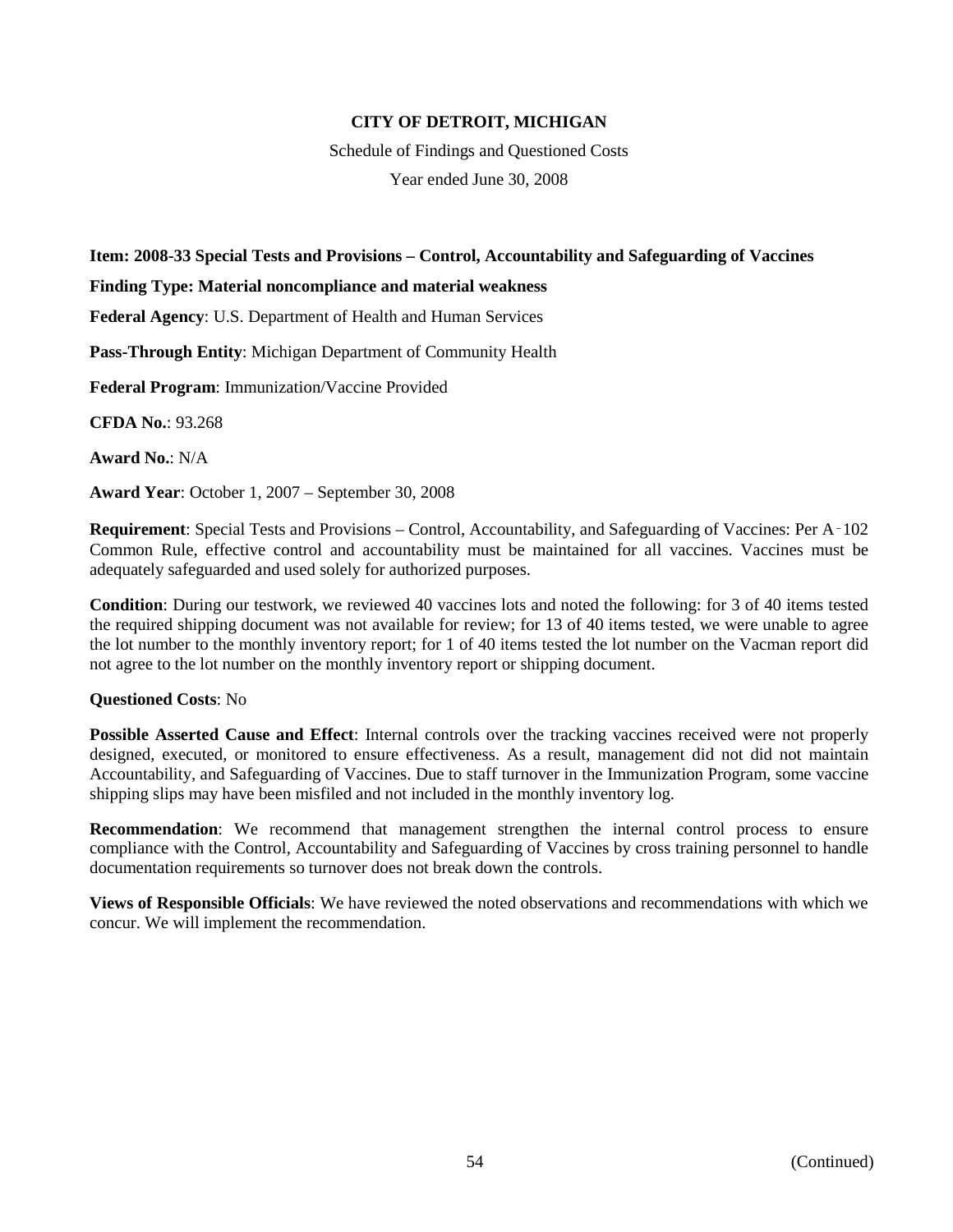**CITY OF DETROIT, MICHIGAN**

Schedule of Findings and Questioned Costs

Year ended June 30, 2008

**Item: 2008-33 Special Tests and Provisions – Control, Accountability and Safeguarding of Vaccines**

**Finding Type: Material noncompliance and material weakness**

**Federal Agency**: U.S. Department of Health and Human Services

**Pass-Through Entity**: Michigan Department of Community Health

**Federal Program**: Immunization/Vaccine Provided

**CFDA No.**: 93.268

**Award No.**: N/A

**Award Year**: October 1, 2007 – September 30, 2008

**Requirement**: Special Tests and Provisions – Control, Accountability, and Safeguarding of Vaccines: Per A‑102 Common Rule, effective control and accountability must be maintained for all vaccines. Vaccines must be adequately safeguarded and used solely for authorized purposes.

**Condition**: During our testwork, we reviewed 40 vaccines lots and noted the following: for 3 of 40 items tested the required shipping document was not available for review; for 13 of 40 items tested, we were unable to agree the lot number to the monthly inventory report; for 1 of 40 items tested the lot number on the Vacman report did not agree to the lot number on the monthly inventory report or shipping document.

**Questioned Costs**: No

**Possible Asserted Cause and Effect**: Internal controls over the tracking vaccines received were not properly designed, executed, or monitored to ensure effectiveness. As a result, management did not did not maintain Accountability, and Safeguarding of Vaccines. Due to staff turnover in the Immunization Program, some vaccine shipping slips may have been misfiled and not included in the monthly inventory log.

**Recommendation**: We recommend that management strengthen the internal control process to ensure compliance with the Control, Accountability and Safeguarding of Vaccines by cross training personnel to handle documentation requirements so turnover does not break down the controls.

**Views of Responsible Officials**: We have reviewed the noted observations and recommendations with which we concur. We will implement the recommendation.

(Continued)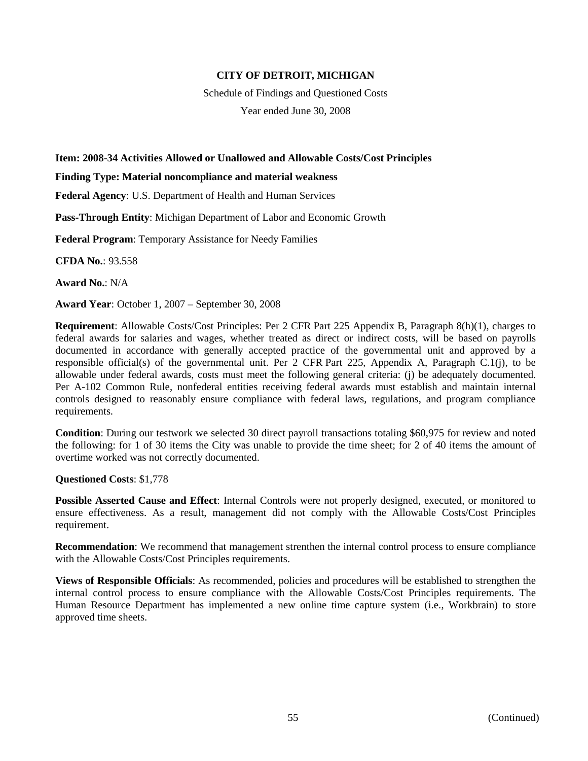**CITY OF DETROIT, MICHIGAN**

Schedule of Findings and Questioned Costs

Year ended June 30, 2008

**Item: 2008-34 Activities Allowed or Unallowed and Allowable Costs/Cost Principles**

**Finding Type: Material noncompliance and material weakness**

**Federal Agency**: U.S. Department of Health and Human Services

**Pass-Through Entity**: Michigan Department of Labor and Economic Growth

**Federal Program**: Temporary Assistance for Needy Families

**CFDA No.**: 93.558

**Award No.**: N/A

**Award Year**: October 1, 2007 – September 30, 2008

**Requirement**: Allowable Costs/Cost Principles: Per 2 CFR Part 225 Appendix B, Paragraph 8(h)(1), charges to federal awards for salaries and wages, whether treated as direct or indirect costs, will be based on payrolls documented in accordance with generally accepted practice of the governmental unit and approved by a responsible official(s) of the governmental unit. Per 2 CFR Part 225, Appendix A, Paragraph C.1(j), to be allowable under federal awards, costs must meet the following general criteria: (j) be adequately documented. Per A-102 Common Rule, nonfederal entities receiving federal awards must establish and maintain internal controls designed to reasonably ensure compliance with federal laws, regulations, and program compliance requirements.

**Condition**: During our testwork we selected 30 direct payroll transactions totaling $60,975 for review and noted the following: for 1 of 30 items the City was unable to provide the time sheet; for 2 of 40 items the amount of overtime worked was not correctly documented.

**Questioned Costs**: $1,778

**Possible Asserted Cause and Effect**: Internal Controls were not properly designed, executed, or monitored to ensure effectiveness. As a result, management did not comply with the Allowable Costs/Cost Principles requirement.

**Recommendation**: We recommend that management strenthen the internal control process to ensure compliance with the Allowable Costs/Cost Principles requirements.

**Views of Responsible Officials**: As recommended, policies and procedures will be established to strengthen the internal control process to ensure compliance with the Allowable Costs/Cost Principles requirements. The Human Resource Department has implemented a new online time capture system (i.e., Workbrain) to store approved time sheets.

(Continued)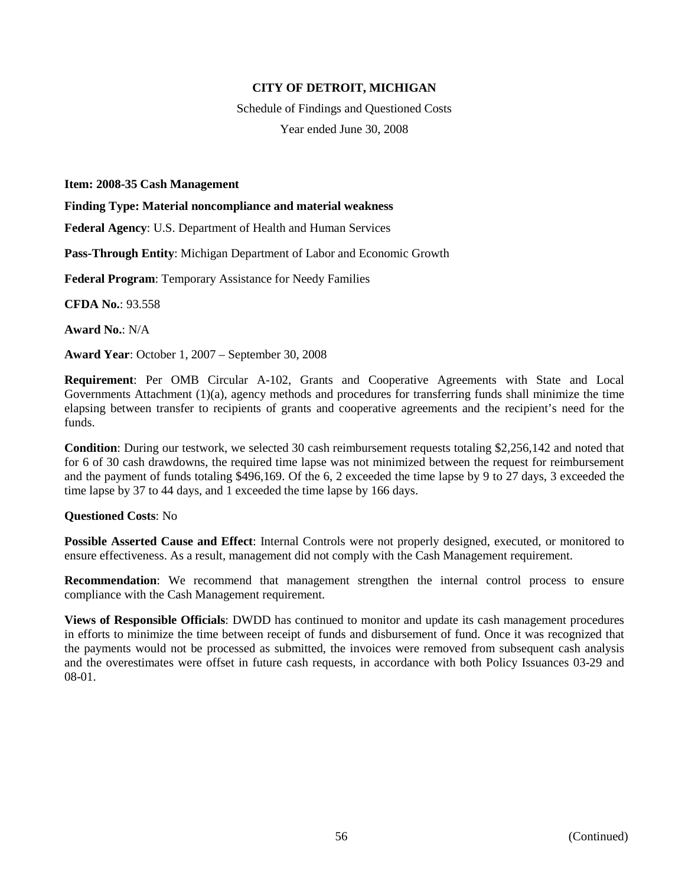**CITY OF DETROIT, MICHIGAN**

Schedule of Findings and Questioned Costs

Year ended June 30, 2008

**Item: 2008-35 Cash Management**

**Finding Type: Material noncompliance and material weakness**

**Federal Agency**: U.S. Department of Health and Human Services

**Pass-Through Entity**: Michigan Department of Labor and Economic Growth

**Federal Program**: Temporary Assistance for Needy Families

**CFDA No.**: 93.558

**Award No.**: N/A

**Award Year**: October 1, 2007 – September 30, 2008

**Requirement**: Per OMB Circular A-102, Grants and Cooperative Agreements with State and Local Governments Attachment (1)(a), agency methods and procedures for transferring funds shall minimize the time elapsing between transfer to recipients of grants and cooperative agreements and the recipient's need for the funds.

**Condition**: During our testwork, we selected 30 cash reimbursement requests totaling $2,256,142 and noted that for 6 of 30 cash drawdowns, the required time lapse was not minimized between the request for reimbursement and the payment of funds totaling $496,169. Of the 6, 2 exceeded the time lapse by 9 to 27 days, 3 exceeded the time lapse by 37 to 44 days, and 1 exceeded the time lapse by 166 days.

**Questioned Costs**: No

**Possible Asserted Cause and Effect**: Internal Controls were not properly designed, executed, or monitored to ensure effectiveness. As a result, management did not comply with the Cash Management requirement.

**Recommendation**: We recommend that management strengthen the internal control process to ensure compliance with the Cash Management requirement.

**Views of Responsible Officials**: DWDD has continued to monitor and update its cash management procedures in efforts to minimize the time between receipt of funds and disbursement of fund. Once it was recognized that the payments would not be processed as submitted, the invoices were removed from subsequent cash analysis and the overestimates were offset in future cash requests, in accordance with both Policy Issuances 03-29 and 08-01.

(Continued)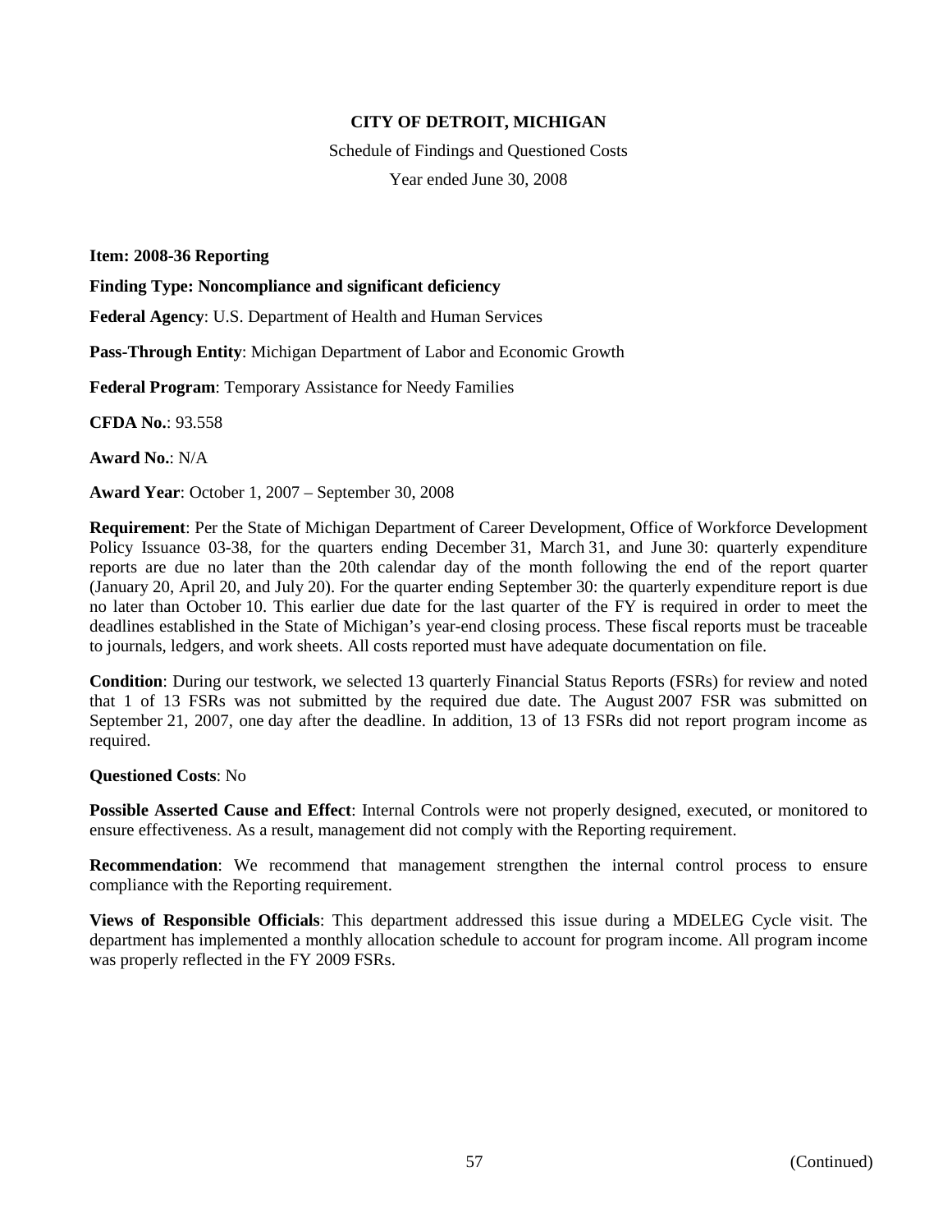**CITY OF DETROIT, MICHIGAN**

Schedule of Findings and Questioned Costs

Year ended June 30, 2008

**Item: 2008-36 Reporting**

**Finding Type: Noncompliance and significant deficiency**

**Federal Agency**: U.S. Department of Health and Human Services

**Pass-Through Entity**: Michigan Department of Labor and Economic Growth

**Federal Program**: Temporary Assistance for Needy Families

**CFDA No.**: 93.558

**Award No.**: N/A

**Award Year**: October 1, 2007 – September 30, 2008

**Requirement**: Per the State of Michigan Department of Career Development, Office of Workforce Development Policy Issuance 03-38, for the quarters ending December 31, March 31, and June 30: quarterly expenditure reports are due no later than the 20th calendar day of the month following the end of the report quarter (January 20, April 20, and July 20). For the quarter ending September 30: the quarterly expenditure report is due no later than October 10. This earlier due date for the last quarter of the FY is required in order to meet the deadlines established in the State of Michigan's year-end closing process. These fiscal reports must be traceable to journals, ledgers, and work sheets. All costs reported must have adequate documentation on file.

**Condition**: During our testwork, we selected 13 quarterly Financial Status Reports (FSRs) for review and noted that 1 of 13 FSRs was not submitted by the required due date. The August 2007 FSR was submitted on September 21, 2007, one day after the deadline. In addition, 13 of 13 FSRs did not report program income as required.

**Questioned Costs**: No

**Possible Asserted Cause and Effect**: Internal Controls were not properly designed, executed, or monitored to ensure effectiveness. As a result, management did not comply with the Reporting requirement.

**Recommendation**: We recommend that management strengthen the internal control process to ensure compliance with the Reporting requirement.

**Views of Responsible Officials**: This department addressed this issue during a MDELEG Cycle visit. The department has implemented a monthly allocation schedule to account for program income. All program income was properly reflected in the FY 2009 FSRs.

(Continued)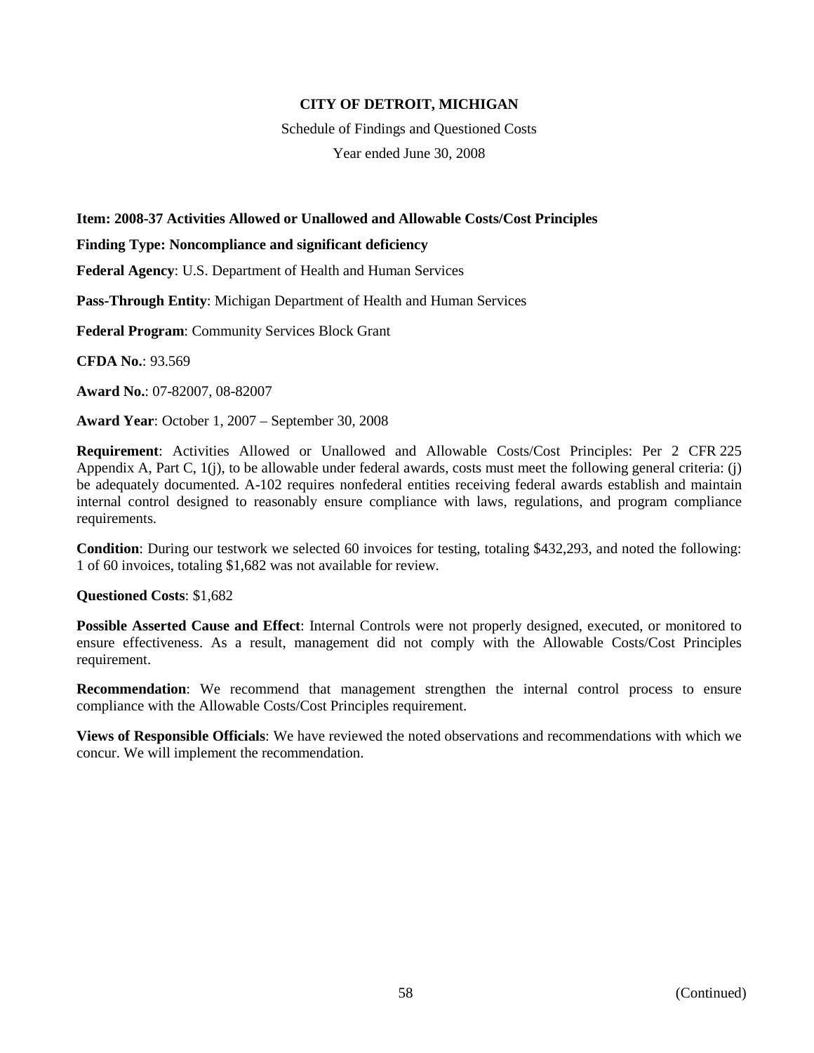**CITY OF DETROIT, MICHIGAN**

Schedule of Findings and Questioned Costs

Year ended June 30, 2008

**Item: 2008-37 Activities Allowed or Unallowed and Allowable Costs/Cost Principles**

**Finding Type: Noncompliance and significant deficiency**

**Federal Agency**: U.S. Department of Health and Human Services

**Pass-Through Entity**: Michigan Department of Health and Human Services

**Federal Program**: Community Services Block Grant

**CFDA No.**: 93.569

**Award No.**: 07-82007, 08-82007

**Award Year**: October 1, 2007 – September 30, 2008

**Requirement**: Activities Allowed or Unallowed and Allowable Costs/Cost Principles: Per 2 CFR 225 Appendix A, Part C, 1(j), to be allowable under federal awards, costs must meet the following general criteria: (j) be adequately documented. A-102 requires nonfederal entities receiving federal awards establish and maintain internal control designed to reasonably ensure compliance with laws, regulations, and program compliance requirements.

**Condition**: During our testwork we selected 60 invoices for testing, totaling $432,293, and noted the following: 1 of 60 invoices, totaling $1,682 was not available for review.

**Questioned Costs**: $1,682

**Possible Asserted Cause and Effect**: Internal Controls were not properly designed, executed, or monitored to ensure effectiveness. As a result, management did not comply with the Allowable Costs/Cost Principles requirement.

**Recommendation**: We recommend that management strengthen the internal control process to ensure compliance with the Allowable Costs/Cost Principles requirement.

**Views of Responsible Officials**: We have reviewed the noted observations and recommendations with which we concur. We will implement the recommendation.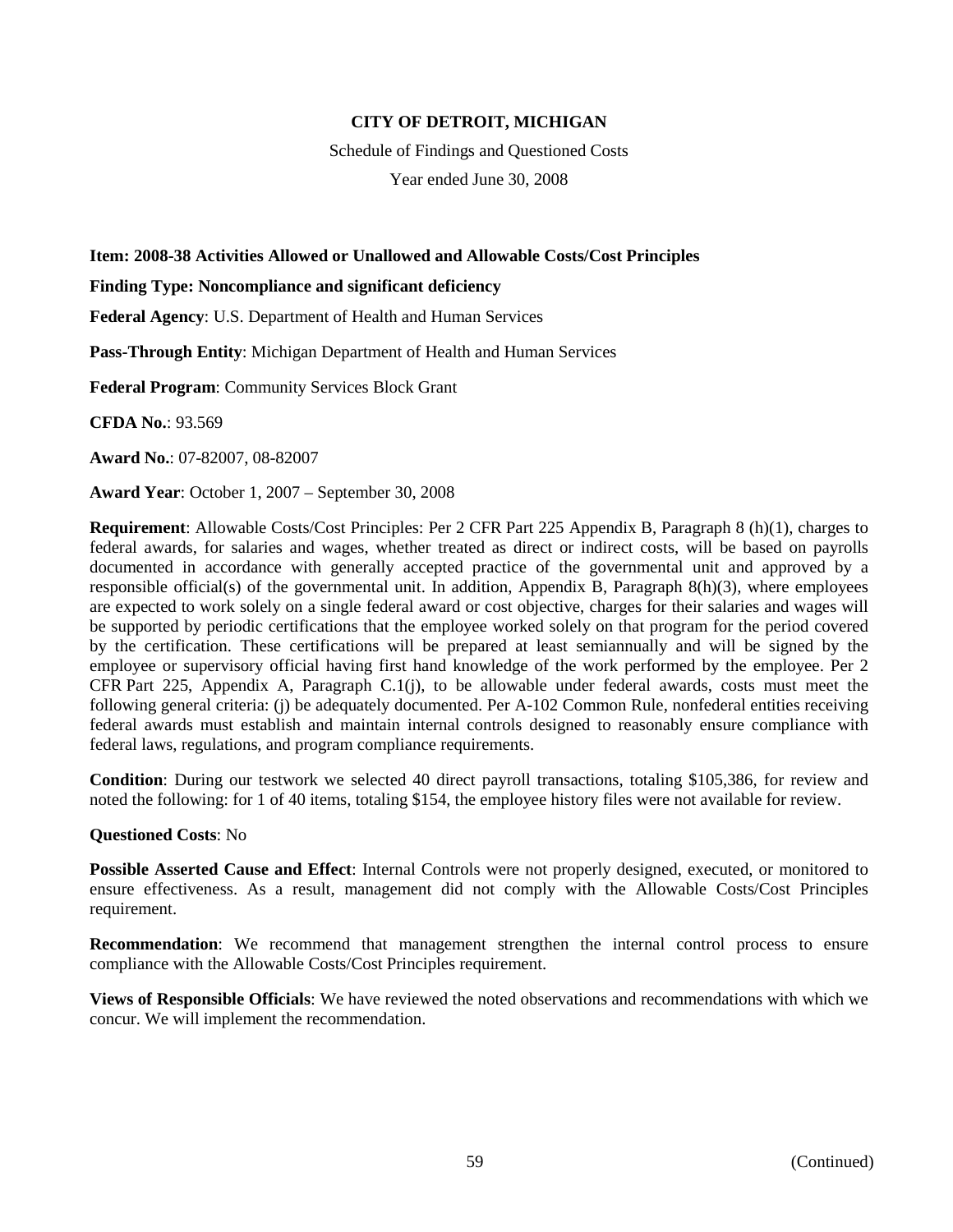**CITY OF DETROIT, MICHIGAN**

Schedule of Findings and Questioned Costs

Year ended June 30, 2008

**Item: 2008-38 Activities Allowed or Unallowed and Allowable Costs/Cost Principles**

**Finding Type: Noncompliance and significant deficiency**

**Federal Agency**: U.S. Department of Health and Human Services

**Pass-Through Entity**: Michigan Department of Health and Human Services

**Federal Program**: Community Services Block Grant

**CFDA No.**: 93.569

**Award No.**: 07-82007, 08-82007

**Award Year**: October 1, 2007 – September 30, 2008

**Requirement**: Allowable Costs/Cost Principles: Per 2 CFR Part 225 Appendix B, Paragraph 8 (h)(1), charges to federal awards, for salaries and wages, whether treated as direct or indirect costs, will be based on payrolls documented in accordance with generally accepted practice of the governmental unit and approved by a responsible official(s) of the governmental unit. In addition, Appendix B, Paragraph 8(h)(3), where employees are expected to work solely on a single federal award or cost objective, charges for their salaries and wages will be supported by periodic certifications that the employee worked solely on that program for the period covered by the certification. These certifications will be prepared at least semiannually and will be signed by the employee or supervisory official having first hand knowledge of the work performed by the employee. Per 2 CFR Part 225, Appendix A, Paragraph C.1(j), to be allowable under federal awards, costs must meet the following general criteria: (j) be adequately documented. Per A-102 Common Rule, nonfederal entities receiving federal awards must establish and maintain internal controls designed to reasonably ensure compliance with federal laws, regulations, and program compliance requirements.

**Condition**: During our testwork we selected 40 direct payroll transactions, totaling $105,386, for review and noted the following: for 1 of 40 items, totaling $154, the employee history files were not available for review.

**Questioned Costs**: No

**Possible Asserted Cause and Effect**: Internal Controls were not properly designed, executed, or monitored to ensure effectiveness. As a result, management did not comply with the Allowable Costs/Cost Principles requirement.

**Recommendation**: We recommend that management strengthen the internal control process to ensure compliance with the Allowable Costs/Cost Principles requirement.

**Views of Responsible Officials**: We have reviewed the noted observations and recommendations with which we concur. We will implement the recommendation.

(Continued)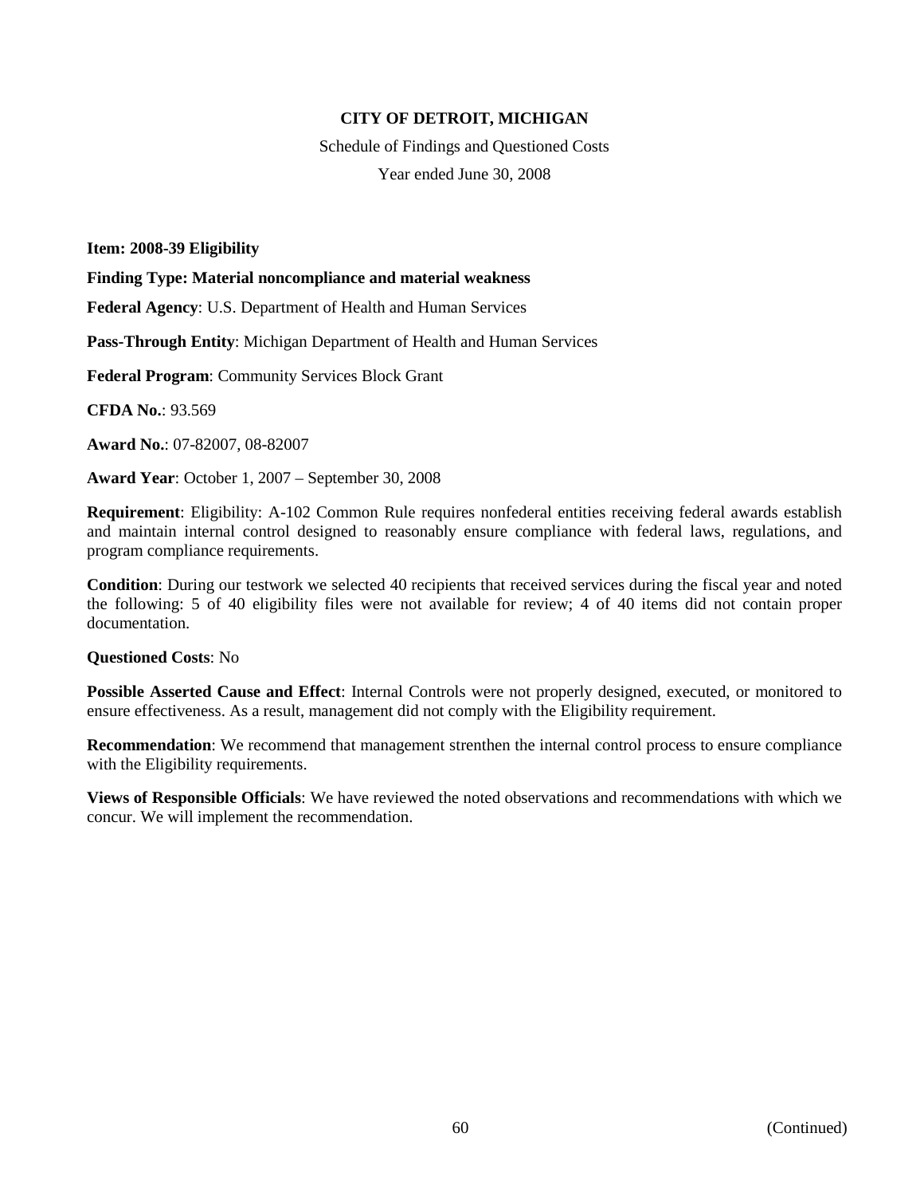**CITY OF DETROIT, MICHIGAN**

Schedule of Findings and Questioned Costs

Year ended June 30, 2008

**Item: 2008-39 Eligibility**

**Finding Type: Material noncompliance and material weakness**

**Federal Agency**: U.S. Department of Health and Human Services

**Pass-Through Entity**: Michigan Department of Health and Human Services

**Federal Program**: Community Services Block Grant

**CFDA No.**: 93.569

**Award No.**: 07-82007, 08-82007

**Award Year**: October 1, 2007 – September 30, 2008

**Requirement**: Eligibility: A-102 Common Rule requires nonfederal entities receiving federal awards establish and maintain internal control designed to reasonably ensure compliance with federal laws, regulations, and program compliance requirements.

**Condition**: During our testwork we selected 40 recipients that received services during the fiscal year and noted the following: 5 of 40 eligibility files were not available for review; 4 of 40 items did not contain proper documentation.

**Questioned Costs**: No

**Possible Asserted Cause and Effect**: Internal Controls were not properly designed, executed, or monitored to ensure effectiveness. As a result, management did not comply with the Eligibility requirement.

**Recommendation**: We recommend that management strenthen the internal control process to ensure compliance with the Eligibility requirements.

**Views of Responsible Officials**: We have reviewed the noted observations and recommendations with which we concur. We will implement the recommendation.

(Continued)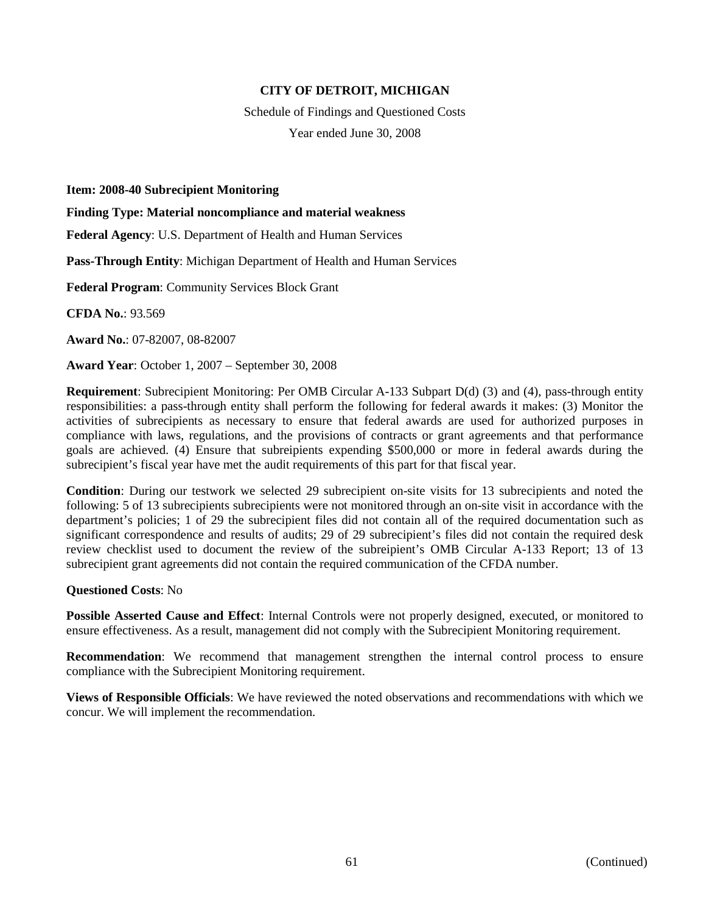**CITY OF DETROIT, MICHIGAN**

Schedule of Findings and Questioned Costs

Year ended June 30, 2008

**Item: 2008-40 Subrecipient Monitoring**

**Finding Type: Material noncompliance and material weakness**

**Federal Agency**: U.S. Department of Health and Human Services

**Pass-Through Entity**: Michigan Department of Health and Human Services

**Federal Program**: Community Services Block Grant

**CFDA No.**: 93.569

**Award No.**: 07-82007, 08-82007

**Award Year**: October 1, 2007 – September 30, 2008

**Requirement**: Subrecipient Monitoring: Per OMB Circular A-133 Subpart D(d) (3) and (4), pass-through entity responsibilities: a pass-through entity shall perform the following for federal awards it makes: (3) Monitor the activities of subrecipients as necessary to ensure that federal awards are used for authorized purposes in compliance with laws, regulations, and the provisions of contracts or grant agreements and that performance goals are achieved. (4) Ensure that subreipients expending $500,000 or more in federal awards during the subrecipient's fiscal year have met the audit requirements of this part for that fiscal year.

**Condition**: During our testwork we selected 29 subrecipient on-site visits for 13 subrecipients and noted the following: 5 of 13 subrecipients subrecipients were not monitored through an on-site visit in accordance with the department's policies; 1 of 29 the subrecipient files did not contain all of the required documentation such as significant correspondence and results of audits; 29 of 29 subrecipient's files did not contain the required desk review checklist used to document the review of the subreipient's OMB Circular A-133 Report; 13 of 13 subrecipient grant agreements did not contain the required communication of the CFDA number.

**Questioned Costs**: No

**Possible Asserted Cause and Effect**: Internal Controls were not properly designed, executed, or monitored to ensure effectiveness. As a result, management did not comply with the Subrecipient Monitoring requirement.

**Recommendation**: We recommend that management strengthen the internal control process to ensure compliance with the Subrecipient Monitoring requirement.

**Views of Responsible Officials**: We have reviewed the noted observations and recommendations with which we concur. We will implement the recommendation.

(Continued)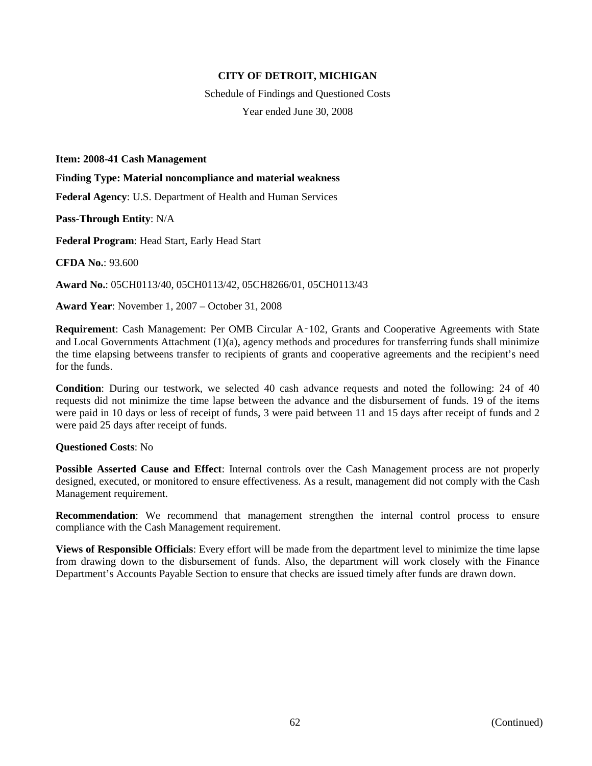**CITY OF DETROIT, MICHIGAN**

Schedule of Findings and Questioned Costs

Year ended June 30, 2008

**Item: 2008-41 Cash Management**

**Finding Type: Material noncompliance and material weakness**

**Federal Agency**: U.S. Department of Health and Human Services

**Pass-Through Entity**: N/A

**Federal Program**: Head Start, Early Head Start

**CFDA No.**: 93.600

**Award No.**: 05CH0113/40, 05CH0113/42, 05CH8266/01, 05CH0113/43

**Award Year**: November 1, 2007 – October 31, 2008

**Requirement**: Cash Management: Per OMB Circular A-102, Grants and Cooperative Agreements with State and Local Governments Attachment (1)(a), agency methods and procedures for transferring funds shall minimize the time elapsing betweens transfer to recipients of grants and cooperative agreements and the recipient's need for the funds.

**Condition**: During our testwork, we selected 40 cash advance requests and noted the following: 24 of 40 requests did not minimize the time lapse between the advance and the disbursement of funds. 19 of the items were paid in 10 days or less of receipt of funds, 3 were paid between 11 and 15 days after receipt of funds and 2 were paid 25 days after receipt of funds.

**Questioned Costs**: No

**Possible Asserted Cause and Effect**: Internal controls over the Cash Management process are not properly designed, executed, or monitored to ensure effectiveness. As a result, management did not comply with the Cash Management requirement.

**Recommendation**: We recommend that management strengthen the internal control process to ensure compliance with the Cash Management requirement.

**Views of Responsible Officials**: Every effort will be made from the department level to minimize the time lapse from drawing down to the disbursement of funds. Also, the department will work closely with the Finance Department's Accounts Payable Section to ensure that checks are issued timely after funds are drawn down.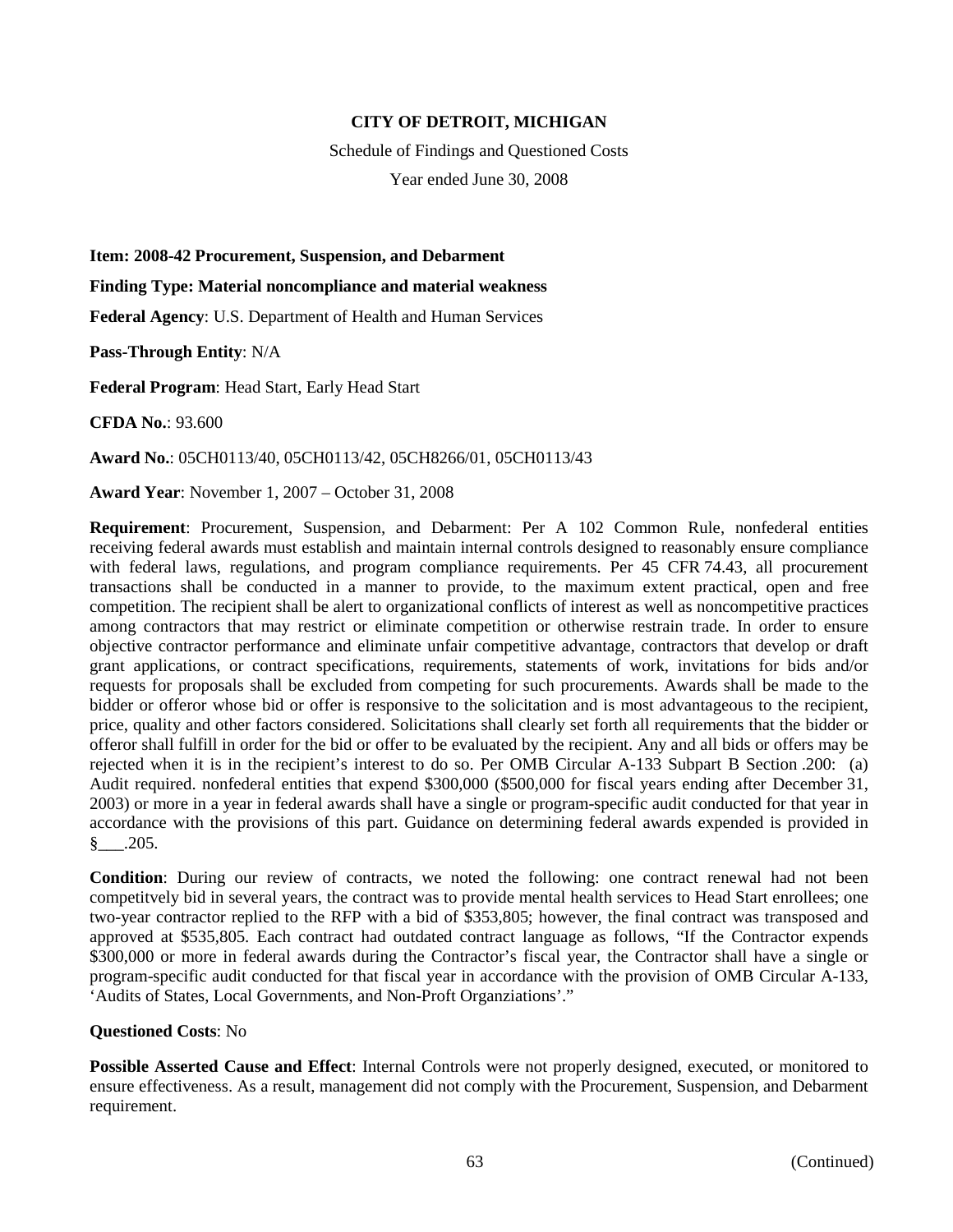**CITY OF DETROIT, MICHIGAN**

Schedule of Findings and Questioned Costs

Year ended June 30, 2008

**Item: 2008-42 Procurement, Suspension, and Debarment**

**Finding Type: Material noncompliance and material weakness**

**Federal Agency**: U.S. Department of Health and Human Services

**Pass-Through Entity**: N/A

**Federal Program**: Head Start, Early Head Start

**CFDA No.**: 93.600

**Award No.**: 05CH0113/40, 05CH0113/42, 05CH8266/01, 05CH0113/43

**Award Year**: November 1, 2007 – October 31, 2008

**Requirement**: Procurement, Suspension, and Debarment: Per A 102 Common Rule, nonfederal entities receiving federal awards must establish and maintain internal controls designed to reasonably ensure compliance with federal laws, regulations, and program compliance requirements. Per 45 CFR 74.43, all procurement transactions shall be conducted in a manner to provide, to the maximum extent practical, open and free competition. The recipient shall be alert to organizational conflicts of interest as well as noncompetitive practices among contractors that may restrict or eliminate competition or otherwise restrain trade. In order to ensure objective contractor performance and eliminate unfair competitive advantage, contractors that develop or draft grant applications, or contract specifications, requirements, statements of work, invitations for bids and/or requests for proposals shall be excluded from competing for such procurements. Awards shall be made to the bidder or offeror whose bid or offer is responsive to the solicitation and is most advantageous to the recipient, price, quality and other factors considered. Solicitations shall clearly set forth all requirements that the bidder or offeror shall fulfill in order for the bid or offer to be evaluated by the recipient. Any and all bids or offers may be rejected when it is in the recipient's interest to do so. Per OMB Circular A-133 Subpart B Section .200: (a) Audit required. nonfederal entities that expend $300,000 ($500,000 for fiscal years ending after December 31, 2003) or more in a year in federal awards shall have a single or program-specific audit conducted for that year in accordance with the provisions of this part. Guidance on determining federal awards expended is provided in §___.205.

**Condition**: During our review of contracts, we noted the following: one contract renewal had not been competitvely bid in several years, the contract was to provide mental health services to Head Start enrollees; one two-year contractor replied to the RFP with a bid of $353,805; however, the final contract was transposed and approved at $535,805. Each contract had outdated contract language as follows, "If the Contractor expends $300,000 or more in federal awards during the Contractor's fiscal year, the Contractor shall have a single or program-specific audit conducted for that fiscal year in accordance with the provision of OMB Circular A-133, 'Audits of States, Local Governments, and Non-Proft Organziations'."

**Questioned Costs**: No

**Possible Asserted Cause and Effect**: Internal Controls were not properly designed, executed, or monitored to ensure effectiveness. As a result, management did not comply with the Procurement, Suspension, and Debarment requirement.

(Continued)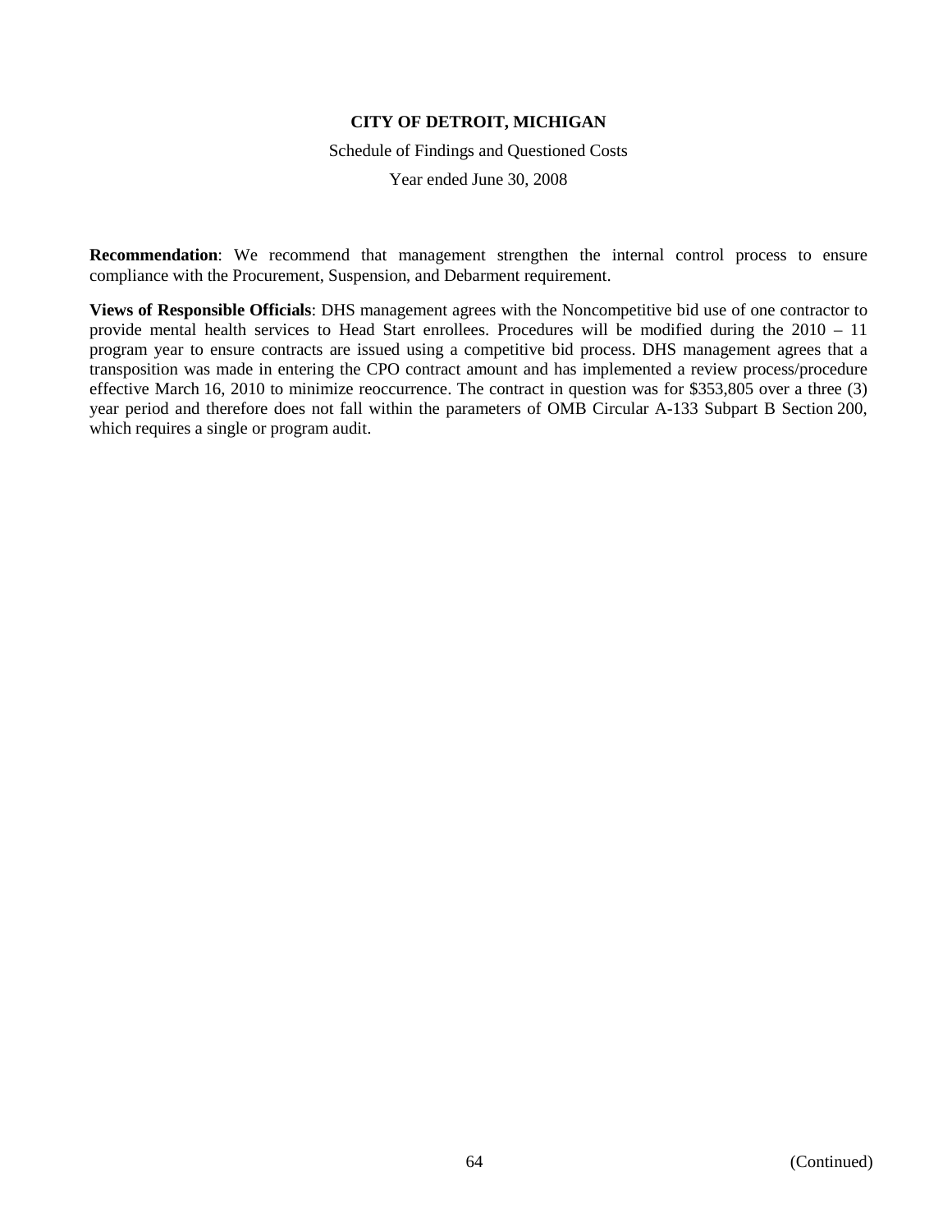**Recommendation**: We recommend that management strengthen the internal control process to ensure compliance with the Procurement, Suspension, and Debarment requirement.

**Views of Responsible Officials**: DHS management agrees with the Noncompetitive bid use of one contractor to provide mental health services to Head Start enrollees. Procedures will be modified during the 2010 – 11 program year to ensure contracts are issued using a competitive bid process. DHS management agrees that a transposition was made in entering the CPO contract amount and has implemented a review process/procedure effective March 16, 2010 to minimize reoccurrence. The contract in question was for $353,805 over a three (3) year period and therefore does not fall within the parameters of OMB Circular A-133 Subpart B Section 200, which requires a single or program audit.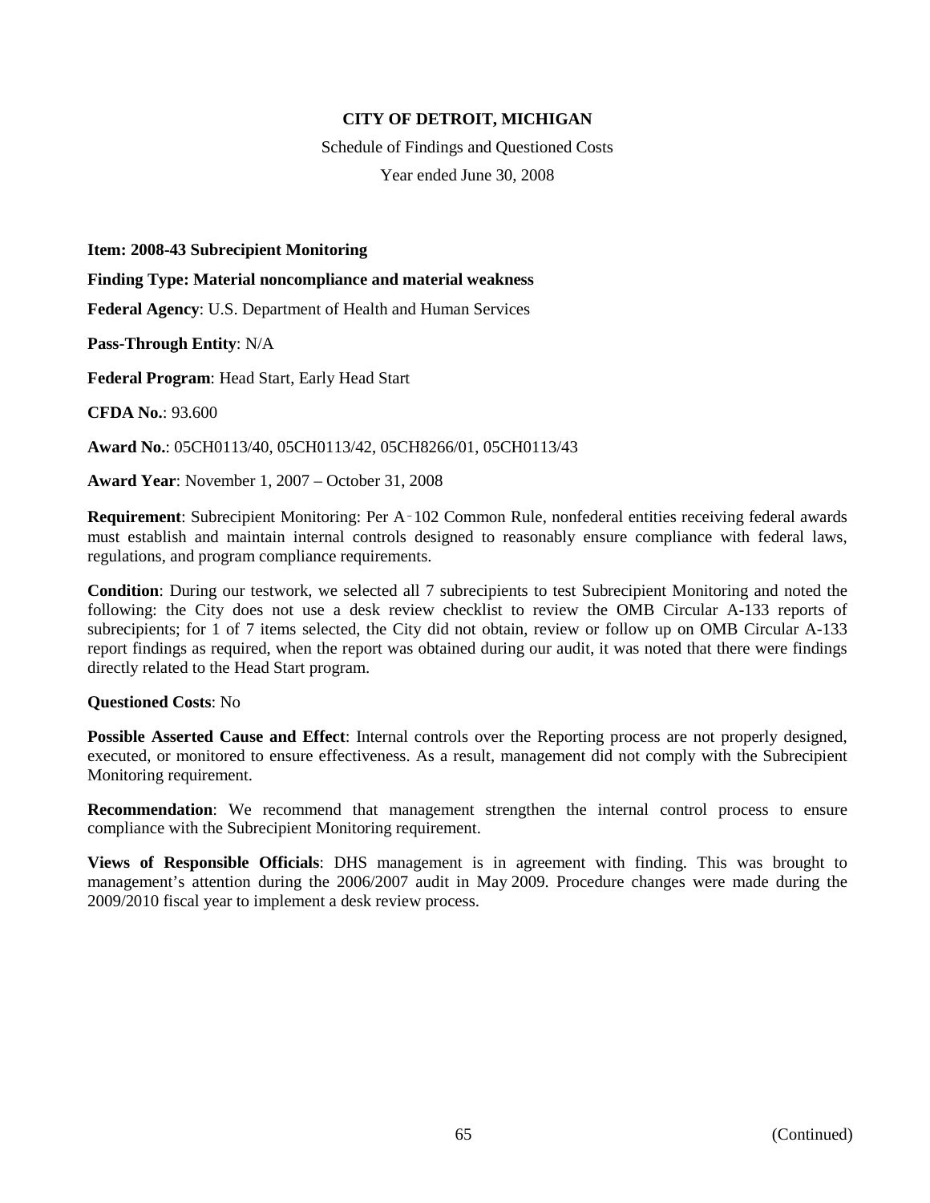**CITY OF DETROIT, MICHIGAN**

Schedule of Findings and Questioned Costs

Year ended June 30, 2008

**Item: 2008-43 Subrecipient Monitoring**

**Finding Type: Material noncompliance and material weakness**

**Federal Agency**: U.S. Department of Health and Human Services

**Pass-Through Entity**: N/A

**Federal Program**: Head Start, Early Head Start

**CFDA No.**: 93.600

**Award No.**: 05CH0113/40, 05CH0113/42, 05CH8266/01, 05CH0113/43

**Award Year**: November 1, 2007 – October 31, 2008

**Requirement**: Subrecipient Monitoring: Per A-102 Common Rule, nonfederal entities receiving federal awards must establish and maintain internal controls designed to reasonably ensure compliance with federal laws, regulations, and program compliance requirements.

**Condition**: During our testwork, we selected all 7 subrecipients to test Subrecipient Monitoring and noted the following: the City does not use a desk review checklist to review the OMB Circular A-133 reports of subrecipients; for 1 of 7 items selected, the City did not obtain, review or follow up on OMB Circular A-133 report findings as required, when the report was obtained during our audit, it was noted that there were findings directly related to the Head Start program.

**Questioned Costs**: No

**Possible Asserted Cause and Effect**: Internal controls over the Reporting process are not properly designed, executed, or monitored to ensure effectiveness. As a result, management did not comply with the Subrecipient Monitoring requirement.

**Recommendation**: We recommend that management strengthen the internal control process to ensure compliance with the Subrecipient Monitoring requirement.

**Views of Responsible Officials**: DHS management is in agreement with finding. This was brought to management's attention during the 2006/2007 audit in May 2009. Procedure changes were made during the 2009/2010 fiscal year to implement a desk review process.

(Continued)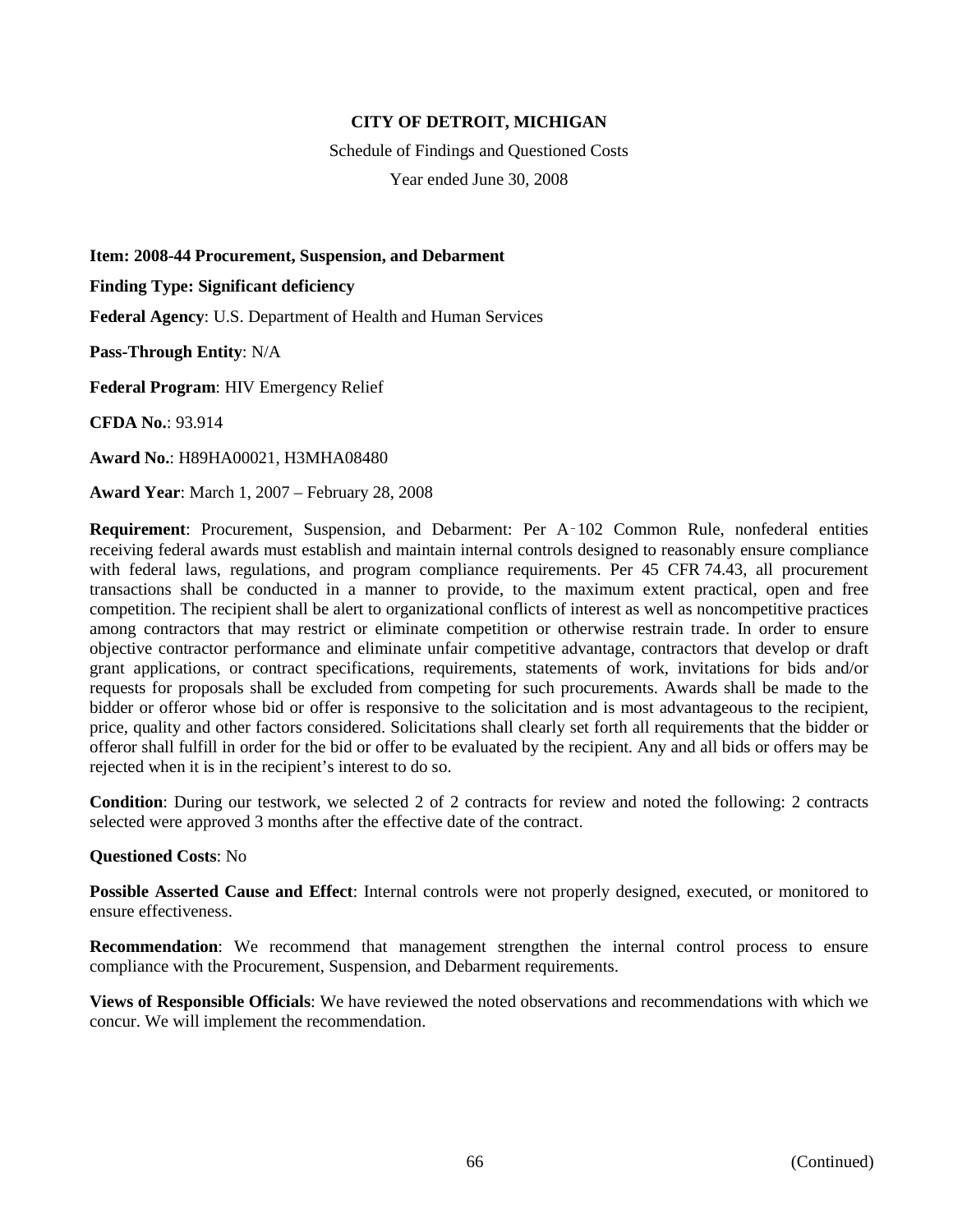**CITY OF DETROIT, MICHIGAN**

Schedule of Findings and Questioned Costs

Year ended June 30, 2008

**Item: 2008-44 Procurement, Suspension, and Debarment**

**Finding Type: Significant deficiency**

**Federal Agency**: U.S. Department of Health and Human Services

**Pass-Through Entity**: N/A

**Federal Program**: HIV Emergency Relief

**CFDA No.**: 93.914

**Award No.**: H89HA00021, H3MHA08480

**Award Year**: March 1, 2007 – February 28, 2008

**Requirement**: Procurement, Suspension, and Debarment: Per A-102 Common Rule, nonfederal entities receiving federal awards must establish and maintain internal controls designed to reasonably ensure compliance with federal laws, regulations, and program compliance requirements. Per 45 CFR 74.43, all procurement transactions shall be conducted in a manner to provide, to the maximum extent practical, open and free competition. The recipient shall be alert to organizational conflicts of interest as well as noncompetitive practices among contractors that may restrict or eliminate competition or otherwise restrain trade. In order to ensure objective contractor performance and eliminate unfair competitive advantage, contractors that develop or draft grant applications, or contract specifications, requirements, statements of work, invitations for bids and/or requests for proposals shall be excluded from competing for such procurements. Awards shall be made to the bidder or offeror whose bid or offer is responsive to the solicitation and is most advantageous to the recipient, price, quality and other factors considered. Solicitations shall clearly set forth all requirements that the bidder or offeror shall fulfill in order for the bid or offer to be evaluated by the recipient. Any and all bids or offers may be rejected when it is in the recipient's interest to do so.

**Condition**: During our testwork, we selected 2 of 2 contracts for review and noted the following: 2 contracts selected were approved 3 months after the effective date of the contract.

**Questioned Costs**: No

**Possible Asserted Cause and Effect**: Internal controls were not properly designed, executed, or monitored to ensure effectiveness.

**Recommendation**: We recommend that management strengthen the internal control process to ensure compliance with the Procurement, Suspension, and Debarment requirements.

**Views of Responsible Officials**: We have reviewed the noted observations and recommendations with which we concur. We will implement the recommendation.

(Continued)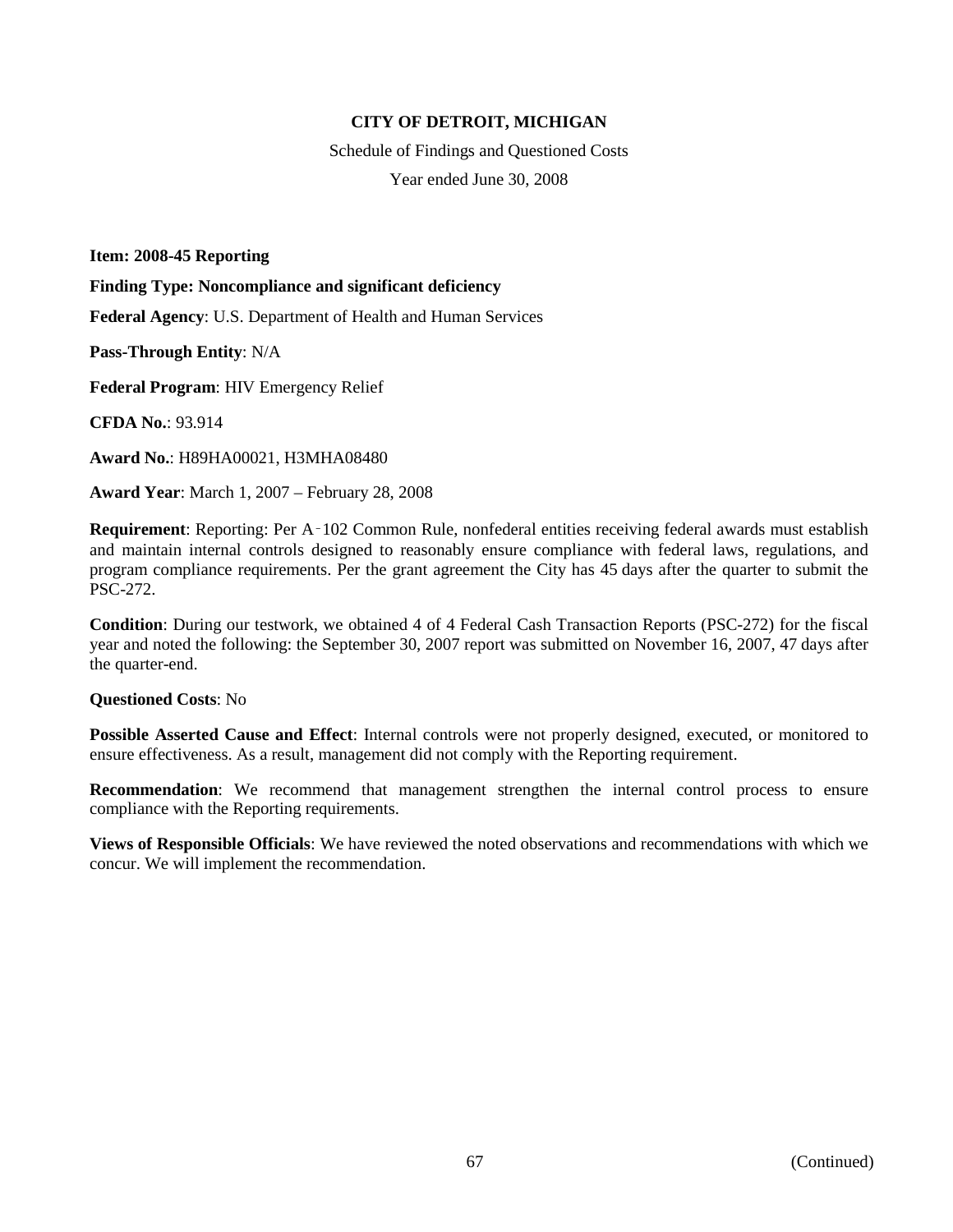**CITY OF DETROIT, MICHIGAN**

Schedule of Findings and Questioned Costs

Year ended June 30, 2008

**Item: 2008-45 Reporting**

**Finding Type: Noncompliance and significant deficiency**

**Federal Agency**: U.S. Department of Health and Human Services

**Pass-Through Entity**: N/A

**Federal Program**: HIV Emergency Relief

**CFDA No.**: 93.914

**Award No.**: H89HA00021, H3MHA08480

**Award Year**: March 1, 2007 – February 28, 2008

**Requirement**: Reporting: Per A-102 Common Rule, nonfederal entities receiving federal awards must establish and maintain internal controls designed to reasonably ensure compliance with federal laws, regulations, and program compliance requirements. Per the grant agreement the City has 45 days after the quarter to submit the PSC-272.

**Condition**: During our testwork, we obtained 4 of 4 Federal Cash Transaction Reports (PSC-272) for the fiscal year and noted the following: the September 30, 2007 report was submitted on November 16, 2007, 47 days after the quarter-end.

**Questioned Costs**: No

**Possible Asserted Cause and Effect**: Internal controls were not properly designed, executed, or monitored to ensure effectiveness. As a result, management did not comply with the Reporting requirement.

**Recommendation**: We recommend that management strengthen the internal control process to ensure compliance with the Reporting requirements.

**Views of Responsible Officials**: We have reviewed the noted observations and recommendations with which we concur. We will implement the recommendation.

(Continued)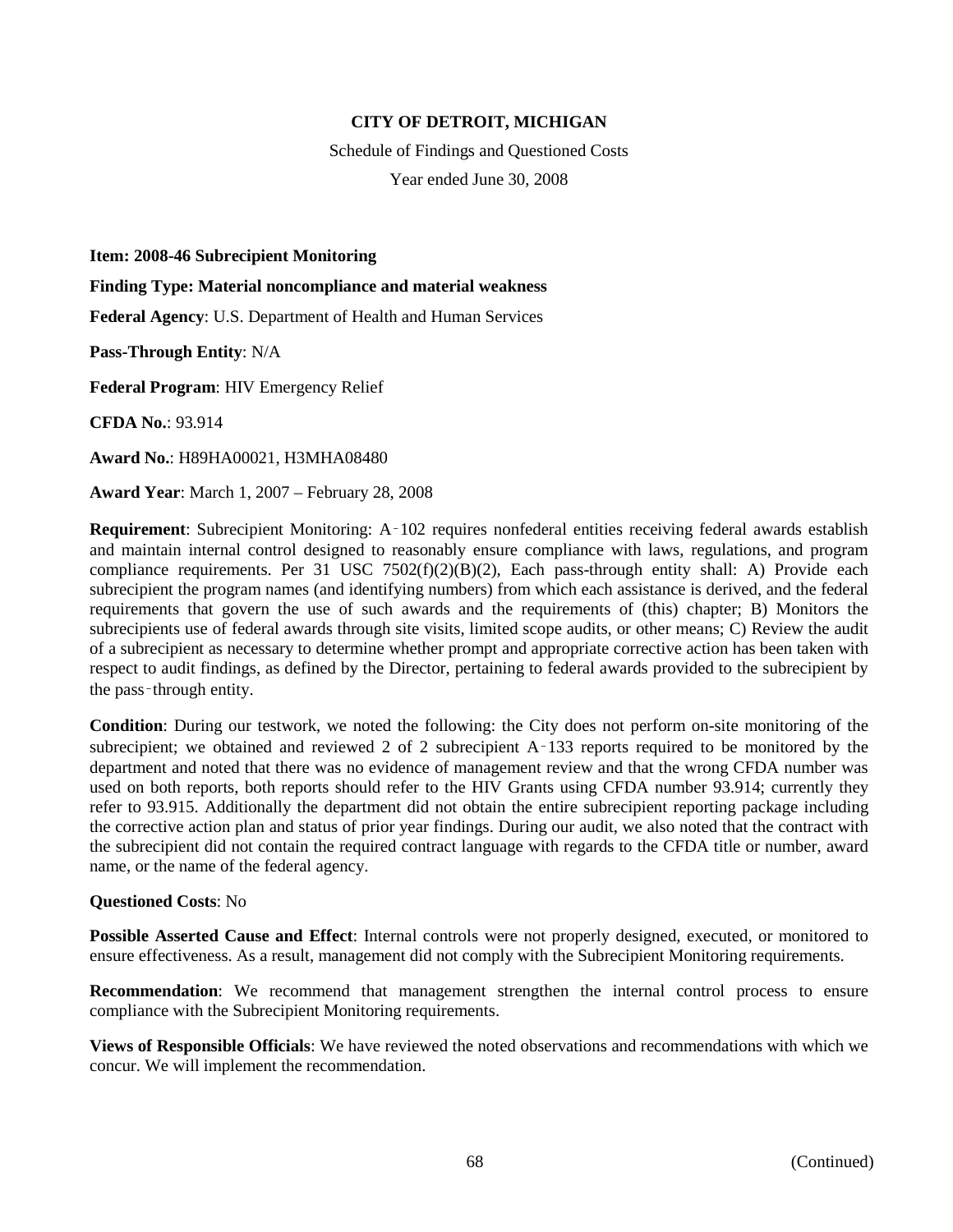**CITY OF DETROIT, MICHIGAN**

Schedule of Findings and Questioned Costs

Year ended June 30, 2008

**Item: 2008-46 Subrecipient Monitoring**

**Finding Type: Material noncompliance and material weakness**

**Federal Agency**: U.S. Department of Health and Human Services

**Pass-Through Entity**: N/A

**Federal Program**: HIV Emergency Relief

**CFDA No.**: 93.914

**Award No.**: H89HA00021, H3MHA08480

**Award Year**: March 1, 2007 – February 28, 2008

**Requirement**: Subrecipient Monitoring: A‑102 requires nonfederal entities receiving federal awards establish and maintain internal control designed to reasonably ensure compliance with laws, regulations, and program compliance requirements. Per 31 USC 7502(f)(2)(B)(2), Each pass-through entity shall: A) Provide each subrecipient the program names (and identifying numbers) from which each assistance is derived, and the federal requirements that govern the use of such awards and the requirements of (this) chapter; B) Monitors the subrecipients use of federal awards through site visits, limited scope audits, or other means; C) Review the audit of a subrecipient as necessary to determine whether prompt and appropriate corrective action has been taken with respect to audit findings, as defined by the Director, pertaining to federal awards provided to the subrecipient by the pass‑through entity.

**Condition**: During our testwork, we noted the following: the City does not perform on-site monitoring of the subrecipient; we obtained and reviewed 2 of 2 subrecipient A‑133 reports required to be monitored by the department and noted that there was no evidence of management review and that the wrong CFDA number was used on both reports, both reports should refer to the HIV Grants using CFDA number 93.914; currently they refer to 93.915. Additionally the department did not obtain the entire subrecipient reporting package including the corrective action plan and status of prior year findings. During our audit, we also noted that the contract with the subrecipient did not contain the required contract language with regards to the CFDA title or number, award name, or the name of the federal agency.

**Questioned Costs**: No

**Possible Asserted Cause and Effect**: Internal controls were not properly designed, executed, or monitored to ensure effectiveness. As a result, management did not comply with the Subrecipient Monitoring requirements.

**Recommendation**: We recommend that management strengthen the internal control process to ensure compliance with the Subrecipient Monitoring requirements.

**Views of Responsible Officials**: We have reviewed the noted observations and recommendations with which we concur. We will implement the recommendation.

(Continued)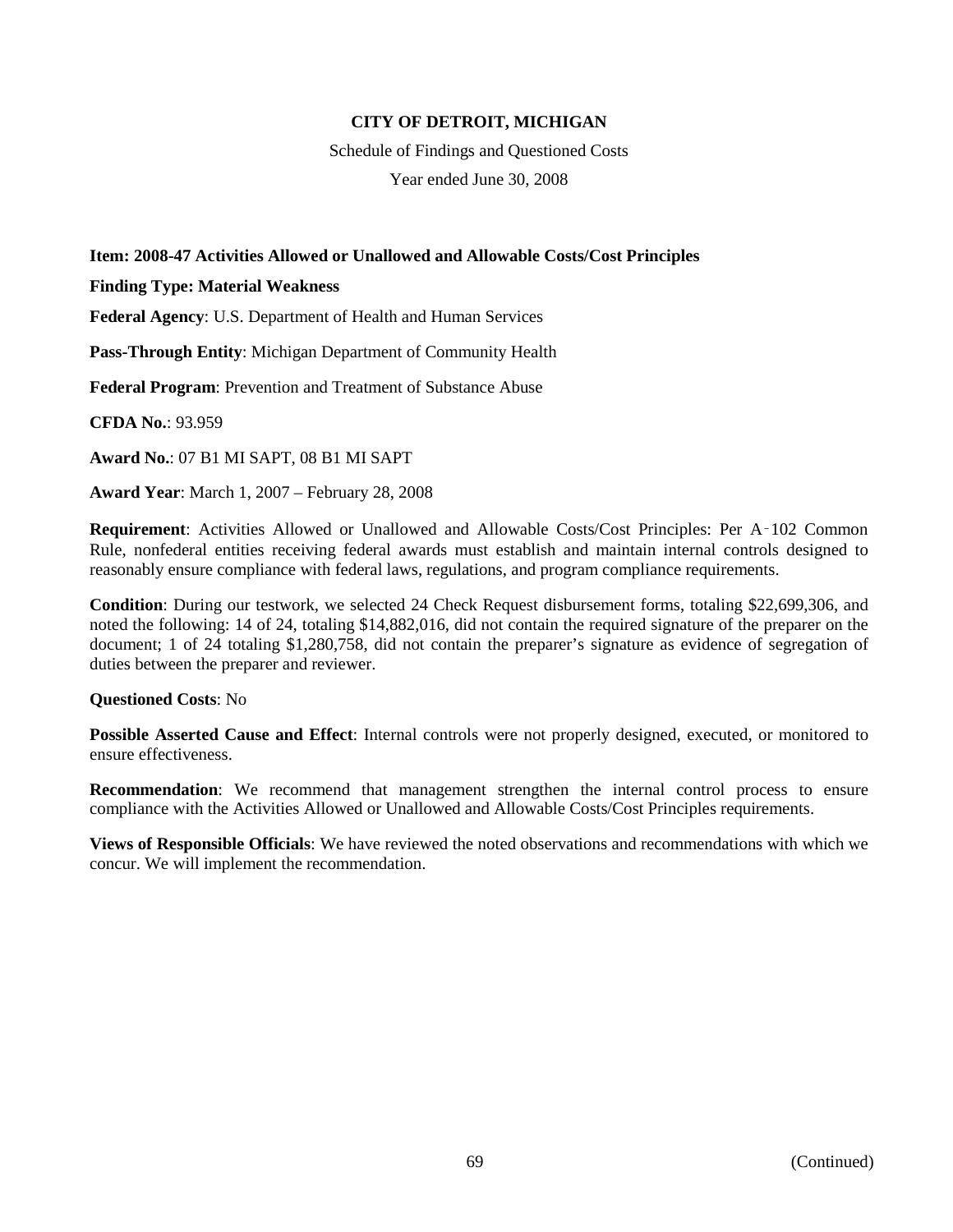**CITY OF DETROIT, MICHIGAN**

Schedule of Findings and Questioned Costs

Year ended June 30, 2008

**Item: 2008-47 Activities Allowed or Unallowed and Allowable Costs/Cost Principles**

**Finding Type: Material Weakness**

**Federal Agency**: U.S. Department of Health and Human Services

**Pass-Through Entity**: Michigan Department of Community Health

**Federal Program**: Prevention and Treatment of Substance Abuse

**CFDA No.**: 93.959

**Award No.**: 07 B1 MI SAPT, 08 B1 MI SAPT

**Award Year**: March 1, 2007 – February 28, 2008

**Requirement**: Activities Allowed or Unallowed and Allowable Costs/Cost Principles: Per A-102 Common Rule, nonfederal entities receiving federal awards must establish and maintain internal controls designed to reasonably ensure compliance with federal laws, regulations, and program compliance requirements.

**Condition**: During our testwork, we selected 24 Check Request disbursement forms, totaling $22,699,306, and noted the following: 14 of 24, totaling $14,882,016, did not contain the required signature of the preparer on the document; 1 of 24 totaling $1,280,758, did not contain the preparer's signature as evidence of segregation of duties between the preparer and reviewer.

**Questioned Costs**: No

**Possible Asserted Cause and Effect**: Internal controls were not properly designed, executed, or monitored to ensure effectiveness.

**Recommendation**: We recommend that management strengthen the internal control process to ensure compliance with the Activities Allowed or Unallowed and Allowable Costs/Cost Principles requirements.

**Views of Responsible Officials**: We have reviewed the noted observations and recommendations with which we concur. We will implement the recommendation.

(Continued)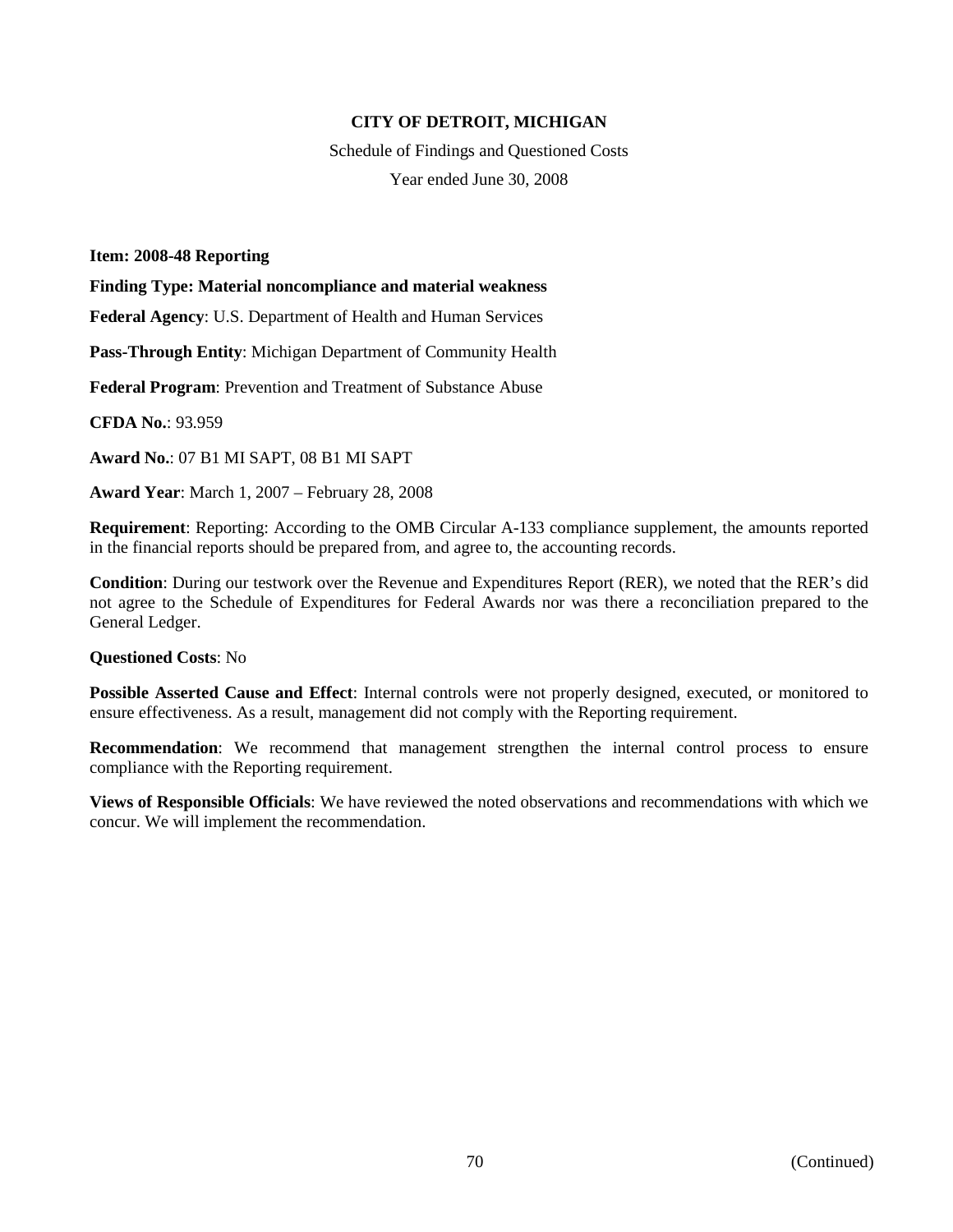**CITY OF DETROIT, MICHIGAN**

Schedule of Findings and Questioned Costs

Year ended June 30, 2008

**Item: 2008-48 Reporting**

**Finding Type: Material noncompliance and material weakness**

**Federal Agency**: U.S. Department of Health and Human Services

**Pass-Through Entity**: Michigan Department of Community Health

**Federal Program**: Prevention and Treatment of Substance Abuse

**CFDA No.**: 93.959

**Award No.**: 07 B1 MI SAPT, 08 B1 MI SAPT

**Award Year**: March 1, 2007 – February 28, 2008

**Requirement**: Reporting: According to the OMB Circular A-133 compliance supplement, the amounts reported in the financial reports should be prepared from, and agree to, the accounting records.

**Condition**: During our testwork over the Revenue and Expenditures Report (RER), we noted that the RER's did not agree to the Schedule of Expenditures for Federal Awards nor was there a reconciliation prepared to the General Ledger.

**Questioned Costs**: No

**Possible Asserted Cause and Effect**: Internal controls were not properly designed, executed, or monitored to ensure effectiveness. As a result, management did not comply with the Reporting requirement.

**Recommendation**: We recommend that management strengthen the internal control process to ensure compliance with the Reporting requirement.

**Views of Responsible Officials**: We have reviewed the noted observations and recommendations with which we concur. We will implement the recommendation.

(Continued)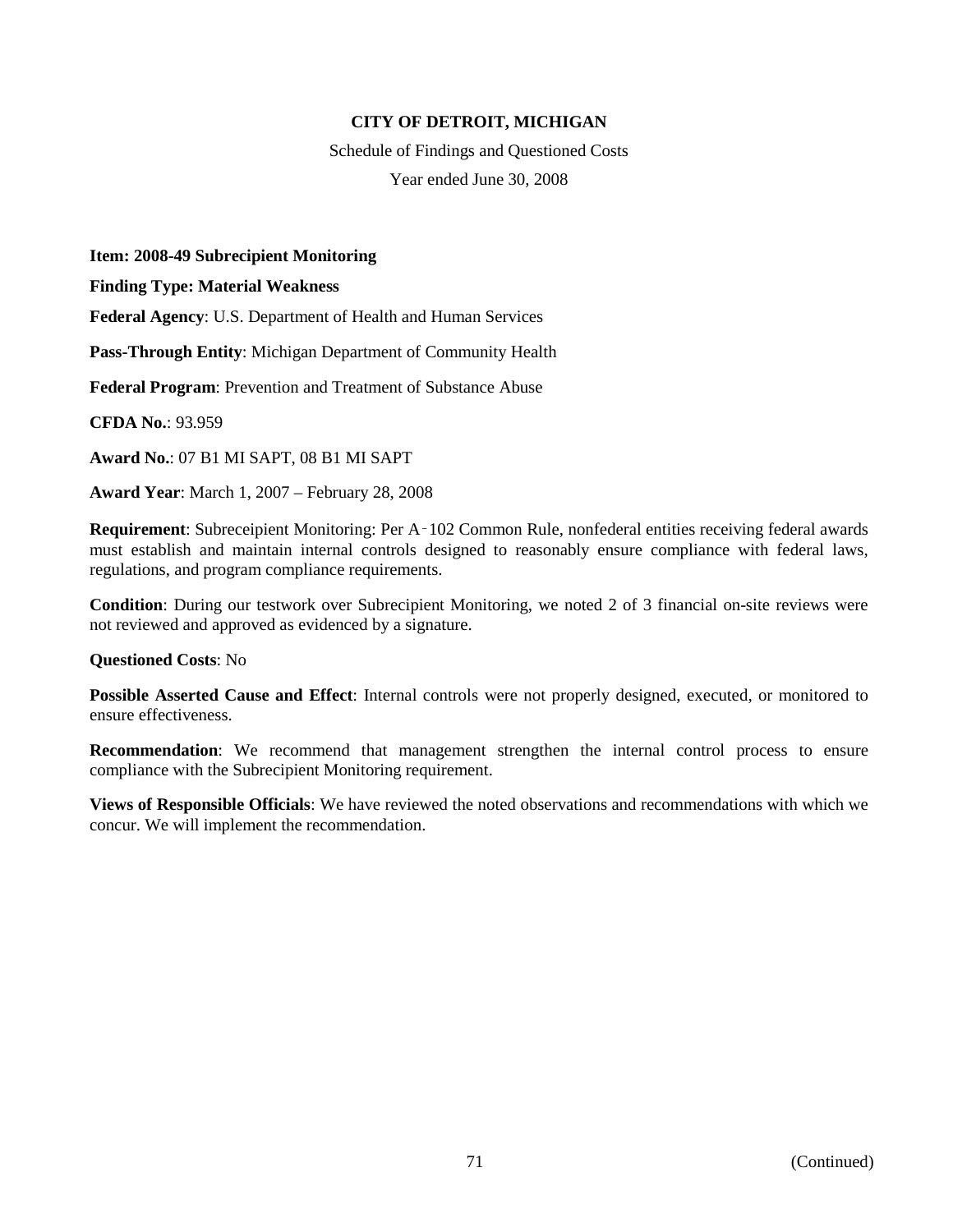# CITY OF DETROIT, MICHIGAN

Schedule of Findings and Questioned Costs

Year ended June 30, 2008

**Item: 2008-49 Subrecipient Monitoring**

**Finding Type: Material Weakness**

**Federal Agency**: U.S. Department of Health and Human Services

**Pass-Through Entity**: Michigan Department of Community Health

**Federal Program**: Prevention and Treatment of Substance Abuse

**CFDA No.**: 93.959

**Award No.**: 07 B1 MI SAPT, 08 B1 MI SAPT

**Award Year**: March 1, 2007 – February 28, 2008

**Requirement**: Subreceipient Monitoring: Per A‑102 Common Rule, nonfederal entities receiving federal awards must establish and maintain internal controls designed to reasonably ensure compliance with federal laws, regulations, and program compliance requirements.

**Condition**: During our testwork over Subrecipient Monitoring, we noted 2 of 3 financial on-site reviews were not reviewed and approved as evidenced by a signature.

**Questioned Costs**: No

**Possible Asserted Cause and Effect**: Internal controls were not properly designed, executed, or monitored to ensure effectiveness.

**Recommendation**: We recommend that management strengthen the internal control process to ensure compliance with the Subrecipient Monitoring requirement.

**Views of Responsible Officials**: We have reviewed the noted observations and recommendations with which we concur. We will implement the recommendation.

(Continued)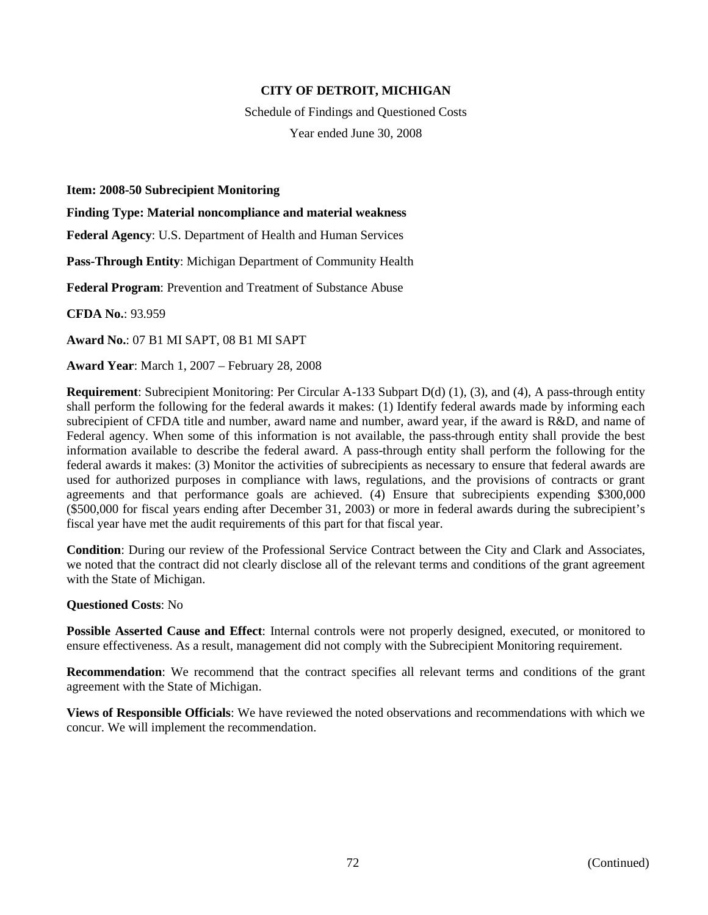**CITY OF DETROIT, MICHIGAN**

Schedule of Findings and Questioned Costs

Year ended June 30, 2008

**Item: 2008-50 Subrecipient Monitoring**

**Finding Type: Material noncompliance and material weakness**

**Federal Agency**: U.S. Department of Health and Human Services

**Pass-Through Entity**: Michigan Department of Community Health

**Federal Program**: Prevention and Treatment of Substance Abuse

**CFDA No.**: 93.959

**Award No.**: 07 B1 MI SAPT, 08 B1 MI SAPT

**Award Year**: March 1, 2007 – February 28, 2008

**Requirement**: Subrecipient Monitoring: Per Circular A-133 Subpart D(d) (1), (3), and (4), A pass-through entity shall perform the following for the federal awards it makes: (1) Identify federal awards made by informing each subrecipient of CFDA title and number, award name and number, award year, if the award is R&D, and name of Federal agency. When some of this information is not available, the pass-through entity shall provide the best information available to describe the federal award. A pass-through entity shall perform the following for the federal awards it makes: (3) Monitor the activities of subrecipients as necessary to ensure that federal awards are used for authorized purposes in compliance with laws, regulations, and the provisions of contracts or grant agreements and that performance goals are achieved. (4) Ensure that subrecipients expending \$300,000 (\$500,000 for fiscal years ending after December 31, 2003) or more in federal awards during the subrecipient's fiscal year have met the audit requirements of this part for that fiscal year.

**Condition**: During our review of the Professional Service Contract between the City and Clark and Associates, we noted that the contract did not clearly disclose all of the relevant terms and conditions of the grant agreement with the State of Michigan.

**Questioned Costs**: No

**Possible Asserted Cause and Effect**: Internal controls were not properly designed, executed, or monitored to ensure effectiveness. As a result, management did not comply with the Subrecipient Monitoring requirement.

**Recommendation**: We recommend that the contract specifies all relevant terms and conditions of the grant agreement with the State of Michigan.

**Views of Responsible Officials**: We have reviewed the noted observations and recommendations with which we concur. We will implement the recommendation.

(Continued)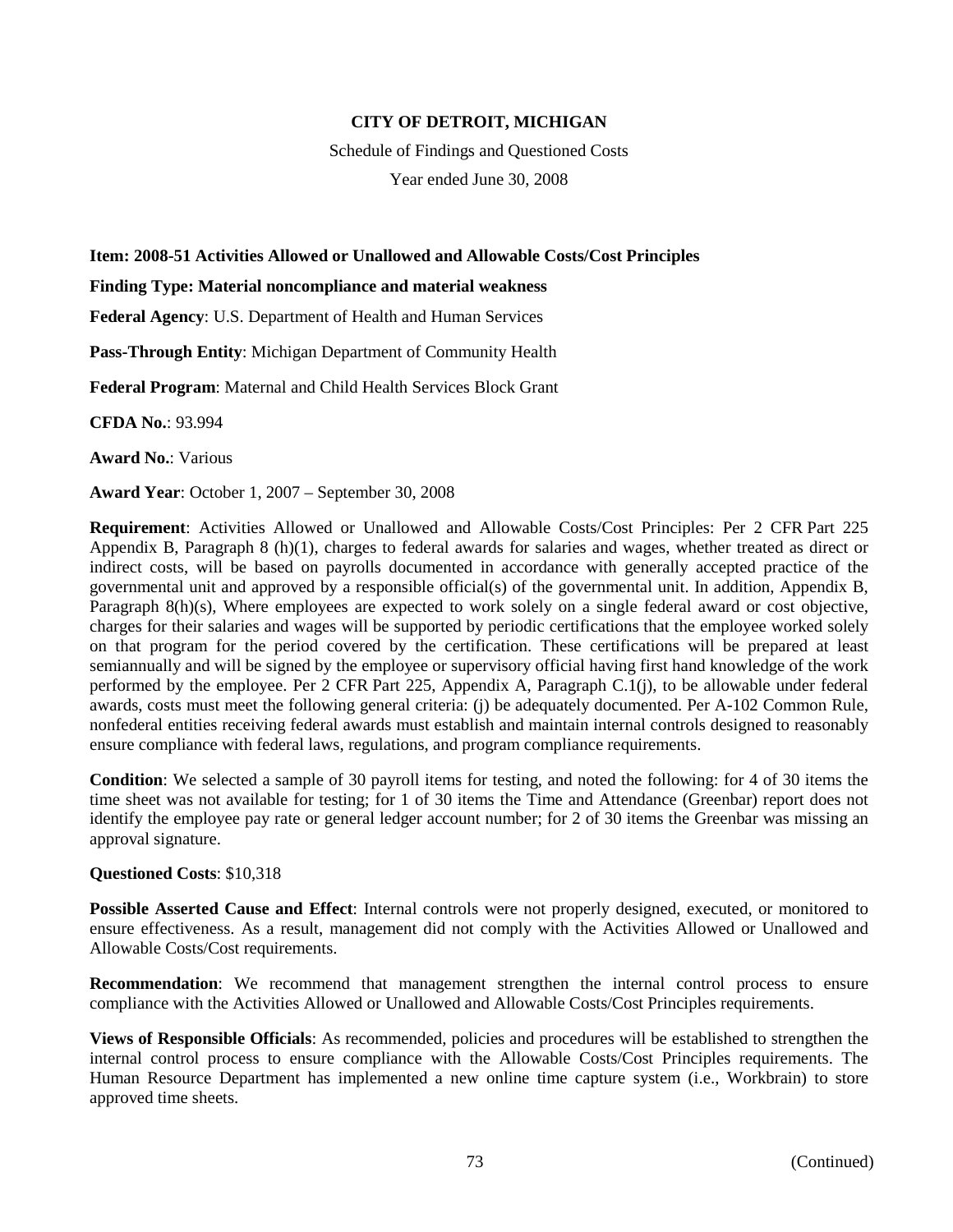**CITY OF DETROIT, MICHIGAN**

Schedule of Findings and Questioned Costs

Year ended June 30, 2008

**Item: 2008-51 Activities Allowed or Unallowed and Allowable Costs/Cost Principles**

**Finding Type: Material noncompliance and material weakness**

**Federal Agency**: U.S. Department of Health and Human Services

**Pass-Through Entity**: Michigan Department of Community Health

**Federal Program**: Maternal and Child Health Services Block Grant

**CFDA No.**: 93.994

**Award No.**: Various

**Award Year**: October 1, 2007 – September 30, 2008

**Requirement**: Activities Allowed or Unallowed and Allowable Costs/Cost Principles: Per 2 CFR Part 225 Appendix B, Paragraph 8 (h)(1), charges to federal awards for salaries and wages, whether treated as direct or indirect costs, will be based on payrolls documented in accordance with generally accepted practice of the governmental unit and approved by a responsible official(s) of the governmental unit. In addition, Appendix B, Paragraph 8(h)(s), Where employees are expected to work solely on a single federal award or cost objective, charges for their salaries and wages will be supported by periodic certifications that the employee worked solely on that program for the period covered by the certification. These certifications will be prepared at least semiannually and will be signed by the employee or supervisory official having first hand knowledge of the work performed by the employee. Per 2 CFR Part 225, Appendix A, Paragraph C.1(j), to be allowable under federal awards, costs must meet the following general criteria: (j) be adequately documented. Per A-102 Common Rule, nonfederal entities receiving federal awards must establish and maintain internal controls designed to reasonably ensure compliance with federal laws, regulations, and program compliance requirements.

**Condition**: We selected a sample of 30 payroll items for testing, and noted the following: for 4 of 30 items the time sheet was not available for testing; for 1 of 30 items the Time and Attendance (Greenbar) report does not identify the employee pay rate or general ledger account number; for 2 of 30 items the Greenbar was missing an approval signature.

**Questioned Costs**: $10,318

**Possible Asserted Cause and Effect**: Internal controls were not properly designed, executed, or monitored to ensure effectiveness. As a result, management did not comply with the Activities Allowed or Unallowed and Allowable Costs/Cost requirements.

**Recommendation**: We recommend that management strengthen the internal control process to ensure compliance with the Activities Allowed or Unallowed and Allowable Costs/Cost Principles requirements.

**Views of Responsible Officials**: As recommended, policies and procedures will be established to strengthen the internal control process to ensure compliance with the Allowable Costs/Cost Principles requirements. The Human Resource Department has implemented a new online time capture system (i.e., Workbrain) to store approved time sheets.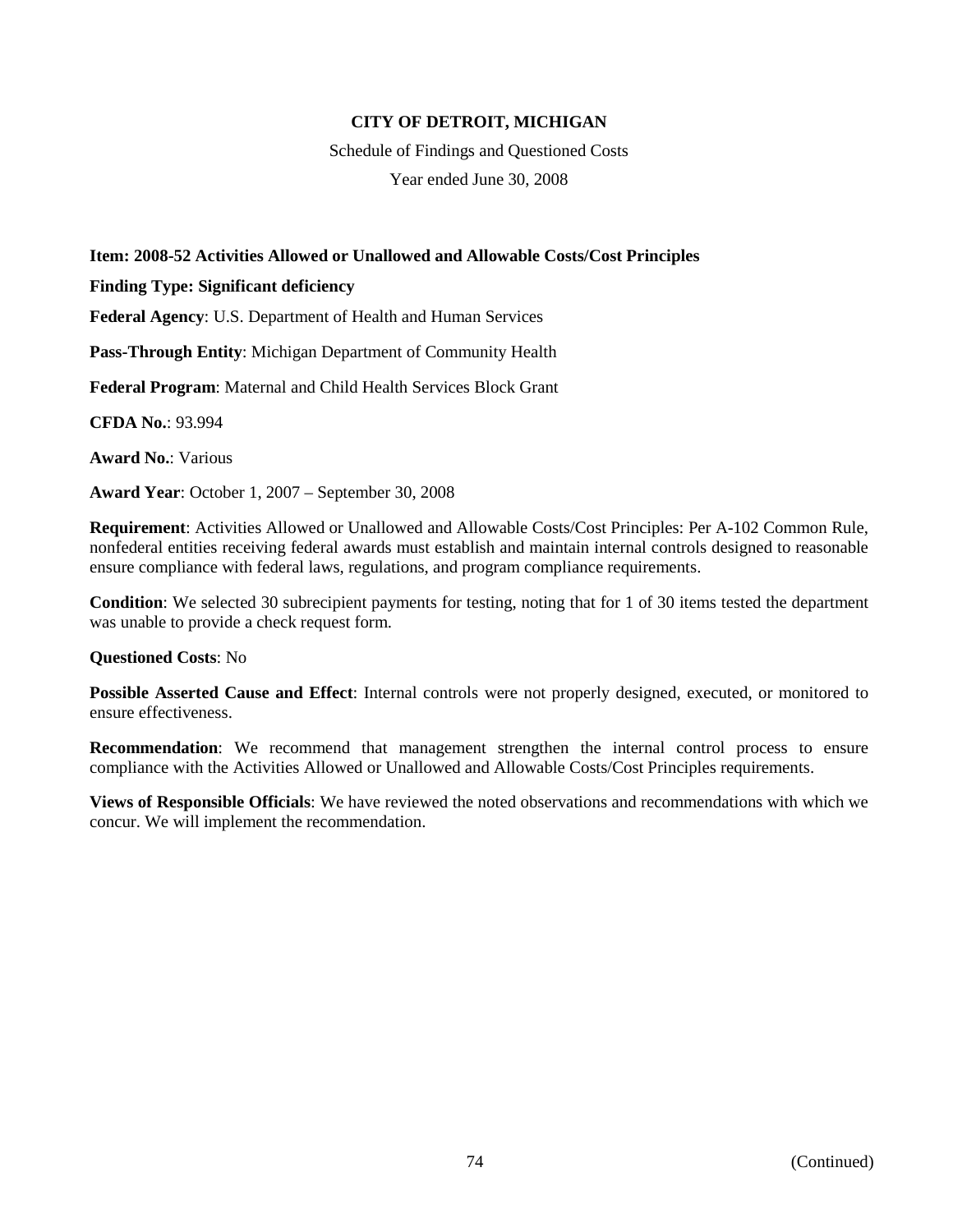**CITY OF DETROIT, MICHIGAN**

Schedule of Findings and Questioned Costs

Year ended June 30, 2008

**Item: 2008-52 Activities Allowed or Unallowed and Allowable Costs/Cost Principles**

**Finding Type: Significant deficiency**

**Federal Agency**: U.S. Department of Health and Human Services

**Pass-Through Entity**: Michigan Department of Community Health

**Federal Program**: Maternal and Child Health Services Block Grant

**CFDA No.**: 93.994

**Award No.**: Various

**Award Year**: October 1, 2007 – September 30, 2008

**Requirement**: Activities Allowed or Unallowed and Allowable Costs/Cost Principles: Per A-102 Common Rule, nonfederal entities receiving federal awards must establish and maintain internal controls designed to reasonable ensure compliance with federal laws, regulations, and program compliance requirements.

**Condition**: We selected 30 subrecipient payments for testing, noting that for 1 of 30 items tested the department was unable to provide a check request form.

**Questioned Costs**: No

**Possible Asserted Cause and Effect**: Internal controls were not properly designed, executed, or monitored to ensure effectiveness.

**Recommendation**: We recommend that management strengthen the internal control process to ensure compliance with the Activities Allowed or Unallowed and Allowable Costs/Cost Principles requirements.

**Views of Responsible Officials**: We have reviewed the noted observations and recommendations with which we concur. We will implement the recommendation.

(Continued)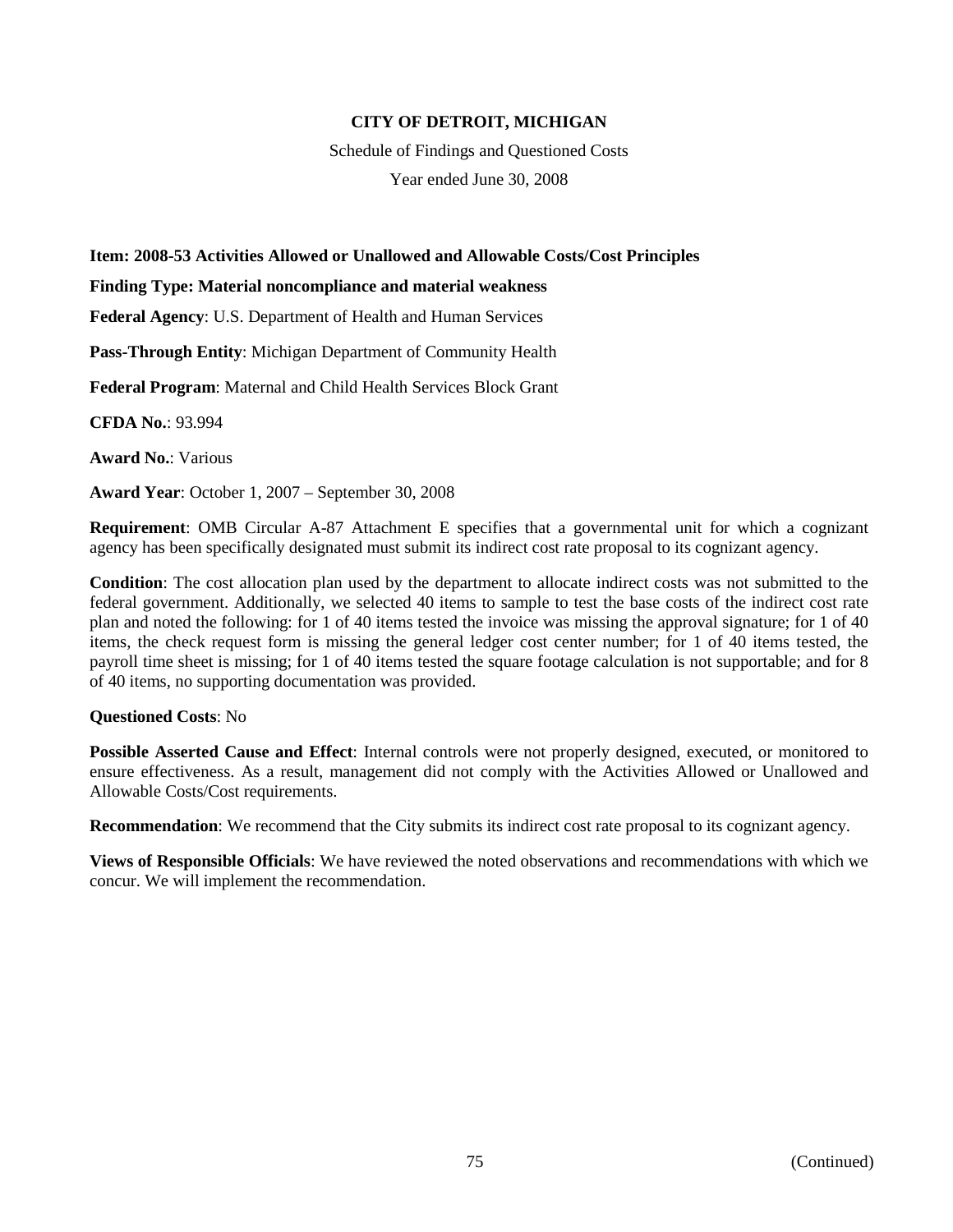**CITY OF DETROIT, MICHIGAN**

Schedule of Findings and Questioned Costs

Year ended June 30, 2008

**Item: 2008-53 Activities Allowed or Unallowed and Allowable Costs/Cost Principles**

**Finding Type: Material noncompliance and material weakness**

**Federal Agency**: U.S. Department of Health and Human Services

**Pass-Through Entity**: Michigan Department of Community Health

**Federal Program**: Maternal and Child Health Services Block Grant

**CFDA No.**: 93.994

**Award No.**: Various

**Award Year**: October 1, 2007 – September 30, 2008

**Requirement**: OMB Circular A-87 Attachment E specifies that a governmental unit for which a cognizant agency has been specifically designated must submit its indirect cost rate proposal to its cognizant agency.

**Condition**: The cost allocation plan used by the department to allocate indirect costs was not submitted to the federal government. Additionally, we selected 40 items to sample to test the base costs of the indirect cost rate plan and noted the following: for 1 of 40 items tested the invoice was missing the approval signature; for 1 of 40 items, the check request form is missing the general ledger cost center number; for 1 of 40 items tested, the payroll time sheet is missing; for 1 of 40 items tested the square footage calculation is not supportable; and for 8 of 40 items, no supporting documentation was provided.

**Questioned Costs**: No

**Possible Asserted Cause and Effect**: Internal controls were not properly designed, executed, or monitored to ensure effectiveness. As a result, management did not comply with the Activities Allowed or Unallowed and Allowable Costs/Cost requirements.

**Recommendation**: We recommend that the City submits its indirect cost rate proposal to its cognizant agency.

**Views of Responsible Officials**: We have reviewed the noted observations and recommendations with which we concur. We will implement the recommendation.

(Continued)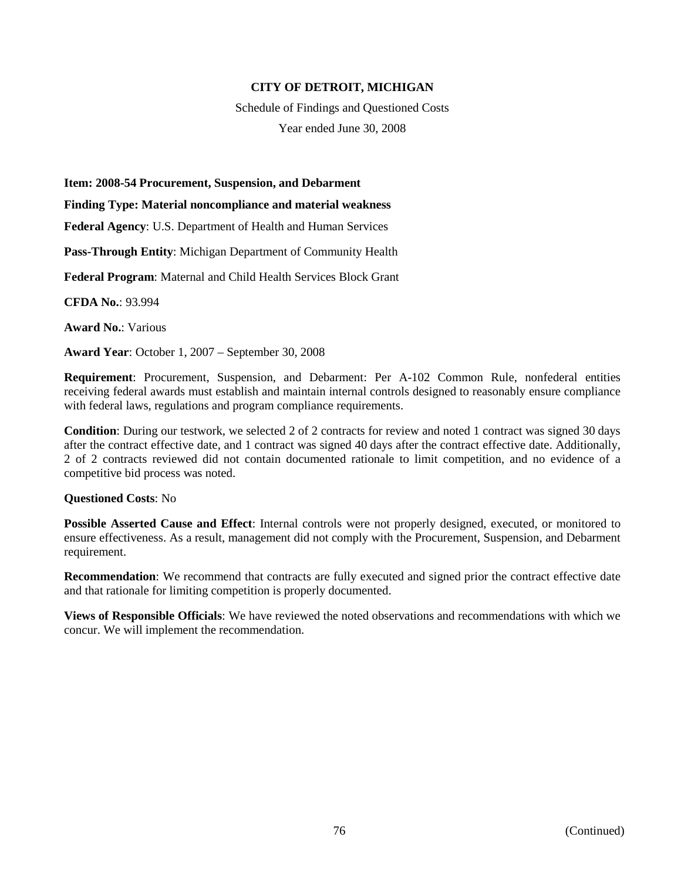**CITY OF DETROIT, MICHIGAN**

Schedule of Findings and Questioned Costs

Year ended June 30, 2008

**Item: 2008-54 Procurement, Suspension, and Debarment**

**Finding Type: Material noncompliance and material weakness**

**Federal Agency**: U.S. Department of Health and Human Services

**Pass-Through Entity**: Michigan Department of Community Health

**Federal Program**: Maternal and Child Health Services Block Grant

**CFDA No.**: 93.994

**Award No.**: Various

**Award Year**: October 1, 2007 – September 30, 2008

**Requirement**: Procurement, Suspension, and Debarment: Per A-102 Common Rule, nonfederal entities receiving federal awards must establish and maintain internal controls designed to reasonably ensure compliance with federal laws, regulations and program compliance requirements.

**Condition**: During our testwork, we selected 2 of 2 contracts for review and noted 1 contract was signed 30 days after the contract effective date, and 1 contract was signed 40 days after the contract effective date. Additionally, 2 of 2 contracts reviewed did not contain documented rationale to limit competition, and no evidence of a competitive bid process was noted.

**Questioned Costs**: No

**Possible Asserted Cause and Effect**: Internal controls were not properly designed, executed, or monitored to ensure effectiveness. As a result, management did not comply with the Procurement, Suspension, and Debarment requirement.

**Recommendation**: We recommend that contracts are fully executed and signed prior the contract effective date and that rationale for limiting competition is properly documented.

**Views of Responsible Officials**: We have reviewed the noted observations and recommendations with which we concur. We will implement the recommendation.

(Continued)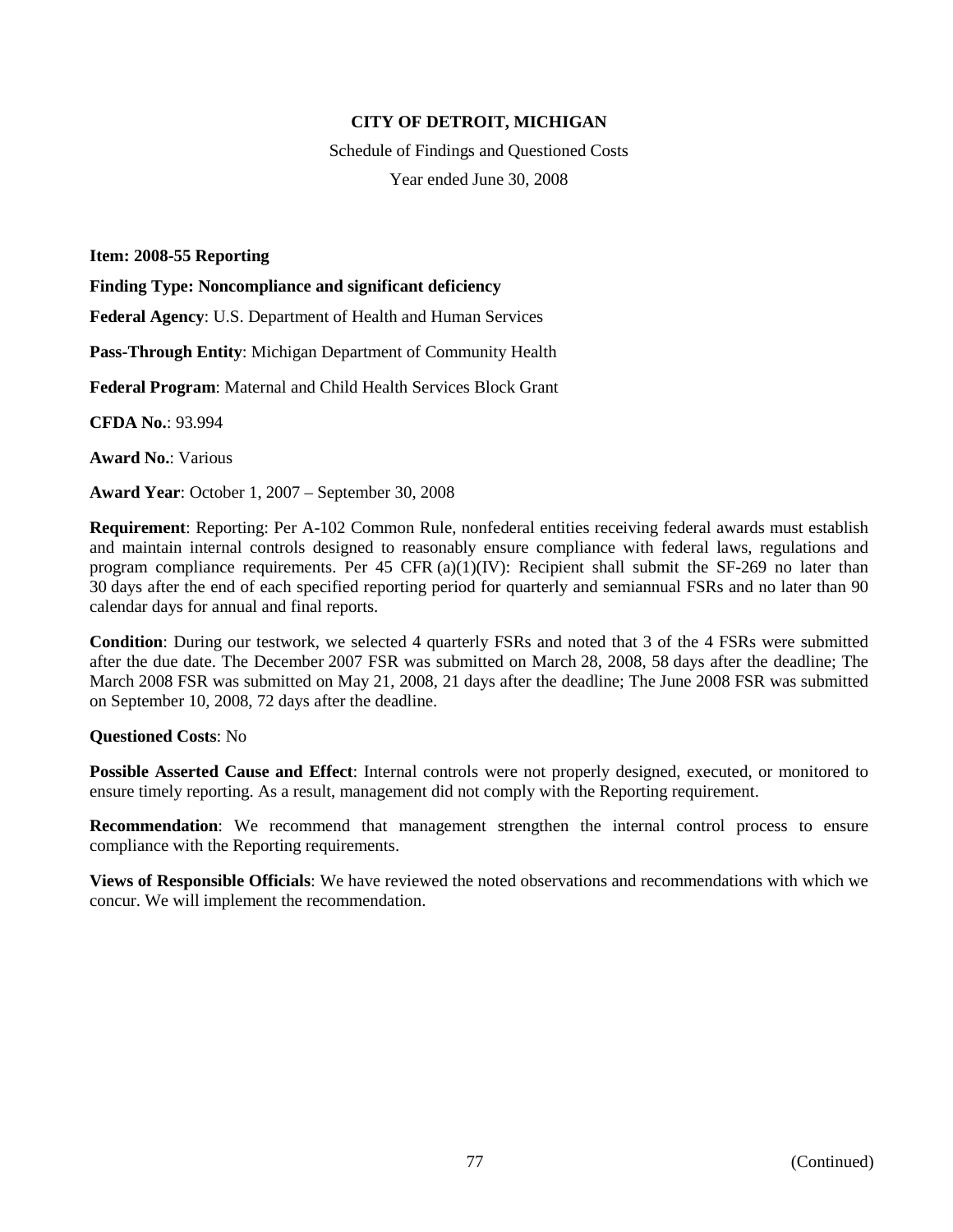**CITY OF DETROIT, MICHIGAN**

Schedule of Findings and Questioned Costs

Year ended June 30, 2008

**Item: 2008-55 Reporting**

**Finding Type: Noncompliance and significant deficiency**

**Federal Agency**: U.S. Department of Health and Human Services

**Pass-Through Entity**: Michigan Department of Community Health

**Federal Program**: Maternal and Child Health Services Block Grant

**CFDA No.**: 93.994

**Award No.**: Various

**Award Year**: October 1, 2007 – September 30, 2008

**Requirement**: Reporting: Per A-102 Common Rule, nonfederal entities receiving federal awards must establish and maintain internal controls designed to reasonably ensure compliance with federal laws, regulations and program compliance requirements. Per 45 CFR (a)(1)(IV): Recipient shall submit the SF-269 no later than 30 days after the end of each specified reporting period for quarterly and semiannual FSRs and no later than 90 calendar days for annual and final reports.

**Condition**: During our testwork, we selected 4 quarterly FSRs and noted that 3 of the 4 FSRs were submitted after the due date. The December 2007 FSR was submitted on March 28, 2008, 58 days after the deadline; The March 2008 FSR was submitted on May 21, 2008, 21 days after the deadline; The June 2008 FSR was submitted on September 10, 2008, 72 days after the deadline.

**Questioned Costs**: No

**Possible Asserted Cause and Effect**: Internal controls were not properly designed, executed, or monitored to ensure timely reporting. As a result, management did not comply with the Reporting requirement.

**Recommendation**: We recommend that management strengthen the internal control process to ensure compliance with the Reporting requirements.

**Views of Responsible Officials**: We have reviewed the noted observations and recommendations with which we concur. We will implement the recommendation.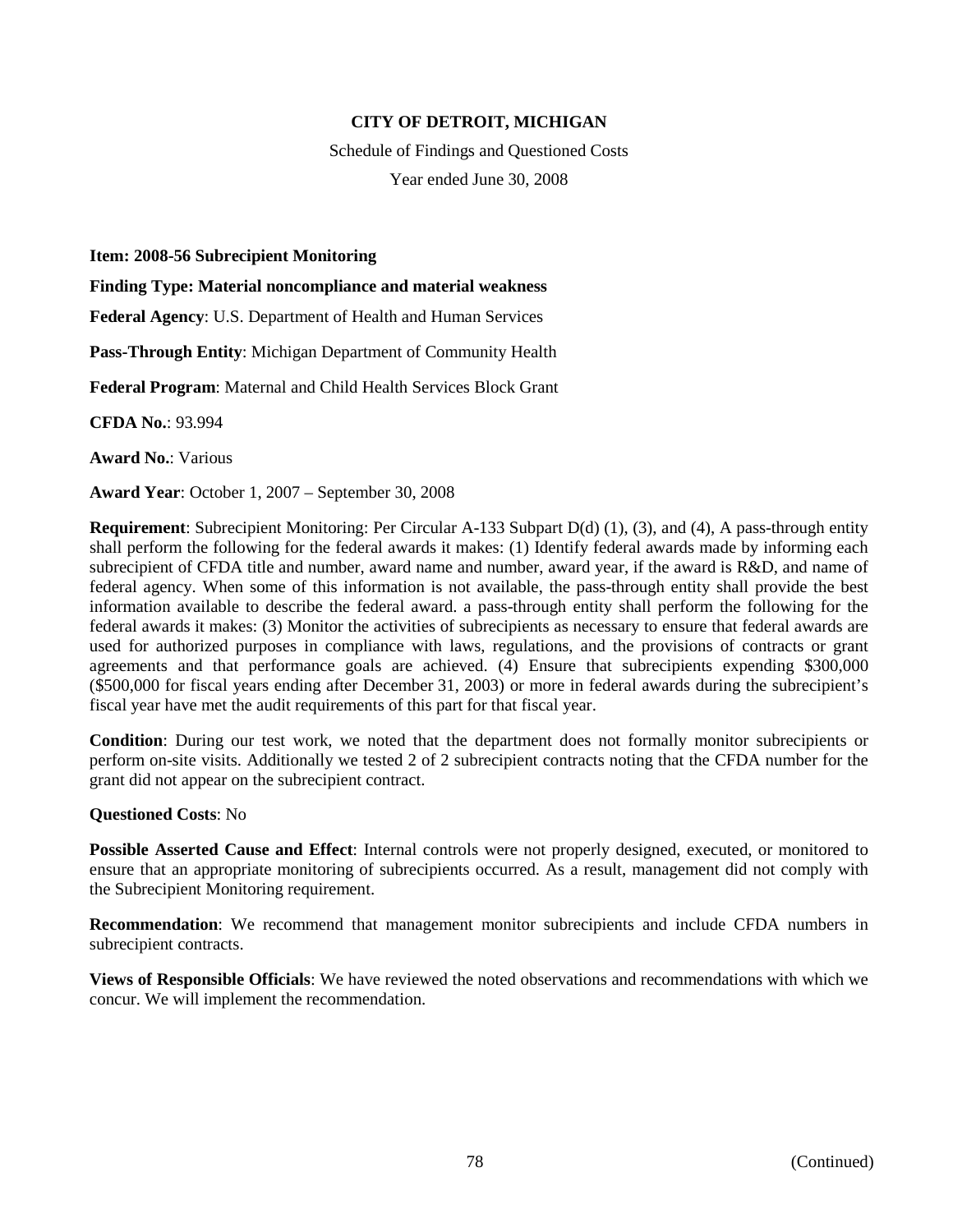**CITY OF DETROIT, MICHIGAN**

Schedule of Findings and Questioned Costs

Year ended June 30, 2008

**Item: 2008-56 Subrecipient Monitoring**

**Finding Type: Material noncompliance and material weakness**

**Federal Agency**: U.S. Department of Health and Human Services

**Pass-Through Entity**: Michigan Department of Community Health

**Federal Program**: Maternal and Child Health Services Block Grant

**CFDA No.**: 93.994

**Award No.**: Various

**Award Year**: October 1, 2007 – September 30, 2008

**Requirement**: Subrecipient Monitoring: Per Circular A-133 Subpart D(d) (1), (3), and (4), A pass-through entity shall perform the following for the federal awards it makes: (1) Identify federal awards made by informing each subrecipient of CFDA title and number, award name and number, award year, if the award is R&D, and name of federal agency. When some of this information is not available, the pass-through entity shall provide the best information available to describe the federal award. a pass-through entity shall perform the following for the federal awards it makes: (3) Monitor the activities of subrecipients as necessary to ensure that federal awards are used for authorized purposes in compliance with laws, regulations, and the provisions of contracts or grant agreements and that performance goals are achieved. (4) Ensure that subrecipients expending $300,000 ($500,000 for fiscal years ending after December 31, 2003) or more in federal awards during the subrecipient's fiscal year have met the audit requirements of this part for that fiscal year.

**Condition**: During our test work, we noted that the department does not formally monitor subrecipients or perform on-site visits. Additionally we tested 2 of 2 subrecipient contracts noting that the CFDA number for the grant did not appear on the subrecipient contract.

**Questioned Costs**: No

**Possible Asserted Cause and Effect**: Internal controls were not properly designed, executed, or monitored to ensure that an appropriate monitoring of subrecipients occurred. As a result, management did not comply with the Subrecipient Monitoring requirement.

**Recommendation**: We recommend that management monitor subrecipients and include CFDA numbers in subrecipient contracts.

**Views of Responsible Officials**: We have reviewed the noted observations and recommendations with which we concur. We will implement the recommendation.

(Continued)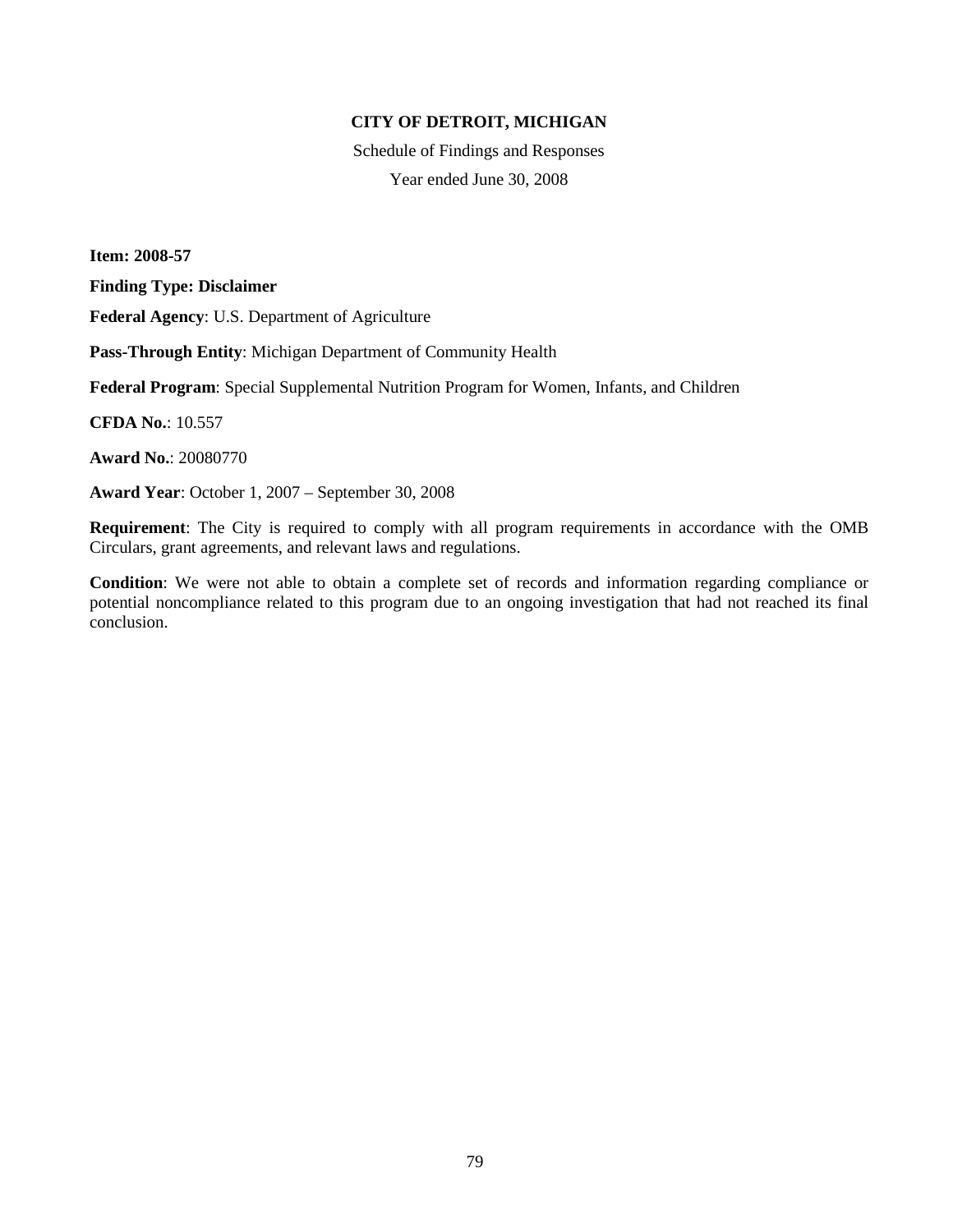**CITY OF DETROIT, MICHIGAN**

Schedule of Findings and Responses

Year ended June 30, 2008

**Item: 2008-57**

**Finding Type: Disclaimer**

**Federal Agency**: U.S. Department of Agriculture

**Pass-Through Entity**: Michigan Department of Community Health

**Federal Program**: Special Supplemental Nutrition Program for Women, Infants, and Children

**CFDA No.**: 10.557

**Award No.**: 20080770

**Award Year**: October 1, 2007 – September 30, 2008

**Requirement**: The City is required to comply with all program requirements in accordance with the OMB Circulars, grant agreements, and relevant laws and regulations.

**Condition**: We were not able to obtain a complete set of records and information regarding compliance or potential noncompliance related to this program due to an ongoing investigation that had not reached its final conclusion.